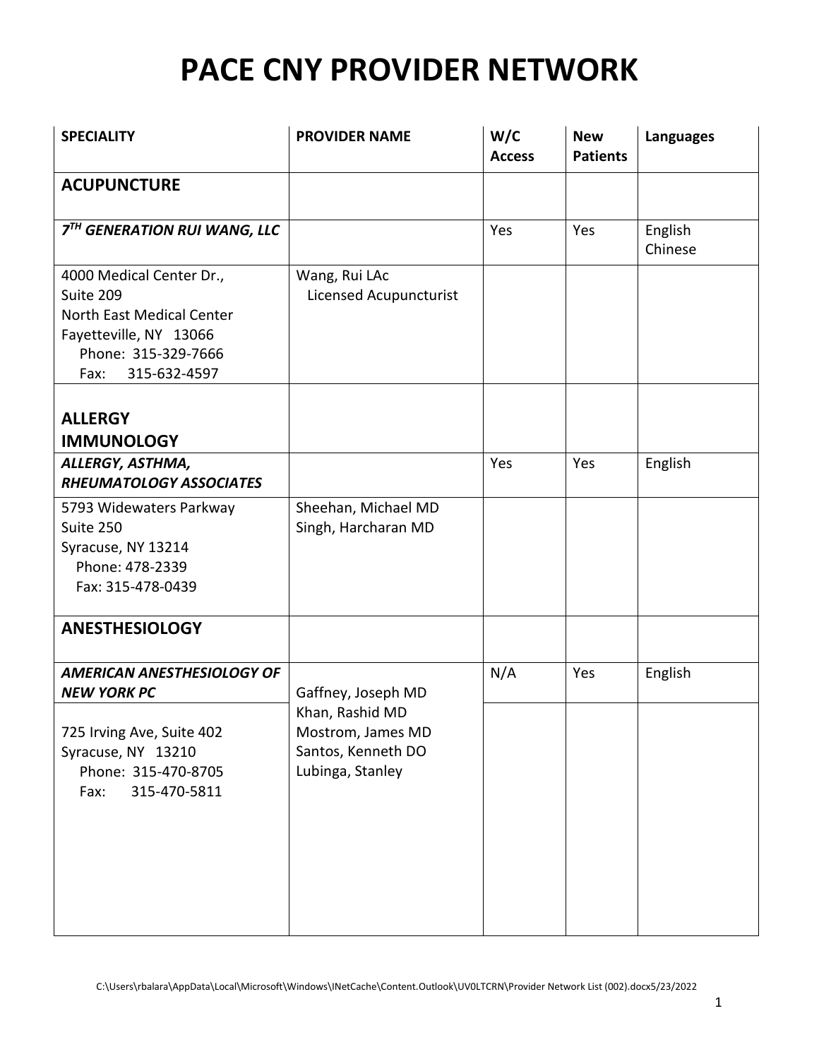# PACE CNY PROVIDER NETWORK

| SPECIALITY | PROVIDER NAME | W/C Access | New Patients | Languages |
|---|---|---|---|---|
| **ACUPUNCTURE** | | | | |
| ***7TH GENERATION RUI WANG, LLC*** | | Yes | Yes | English<br>Chinese |
| 4000 Medical Center Dr.,<br>Suite 209<br>North East Medical Center<br>Fayetteville, NY 13066<br>Phone: 315-329-7666<br>Fax: 315-632-4597 | Wang, Rui LAc<br>Licensed Acupuncturist | | | |
| **ALLERGY IMMUNOLOGY** | | | | |
| ***ALLERGY, ASTHMA, RHEUMATOLOGY ASSOCIATES*** | | Yes | Yes | English |
| 5793 Widewaters Parkway<br>Suite 250<br>Syracuse, NY 13214<br>Phone: 478-2339<br>Fax: 315-478-0439 | Sheehan, Michael MD<br>Singh, Harcharan MD | | | |
| **ANESTHESIOLOGY** | | | | |
| ***AMERICAN ANESTHESIOLOGY OF NEW YORK PC*** | Gaffney, Joseph MD<br>Khan, Rashid MD<br>Mostrom, James MD<br>Santos, Kenneth DO<br>Lubinga, Stanley | N/A | Yes | English |
| 725 Irving Ave, Suite 402<br>Syracuse, NY 13210<br>Phone: 315-470-8705<br>Fax: 315-470-5811 | | | | |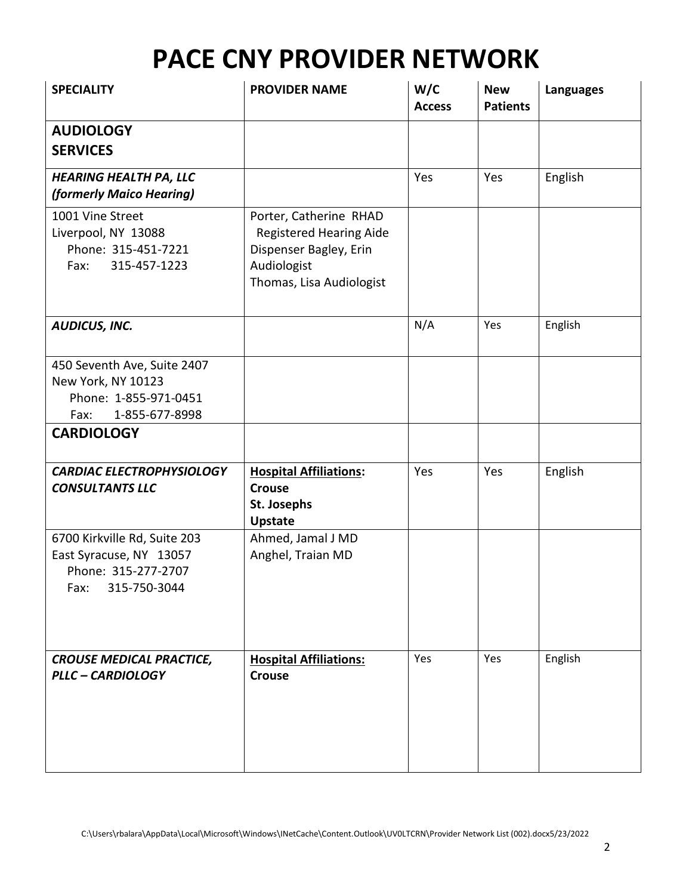# PACE CNY PROVIDER NETWORK

| SPECIALITY | PROVIDER NAME | W/C Access | New Patients | Languages |
|---|---|---|---|---|
| **AUDIOLOGY SERVICES** | | | | |
| ***HEARING HEALTH PA, LLC (formerly Maico Hearing)*** | | Yes | Yes | English |
| 1001 Vine Street<br>Liverpool, NY 13088<br>Phone: 315-451-7221<br>Fax: 315-457-1223 | Porter, Catherine RHAD Registered Hearing Aide Dispenser Bagley, Erin Audiologist<br>Thomas, Lisa Audiologist | | | |
| ***AUDICUS, INC.*** | | N/A | Yes | English |
| 450 Seventh Ave, Suite 2407<br>New York, NY 10123<br>Phone: 1-855-971-0451<br>Fax: 1-855-677-8998 | | | | |
| **CARDIOLOGY** | | | | |
| ***CARDIAC ELECTROPHYSIOLOGY CONSULTANTS LLC*** | **Hospital Affiliations:**<br>**Crouse**<br>**St. Josephs**<br>**Upstate** | Yes | Yes | English |
| 6700 Kirkville Rd, Suite 203<br>East Syracuse, NY 13057<br>Phone: 315-277-2707<br>Fax: 315-750-3044 | Ahmed, Jamal J MD<br>Anghel, Traian MD | | | |
| ***CROUSE MEDICAL PRACTICE, PLLC – CARDIOLOGY*** | **Hospital Affiliations:**<br>**Crouse** | Yes | Yes | English |

C:\Users\rbalara\AppData\Local\Microsoft\Windows\INetCache\Content.Outlook\UV0LTCRN\Provider Network List (002).docx5/23/2022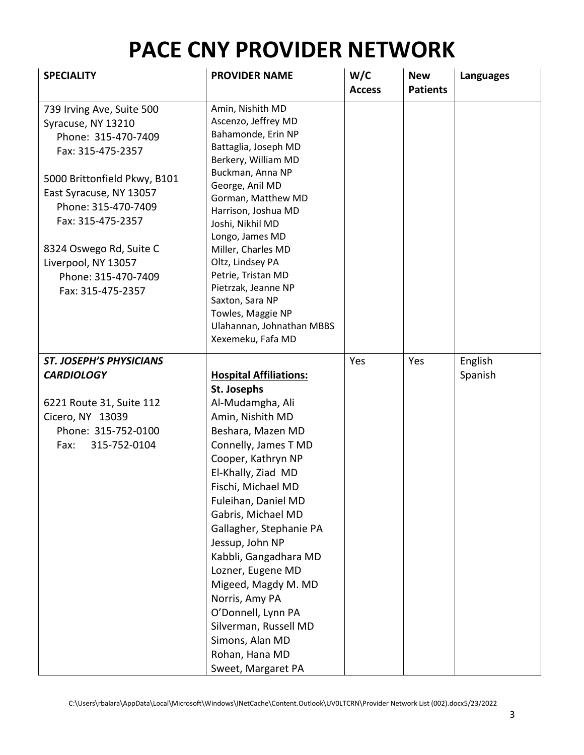# PACE CNY PROVIDER NETWORK

| SPECIALITY | PROVIDER NAME | W/C Access | New Patients | Languages |
|---|---|---|---|---|
| 739 Irving Ave, Suite 500<br>Syracuse, NY 13210<br>Phone: 315-470-7409<br>Fax: 315-475-2357<br><br>5000 Brittonfield Pkwy, B101<br>East Syracuse, NY 13057<br>Phone: 315-470-7409<br>Fax: 315-475-2357<br><br>8324 Oswego Rd, Suite C<br>Liverpool, NY 13057<br>Phone: 315-470-7409<br>Fax: 315-475-2357 | Amin, Nishith MD<br>Ascenzo, Jeffrey MD<br>Bahamonde, Erin NP<br>Battaglia, Joseph MD<br>Berkery, William MD<br>Buckman, Anna NP<br>George, Anil MD<br>Gorman, Matthew MD<br>Harrison, Joshua MD<br>Joshi, Nikhil MD<br>Longo, James MD<br>Miller, Charles MD<br>Oltz, Lindsey PA<br>Petrie, Tristan MD<br>Pietrzak, Jeanne NP<br>Saxton, Sara NP<br>Towles, Maggie NP<br>Ulahannan, Johnathan MBBS<br>Xexemeku, Fafa MD | | | |
| ***ST. JOSEPH'S PHYSICIANS CARDIOLOGY***<br><br>6221 Route 31, Suite 112<br>Cicero, NY 13039<br>Phone: 315-752-0100<br>Fax: 315-752-0104 | **Hospital Affiliations:**<br>**St. Josephs**<br>Al-Mudamgha, Ali<br>Amin, Nishith MD<br>Beshara, Mazen MD<br>Connelly, James T MD<br>Cooper, Kathryn NP<br>El-Khally, Ziad MD<br>Fischi, Michael MD<br>Fuleihan, Daniel MD<br>Gabris, Michael MD<br>Gallagher, Stephanie PA<br>Jessup, John NP<br>Kabbli, Gangadhara MD<br>Lozner, Eugene MD<br>Migeed, Magdy M. MD<br>Norris, Amy PA<br>O'Donnell, Lynn PA<br>Silverman, Russell MD<br>Simons, Alan MD<br>Rohan, Hana MD<br>Sweet, Margaret PA | Yes | Yes | English<br>Spanish |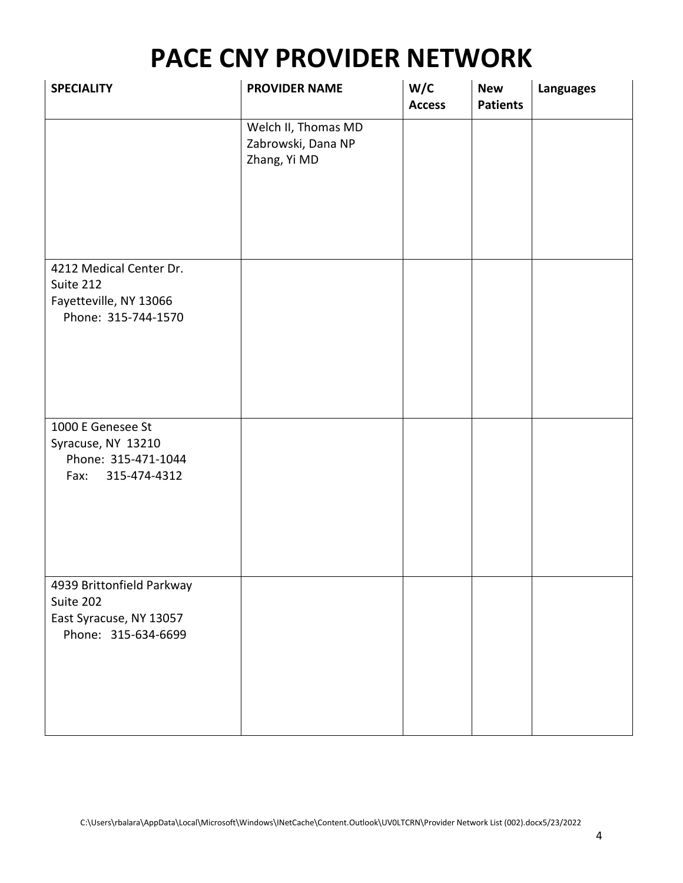# PACE CNY PROVIDER NETWORK

| SPECIALITY | PROVIDER NAME | W/C Access | New Patients | Languages |
|---|---|---|---|---|
| | Welch II, Thomas MD<br>Zabrowski, Dana NP<br>Zhang, Yi MD | | | |
| 4212 Medical Center Dr.<br>Suite 212<br>Fayetteville, NY 13066<br>Phone: 315-744-1570 | | | | |
| 1000 E Genesee St<br>Syracuse, NY 13210<br>Phone: 315-471-1044<br>Fax: 315-474-4312 | | | | |
| 4939 Brittonfield Parkway<br>Suite 202<br>East Syracuse, NY 13057<br>Phone: 315-634-6699 | | | | |

C:\Users\rbalara\AppData\Local\Microsoft\Windows\INetCache\Content.Outlook\UV0LTCRN\Provider Network List (002).docx5/23/2022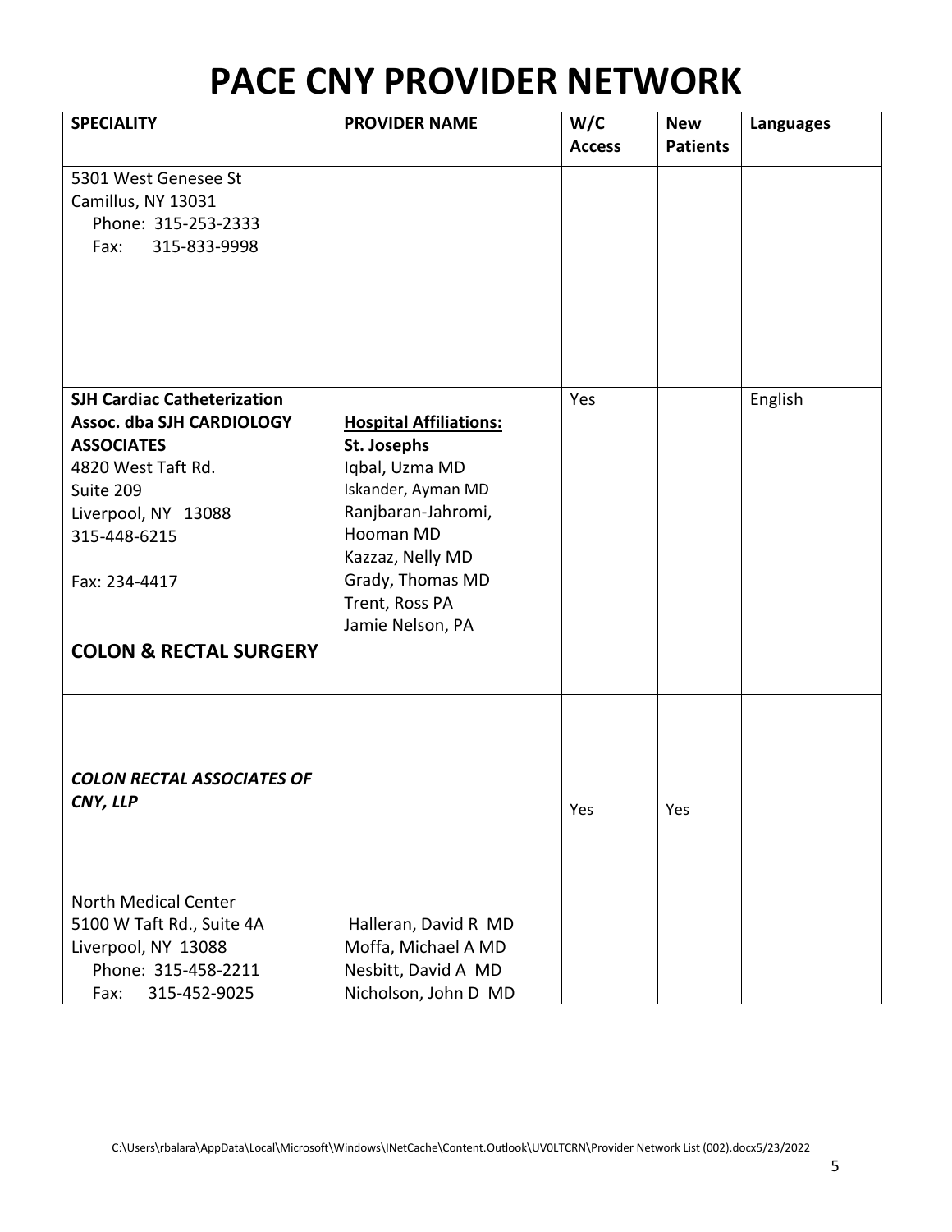# PACE CNY PROVIDER NETWORK

| SPECIALITY | PROVIDER NAME | W/C Access | New Patients | Languages |
|---|---|---|---|---|
| 5301 West Genesee St<br>Camillus, NY 13031<br>Phone: 315-253-2333<br>Fax: 315-833-9998 | | | | |
| **SJH Cardiac Catheterization Assoc. dba SJH CARDIOLOGY ASSOCIATES**<br>4820 West Taft Rd.<br>Suite 209<br>Liverpool, NY 13088<br>315-448-6215<br><br>Fax: 234-4417 | **Hospital Affiliations:**<br>**St. Josephs**<br>Iqbal, Uzma MD<br>Iskander, Ayman MD<br>Ranjbaran-Jahromi, Hooman MD<br>Kazzaz, Nelly MD<br>Grady, Thomas MD<br>Trent, Ross PA<br>Jamie Nelson, PA | Yes | | English |
| **COLON & RECTAL SURGERY** | | | | |
| ***COLON RECTAL ASSOCIATES OF CNY, LLP*** | | Yes | Yes | |
| | | | | |
| North Medical Center<br>5100 W Taft Rd., Suite 4A<br>Liverpool, NY 13088<br>Phone: 315-458-2211<br>Fax: 315-452-9025 | Halleran, David R MD<br>Moffa, Michael A MD<br>Nesbitt, David A MD<br>Nicholson, John D MD | | | |

C:\Users\rbalara\AppData\Local\Microsoft\Windows\INetCache\Content.Outlook\UV0LTCRN\Provider Network List (002).docx5/23/2022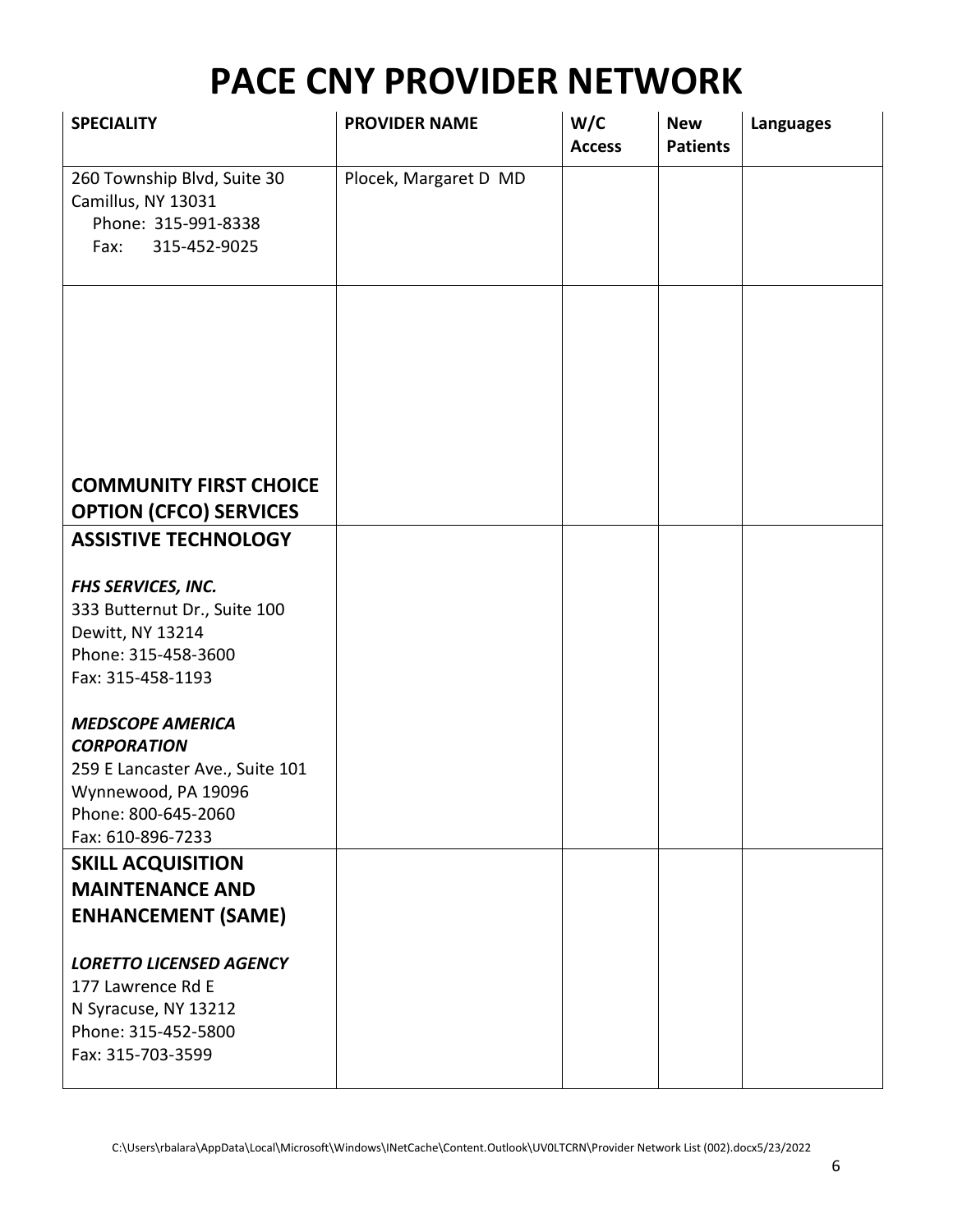# PACE CNY PROVIDER NETWORK

| SPECIALITY | PROVIDER NAME | W/C Access | New Patients | Languages |
|---|---|---|---|---|
| 260 Township Blvd, Suite 30<br>Camillus, NY 13031<br>Phone: 315-991-8338<br>Fax: 315-452-9025 | Plocek, Margaret D MD | | | |
| **COMMUNITY FIRST CHOICE OPTION (CFCO) SERVICES** | | | | |
| **ASSISTIVE TECHNOLOGY**<br><br>***FHS SERVICES, INC.***<br>333 Butternut Dr., Suite 100<br>Dewitt, NY 13214<br>Phone: 315-458-3600<br>Fax: 315-458-1193<br><br>***MEDSCOPE AMERICA CORPORATION***<br>259 E Lancaster Ave., Suite 101<br>Wynnewood, PA 19096<br>Phone: 800-645-2060<br>Fax: 610-896-7233 | | | | |
| **SKILL ACQUISITION MAINTENANCE AND ENHANCEMENT (SAME)**<br><br>***LORETTO LICENSED AGENCY***<br>177 Lawrence Rd E<br>N Syracuse, NY 13212<br>Phone: 315-452-5800<br>Fax: 315-703-3599 | | | | |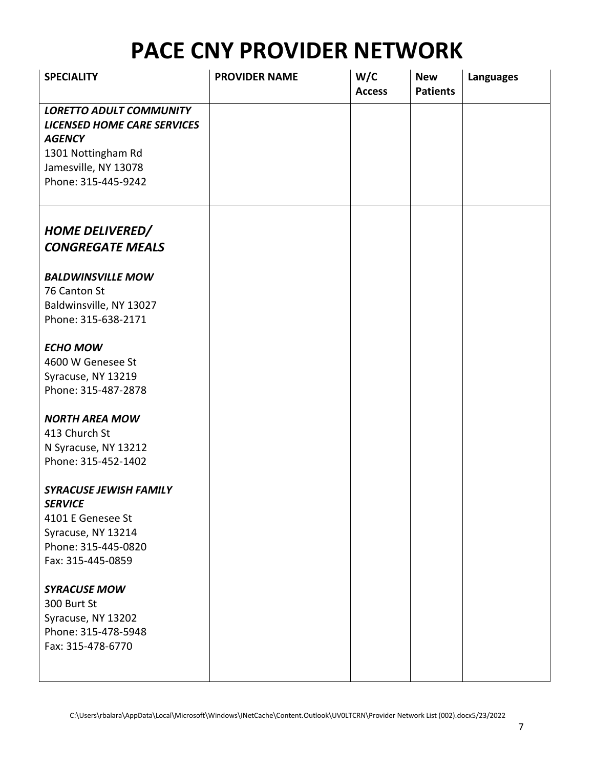# PACE CNY PROVIDER NETWORK

| SPECIALITY | PROVIDER NAME | W/C Access | New Patients | Languages |
|---|---|---|---|---|
| ***LORETTO ADULT COMMUNITY LICENSED HOME CARE SERVICES AGENCY***<br>1301 Nottingham Rd<br>Jamesville, NY 13078<br>Phone: 315-445-9242 | | | | |
| ***HOME DELIVERED/ CONGREGATE MEALS***<br><br>***BALDWINSVILLE MOW***<br>76 Canton St<br>Baldwinsville, NY 13027<br>Phone: 315-638-2171<br><br>***ECHO MOW***<br>4600 W Genesee St<br>Syracuse, NY 13219<br>Phone: 315-487-2878<br><br>***NORTH AREA MOW***<br>413 Church St<br>N Syracuse, NY 13212<br>Phone: 315-452-1402<br><br>***SYRACUSE JEWISH FAMILY SERVICE***<br>4101 E Genesee St<br>Syracuse, NY 13214<br>Phone: 315-445-0820<br>Fax: 315-445-0859<br><br>***SYRACUSE MOW***<br>300 Burt St<br>Syracuse, NY 13202<br>Phone: 315-478-5948<br>Fax: 315-478-6770 | | | | |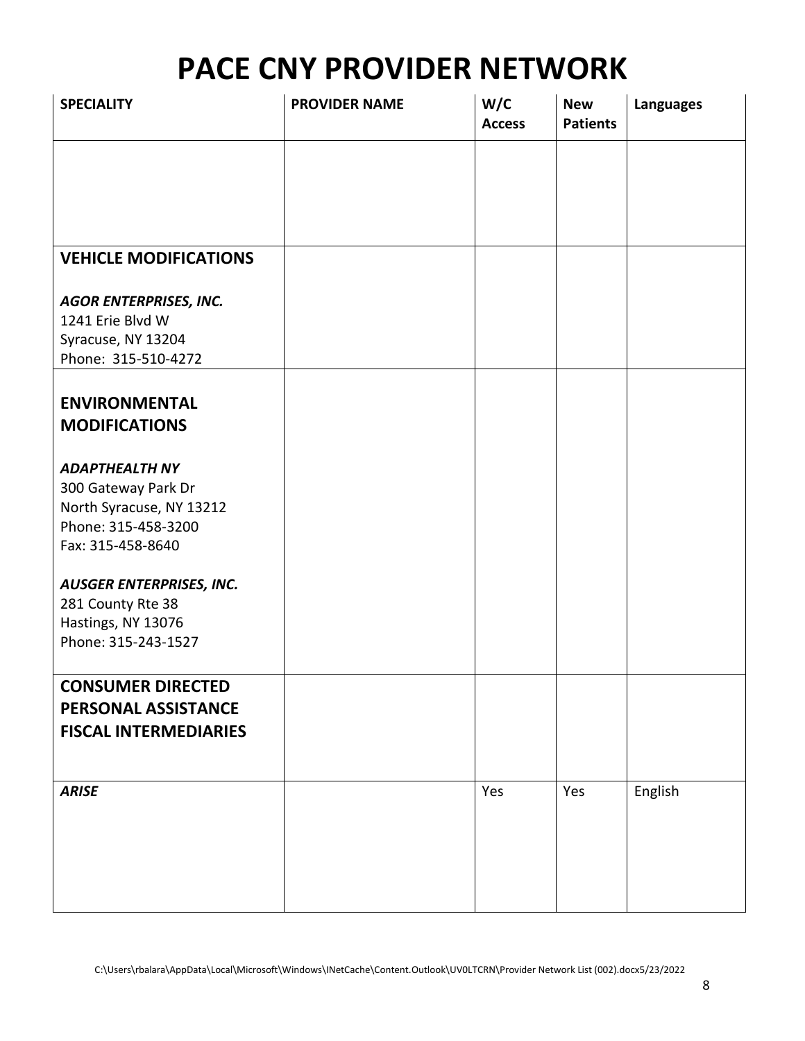# PACE CNY PROVIDER NETWORK

| SPECIALITY | PROVIDER NAME | W/C Access | New Patients | Languages |
|---|---|---|---|---|
| | | | | |
| **VEHICLE MODIFICATIONS**<br><br>***AGOR ENTERPRISES, INC.***<br>1241 Erie Blvd W<br>Syracuse, NY 13204<br>Phone: 315-510-4272 | | | | |
| **ENVIRONMENTAL MODIFICATIONS**<br><br>***ADAPTHEALTH NY***<br>300 Gateway Park Dr<br>North Syracuse, NY 13212<br>Phone: 315-458-3200<br>Fax: 315-458-8640<br><br>***AUSGER ENTERPRISES, INC.***<br>281 County Rte 38<br>Hastings, NY 13076<br>Phone: 315-243-1527 | | | | |
| **CONSUMER DIRECTED PERSONAL ASSISTANCE FISCAL INTERMEDIARIES** | | | | |
| ***ARISE*** | | Yes | Yes | English |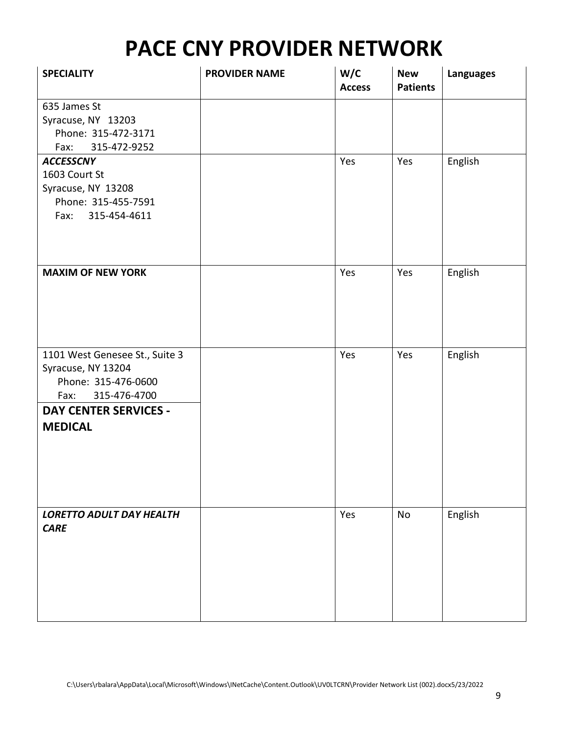# PACE CNY PROVIDER NETWORK

| SPECIALITY | PROVIDER NAME | W/C Access | New Patients | Languages |
|---|---|---|---|---|
| 635 James St<br>Syracuse, NY 13203<br>Phone: 315-472-3171<br>Fax: 315-472-9252 | | | | |
| ***ACCESSCNY***<br>1603 Court St<br>Syracuse, NY 13208<br>Phone: 315-455-7591<br>Fax: 315-454-4611 | | Yes | Yes | English |
| **MAXIM OF NEW YORK** | | Yes | Yes | English |
| 1101 West Genesee St., Suite 3<br>Syracuse, NY 13204<br>Phone: 315-476-0600<br>Fax: 315-476-4700<br>**DAY CENTER SERVICES - MEDICAL** | | Yes | Yes | English |
| ***LORETTO ADULT DAY HEALTH CARE*** | | Yes | No | English |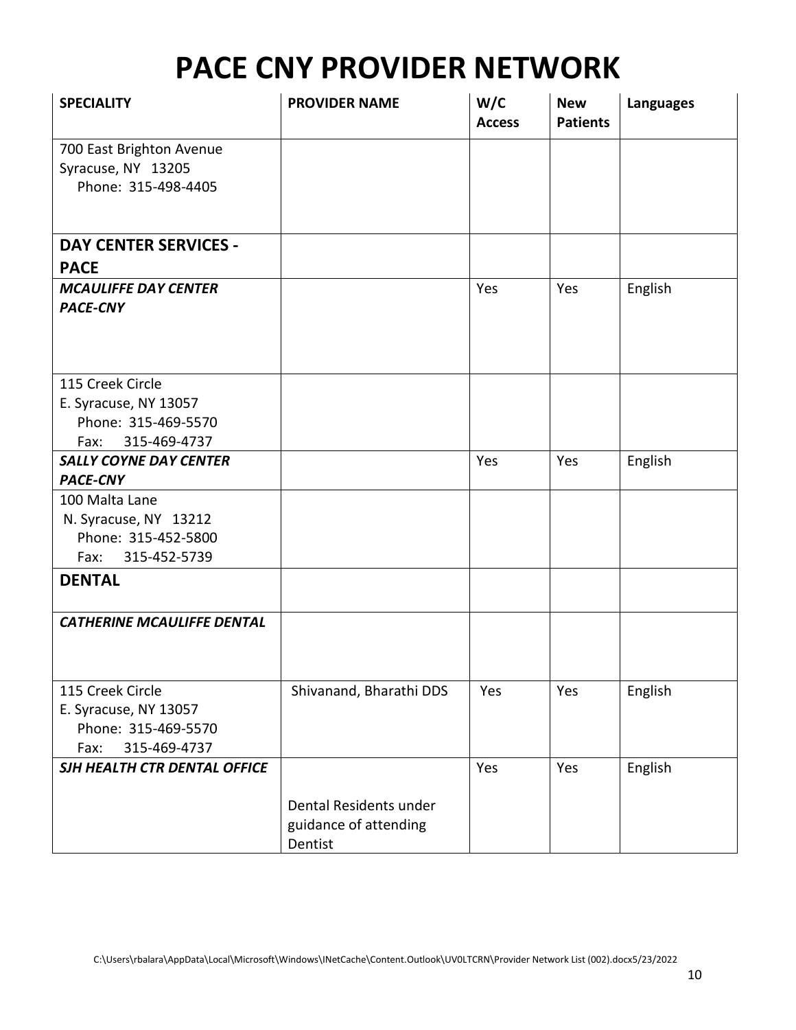# PACE CNY PROVIDER NETWORK

| SPECIALITY | PROVIDER NAME | W/C Access | New Patients | Languages |
|---|---|---|---|---|
| 700 East Brighton Avenue<br>Syracuse, NY 13205<br>Phone: 315-498-4405 | | | | |
| **DAY CENTER SERVICES - PACE** | | | | |
| ***MCAULIFFE DAY CENTER PACE-CNY*** | | Yes | Yes | English |
| 115 Creek Circle<br>E. Syracuse, NY 13057<br>Phone: 315-469-5570<br>Fax: 315-469-4737 | | | | |
| ***SALLY COYNE DAY CENTER PACE-CNY*** | | Yes | Yes | English |
| 100 Malta Lane<br>N. Syracuse, NY 13212<br>Phone: 315-452-5800<br>Fax: 315-452-5739 | | | | |
| **DENTAL** | | | | |
| ***CATHERINE MCAULIFFE DENTAL*** | | | | |
| 115 Creek Circle<br>E. Syracuse, NY 13057<br>Phone: 315-469-5570<br>Fax: 315-469-4737 | Shivanand, Bharathi DDS | Yes | Yes | English |
| ***SJH HEALTH CTR DENTAL OFFICE*** | Dental Residents under guidance of attending Dentist | Yes | Yes | English |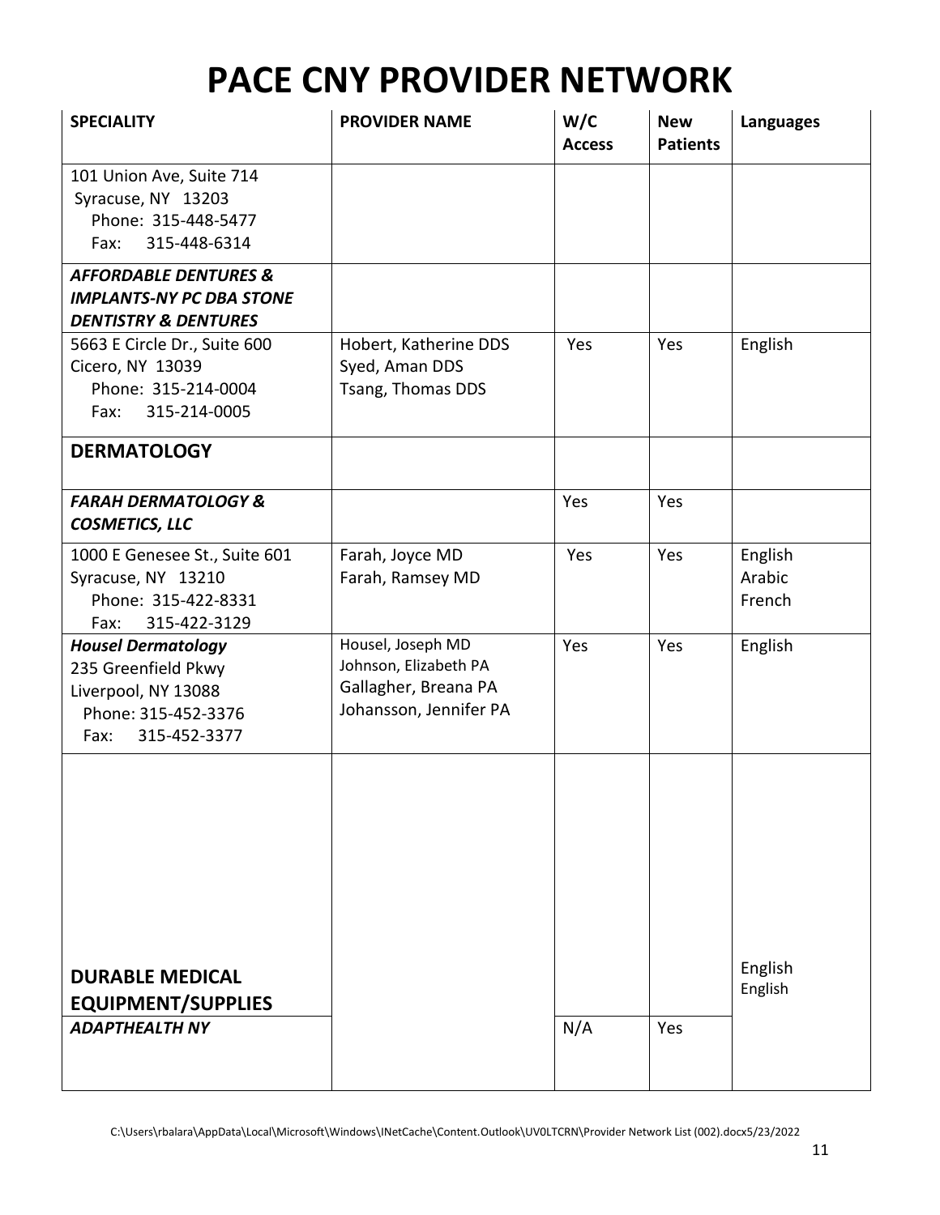# PACE CNY PROVIDER NETWORK

| SPECIALITY | PROVIDER NAME | W/C Access | New Patients | Languages |
|---|---|---|---|---|
| 101 Union Ave, Suite 714<br>Syracuse, NY 13203<br>Phone: 315-448-5477<br>Fax: 315-448-6314 | | | | |
| ***AFFORDABLE DENTURES & IMPLANTS-NY PC DBA STONE DENTISTRY & DENTURES*** | | | | |
| 5663 E Circle Dr., Suite 600<br>Cicero, NY 13039<br>Phone: 315-214-0004<br>Fax: 315-214-0005 | Hobert, Katherine DDS<br>Syed, Aman DDS<br>Tsang, Thomas DDS | Yes | Yes | English |
| **DERMATOLOGY** | | | | |
| ***FARAH DERMATOLOGY & COSMETICS, LLC*** | | Yes | Yes | |
| 1000 E Genesee St., Suite 601<br>Syracuse, NY 13210<br>Phone: 315-422-8331<br>Fax: 315-422-3129 | Farah, Joyce MD<br>Farah, Ramsey MD | Yes | Yes | English<br>Arabic<br>French |
| ***Housel Dermatology***<br>235 Greenfield Pkwy<br>Liverpool, NY 13088<br>Phone: 315-452-3376<br>Fax: 315-452-3377 | Housel, Joseph MD<br>Johnson, Elizabeth PA<br>Gallagher, Breana PA<br>Johansson, Jennifer PA | Yes | Yes | English |
| **DURABLE MEDICAL EQUIPMENT/SUPPLIES** | | | | English<br>English |
| ***ADAPTHEALTH NY*** | | N/A | Yes | |

C:\Users\rbalara\AppData\Local\Microsoft\Windows\INetCache\Content.Outlook\UV0LTCRN\Provider Network List (002).docx5/23/2022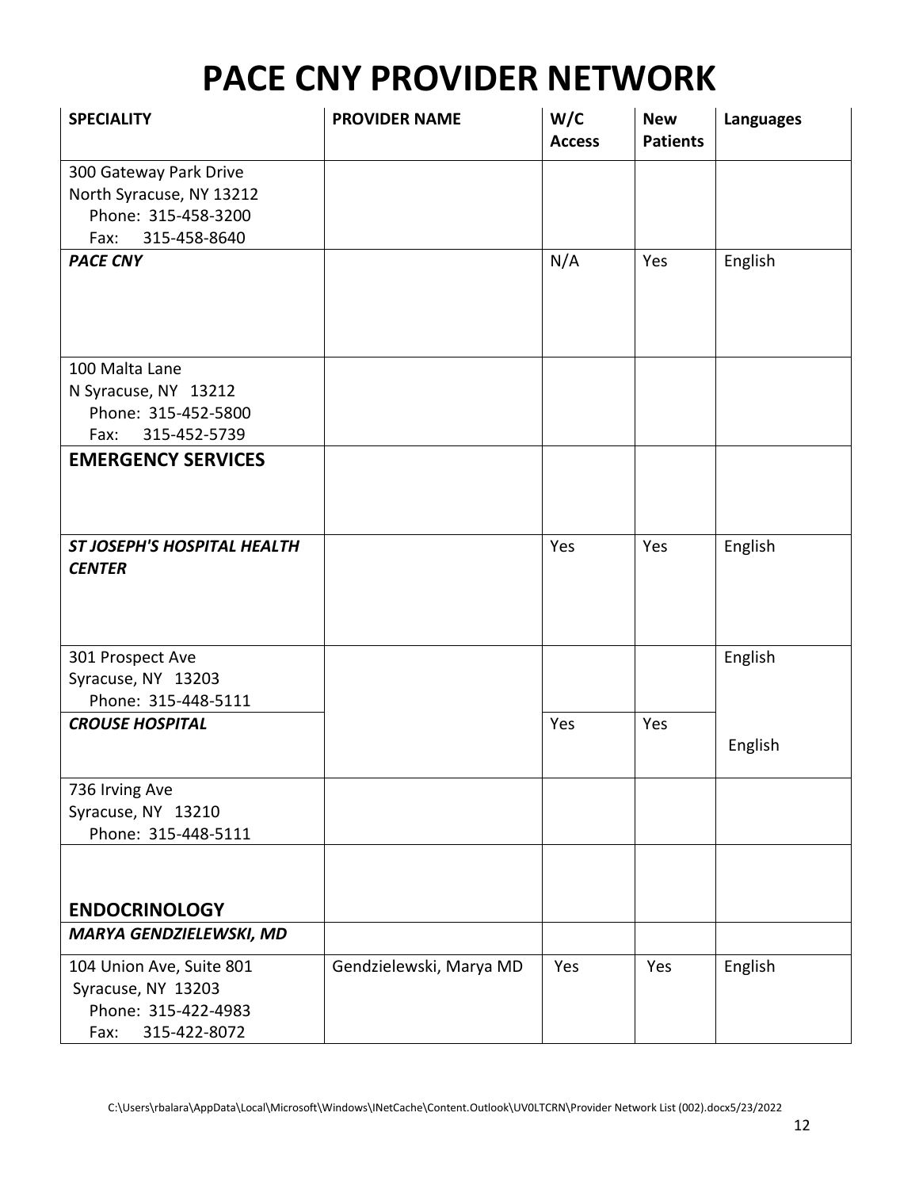# PACE CNY PROVIDER NETWORK

| SPECIALITY | PROVIDER NAME | W/C Access | New Patients | Languages |
|---|---|---|---|---|
| 300 Gateway Park Drive<br>North Syracuse, NY 13212<br>Phone: 315-458-3200<br>Fax: 315-458-8640 | | | | |
| ***PACE CNY*** | | N/A | Yes | English |
| 100 Malta Lane<br>N Syracuse, NY 13212<br>Phone: 315-452-5800<br>Fax: 315-452-5739 | | | | |
| **EMERGENCY SERVICES** | | | | |
| ***ST JOSEPH'S HOSPITAL HEALTH CENTER*** | | Yes | Yes | English |
| 301 Prospect Ave<br>Syracuse, NY 13203<br>Phone: 315-448-5111 | | | | English |
| ***CROUSE HOSPITAL*** | | Yes | Yes | English |
| 736 Irving Ave<br>Syracuse, NY 13210<br>Phone: 315-448-5111 | | | | |
| **ENDOCRINOLOGY** | | | | |
| ***MARYA GENDZIELEWSKI, MD*** | | | | |
| 104 Union Ave, Suite 801<br>Syracuse, NY 13203<br>Phone: 315-422-4983<br>Fax: 315-422-8072 | Gendzielewski, Marya MD | Yes | Yes | English |

C:\Users\rbalara\AppData\Local\Microsoft\Windows\INetCache\Content.Outlook\UV0LTCRN\Provider Network List (002).docx5/23/2022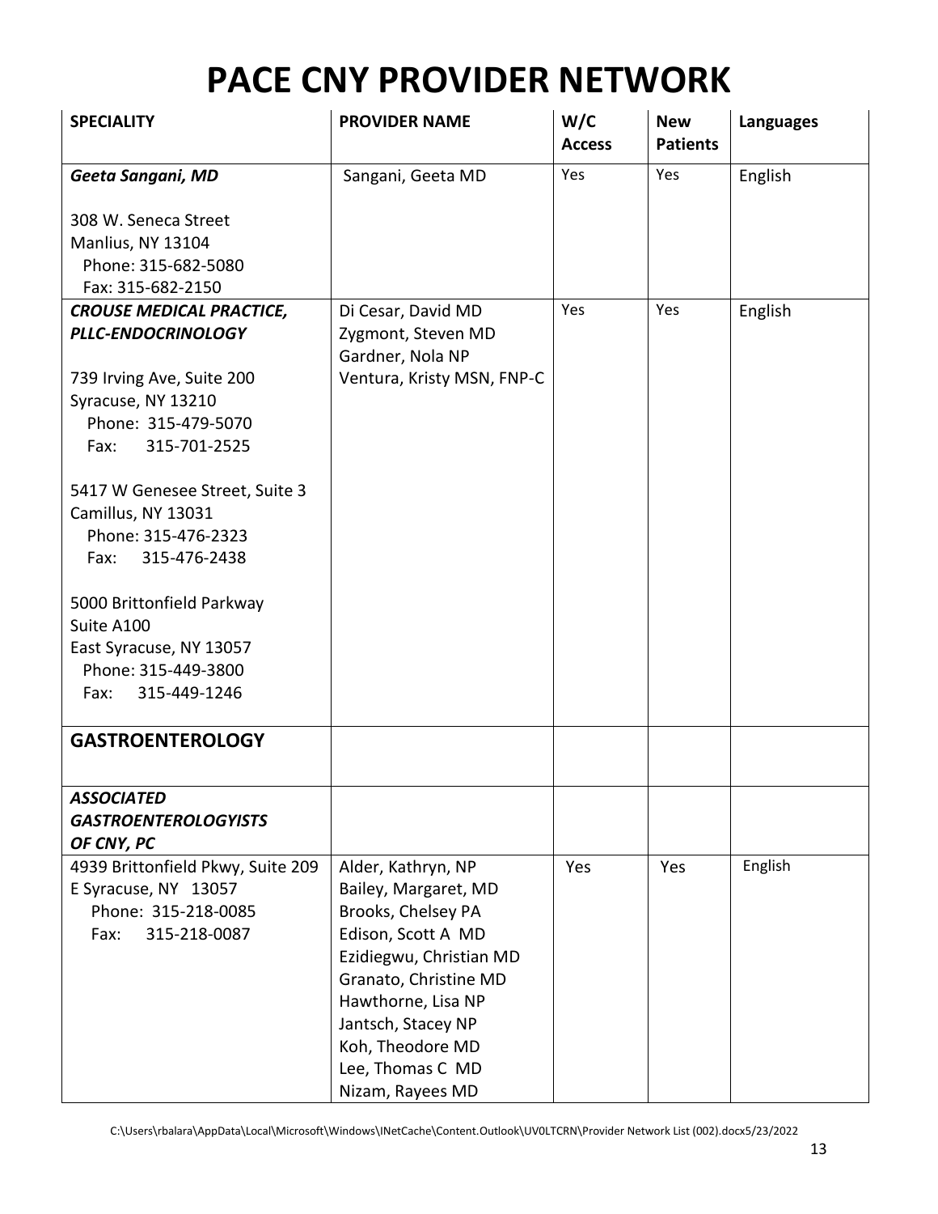# PACE CNY PROVIDER NETWORK

| SPECIALITY | PROVIDER NAME | W/C Access | New Patients | Languages |
|---|---|---|---|---|
| ***Geeta Sangani, MD***<br><br>308 W. Seneca Street<br>Manlius, NY 13104<br>Phone: 315-682-5080<br>Fax: 315-682-2150 | Sangani, Geeta MD | Yes | Yes | English |
| ***CROUSE MEDICAL PRACTICE, PLLC-ENDOCRINOLOGY***<br><br>739 Irving Ave, Suite 200<br>Syracuse, NY 13210<br>Phone: 315-479-5070<br>Fax: 315-701-2525<br><br>5417 W Genesee Street, Suite 3<br>Camillus, NY 13031<br>Phone: 315-476-2323<br>Fax: 315-476-2438<br><br>5000 Brittonfield Parkway<br>Suite A100<br>East Syracuse, NY 13057<br>Phone: 315-449-3800<br>Fax: 315-449-1246 | Di Cesar, David MD<br>Zygmont, Steven MD<br>Gardner, Nola NP<br>Ventura, Kristy MSN, FNP-C | Yes | Yes | English |
| **GASTROENTEROLOGY** | | | | |
| ***ASSOCIATED GASTROENTEROLOGYISTS OF CNY, PC*** | | | | |
| 4939 Brittonfield Pkwy, Suite 209<br>E Syracuse, NY 13057<br>Phone: 315-218-0085<br>Fax: 315-218-0087 | Alder, Kathryn, NP<br>Bailey, Margaret, MD<br>Brooks, Chelsey PA<br>Edison, Scott A MD<br>Ezidiegwu, Christian MD<br>Granato, Christine MD<br>Hawthorne, Lisa NP<br>Jantsch, Stacey NP<br>Koh, Theodore MD<br>Lee, Thomas C MD<br>Nizam, Rayees MD | Yes | Yes | English |

C:\Users\rbalara\AppData\Local\Microsoft\Windows\INetCache\Content.Outlook\UV0LTCRN\Provider Network List (002).docx5/23/2022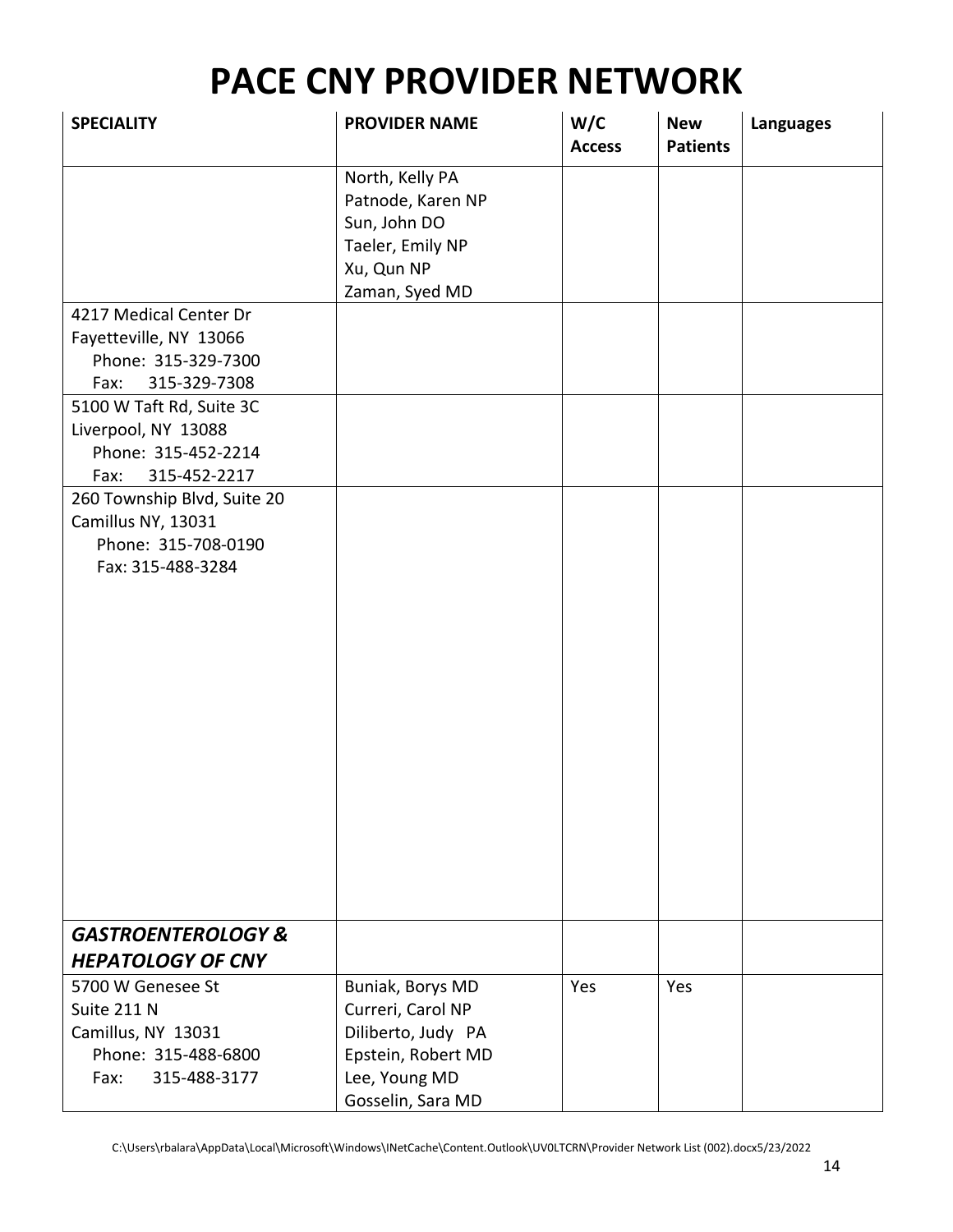# PACE CNY PROVIDER NETWORK

| SPECIALITY | PROVIDER NAME | W/C Access | New Patients | Languages |
|---|---|---|---|---|
| | North, Kelly PA<br>Patnode, Karen NP<br>Sun, John DO<br>Taeler, Emily NP<br>Xu, Qun NP<br>Zaman, Syed MD | | | |
| 4217 Medical Center Dr<br>Fayetteville, NY 13066<br>Phone: 315-329-7300<br>Fax: 315-329-7308 | | | | |
| 5100 W Taft Rd, Suite 3C<br>Liverpool, NY 13088<br>Phone: 315-452-2214<br>Fax: 315-452-2217 | | | | |
| 260 Township Blvd, Suite 20<br>Camillus NY, 13031<br>Phone: 315-708-0190<br>Fax: 315-488-3284 | | | | |
| ***GASTROENTEROLOGY & HEPATOLOGY OF CNY*** | | | | |
| 5700 W Genesee St<br>Suite 211 N<br>Camillus, NY 13031<br>Phone: 315-488-6800<br>Fax: 315-488-3177 | Buniak, Borys MD<br>Curreri, Carol NP<br>Diliberto, Judy PA<br>Epstein, Robert MD<br>Lee, Young MD<br>Gosselin, Sara MD | Yes | Yes | |

C:\Users\rbalara\AppData\Local\Microsoft\Windows\INetCache\Content.Outlook\UV0LTCRN\Provider Network List (002).docx5/23/2022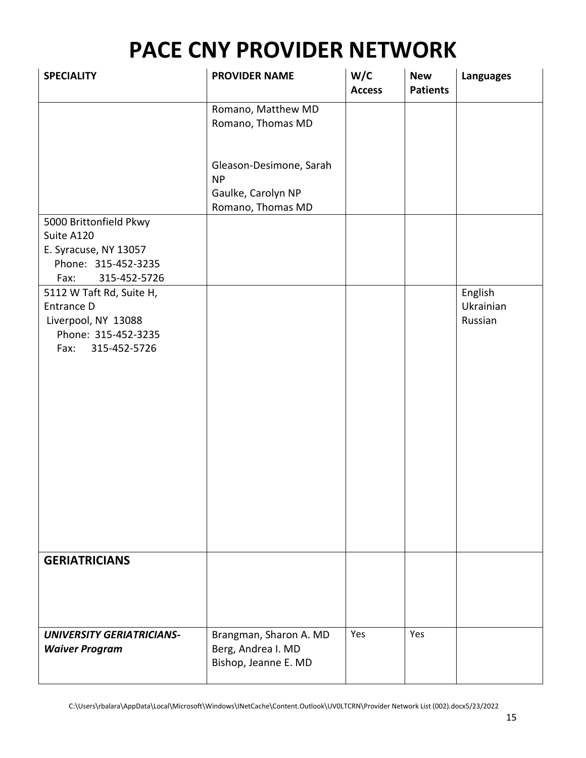# PACE CNY PROVIDER NETWORK

| SPECIALITY | PROVIDER NAME | W/C Access | New Patients | Languages |
|---|---|---|---|---|
| | Romano, Matthew MD<br>Romano, Thomas MD<br><br><br>Gleason-Desimone, Sarah NP<br>Gaulke, Carolyn NP<br>Romano, Thomas MD | | | |
| 5000 Brittonfield Pkwy<br>Suite A120<br>E. Syracuse, NY 13057<br>Phone: 315-452-3235<br>Fax: 315-452-5726 | | | | |
| 5112 W Taft Rd, Suite H,<br>Entrance D<br>Liverpool, NY 13088<br>Phone: 315-452-3235<br>Fax: 315-452-5726 | | | | English<br>Ukrainian<br>Russian |
| **GERIATRICIANS** | | | | |
| ***UNIVERSITY GERIATRICIANS- Waiver Program*** | Brangman, Sharon A. MD<br>Berg, Andrea I. MD<br>Bishop, Jeanne E. MD | Yes | Yes | |

C:\Users\rbalara\AppData\Local\Microsoft\Windows\INetCache\Content.Outlook\UV0LTCRN\Provider Network List (002).docx5/23/2022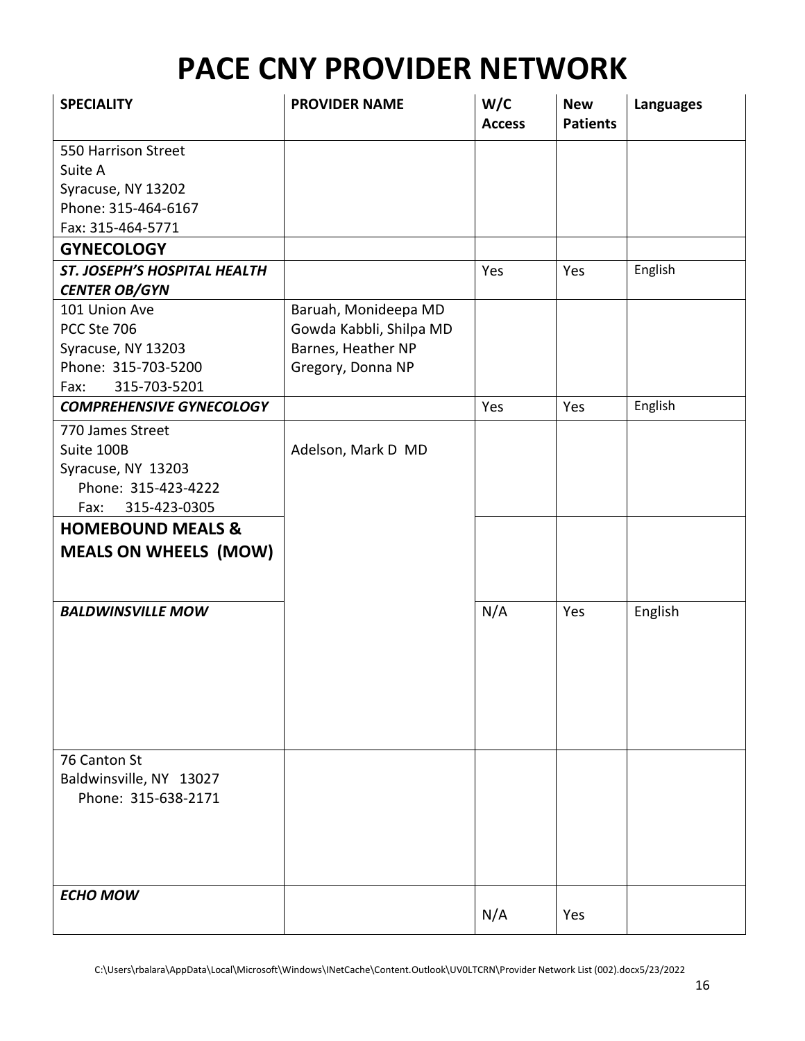# PACE CNY PROVIDER NETWORK

| SPECIALITY | PROVIDER NAME | W/C Access | New Patients | Languages |
|---|---|---|---|---|
| 550 Harrison Street<br>Suite A<br>Syracuse, NY 13202<br>Phone: 315-464-6167<br>Fax: 315-464-5771 | | | | |
| **GYNECOLOGY** | | | | |
| ***ST. JOSEPH'S HOSPITAL HEALTH CENTER OB/GYN*** | | Yes | Yes | English |
| 101 Union Ave<br>PCC Ste 706<br>Syracuse, NY 13203<br>Phone: 315-703-5200<br>Fax: 315-703-5201 | Baruah, Monideepa MD<br>Gowda Kabbli, Shilpa MD<br>Barnes, Heather NP<br>Gregory, Donna NP | | | |
| ***COMPREHENSIVE GYNECOLOGY*** | | Yes | Yes | English |
| 770 James Street<br>Suite 100B<br>Syracuse, NY 13203<br>Phone: 315-423-4222<br>Fax: 315-423-0305 | Adelson, Mark D MD | | | |
| **HOMEBOUND MEALS & MEALS ON WHEELS (MOW)** | | | | |
| ***BALDWINSVILLE MOW*** | | N/A | Yes | English |
| 76 Canton St<br>Baldwinsville, NY 13027<br>Phone: 315-638-2171 | | | | |
| ***ECHO MOW*** | | N/A | Yes | |

C:\Users\rbalara\AppData\Local\Microsoft\Windows\INetCache\Content.Outlook\UV0LTCRN\Provider Network List (002).docx5/23/2022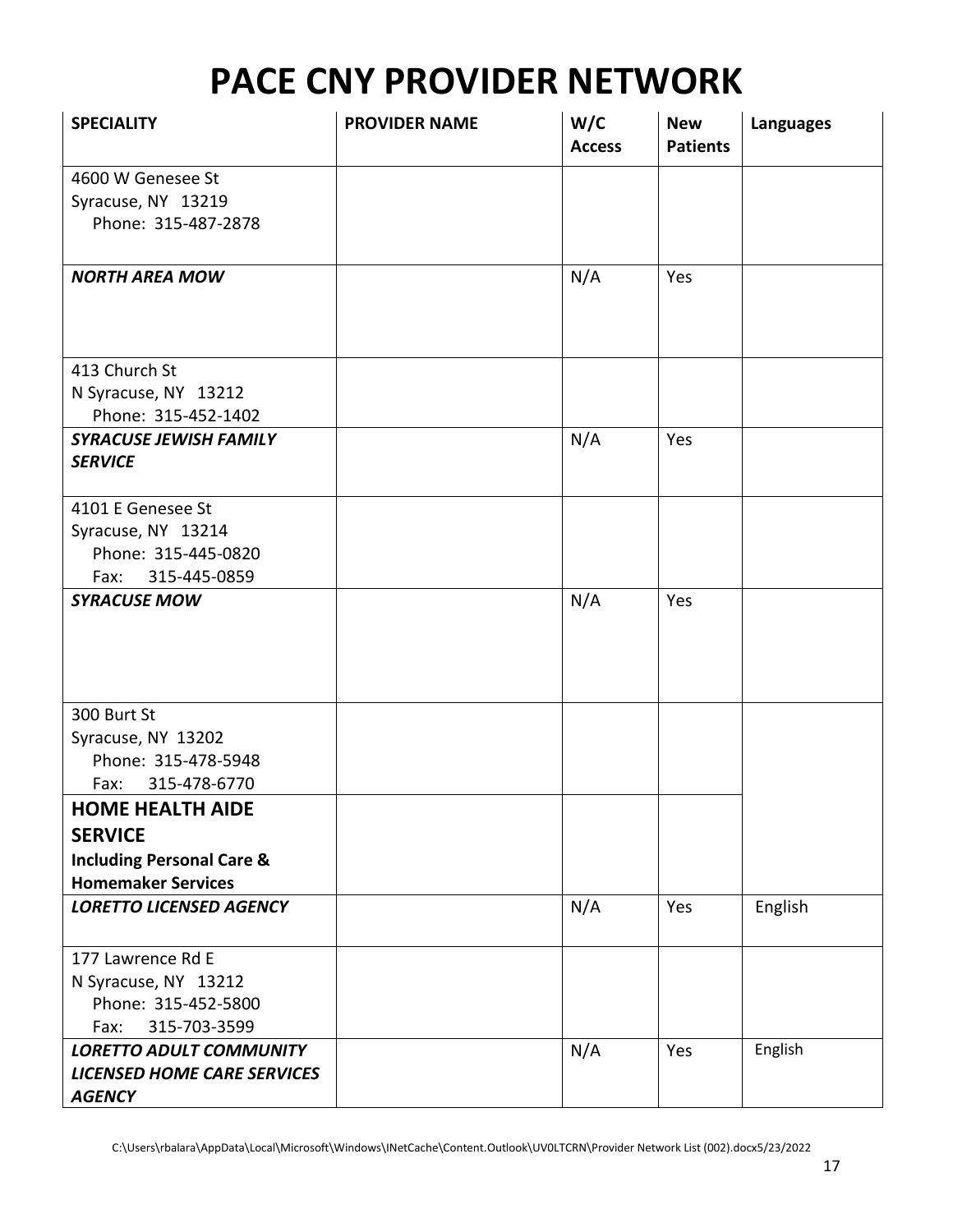# PACE CNY PROVIDER NETWORK

| SPECIALITY | PROVIDER NAME | W/C Access | New Patients | Languages |
|---|---|---|---|---|
| 4600 W Genesee St<br>Syracuse, NY 13219<br>Phone: 315-487-2878 | | | | |
| ***NORTH AREA MOW*** | | N/A | Yes | |
| 413 Church St<br>N Syracuse, NY 13212<br>Phone: 315-452-1402 | | | | |
| ***SYRACUSE JEWISH FAMILY SERVICE*** | | N/A | Yes | |
| 4101 E Genesee St<br>Syracuse, NY 13214<br>Phone: 315-445-0820<br>Fax: 315-445-0859 | | | | |
| ***SYRACUSE MOW*** | | N/A | Yes | |
| 300 Burt St<br>Syracuse, NY 13202<br>Phone: 315-478-5948<br>Fax: 315-478-6770 | | | | |
| **HOME HEALTH AIDE SERVICE**<br>**Including Personal Care & Homemaker Services** | | | | |
| ***LORETTO LICENSED AGENCY*** | | N/A | Yes | English |
| 177 Lawrence Rd E<br>N Syracuse, NY 13212<br>Phone: 315-452-5800<br>Fax: 315-703-3599 | | | | |
| ***LORETTO ADULT COMMUNITY LICENSED HOME CARE SERVICES AGENCY*** | | N/A | Yes | English |

C:\Users\rbalara\AppData\Local\Microsoft\Windows\INetCache\Content.Outlook\UV0LTCRN\Provider Network List (002).docx5/23/2022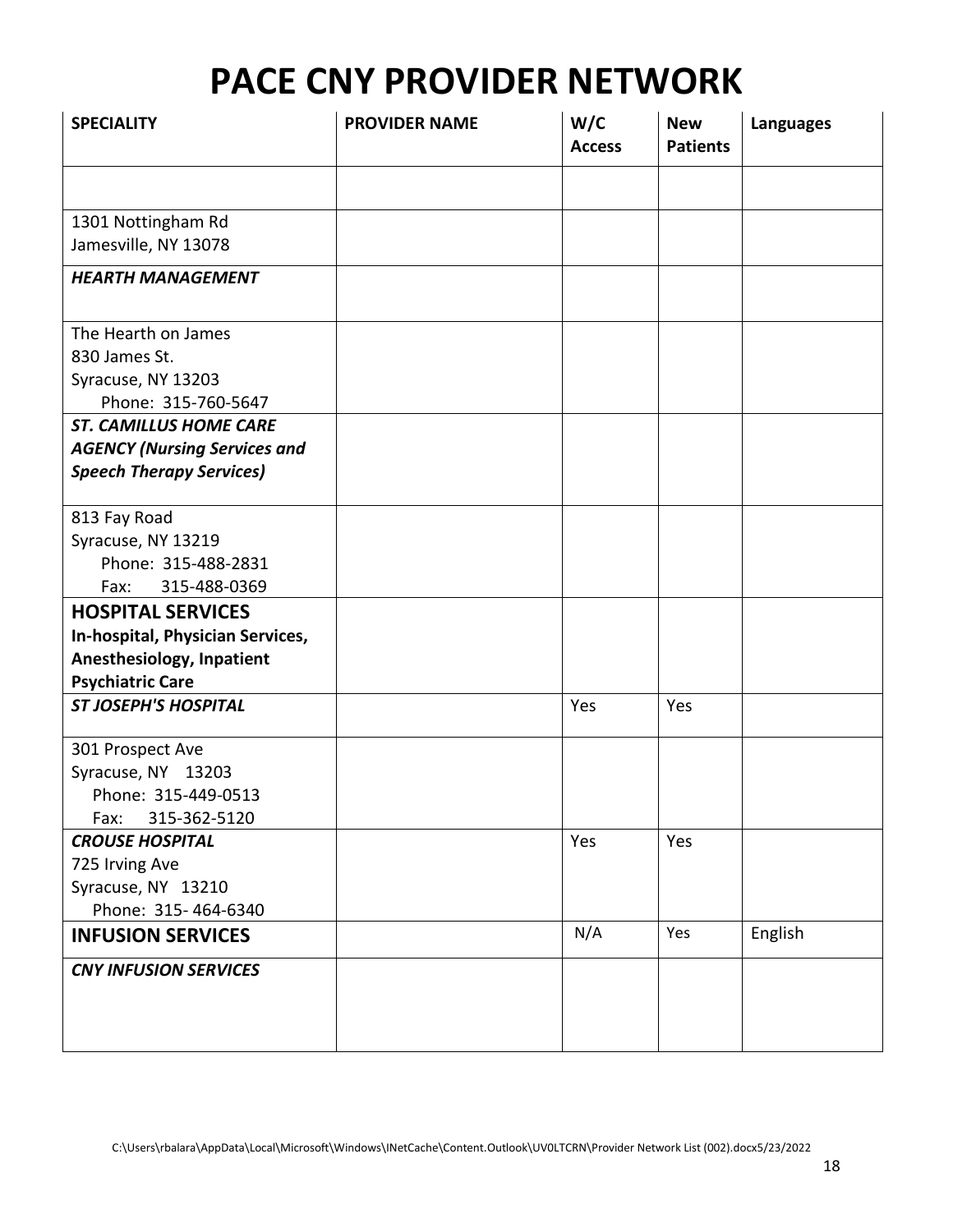# PACE CNY PROVIDER NETWORK

| SPECIALITY | PROVIDER NAME | W/C Access | New Patients | Languages |
|---|---|---|---|---|
| | | | | |
| 1301 Nottingham Rd<br>Jamesville, NY 13078 | | | | |
| ***HEARTH MANAGEMENT*** | | | | |
| The Hearth on James<br>830 James St.<br>Syracuse, NY 13203<br>Phone: 315-760-5647 | | | | |
| ***ST. CAMILLUS HOME CARE AGENCY (Nursing Services and Speech Therapy Services)*** | | | | |
| 813 Fay Road<br>Syracuse, NY 13219<br>Phone: 315-488-2831<br>Fax: 315-488-0369 | | | | |
| **HOSPITAL SERVICES**<br>**In-hospital, Physician Services, Anesthesiology, Inpatient Psychiatric Care** | | | | |
| ***ST JOSEPH'S HOSPITAL*** | | Yes | Yes | |
| 301 Prospect Ave<br>Syracuse, NY 13203<br>Phone: 315-449-0513<br>Fax: 315-362-5120 | | | | |
| ***CROUSE HOSPITAL***<br>725 Irving Ave<br>Syracuse, NY 13210<br>Phone: 315- 464-6340 | | Yes | Yes | |
| **INFUSION SERVICES** | | N/A | Yes | English |
| ***CNY INFUSION SERVICES*** | | | | |

C:\Users\rbalara\AppData\Local\Microsoft\Windows\INetCache\Content.Outlook\UV0LTCRN\Provider Network List (002).docx5/23/2022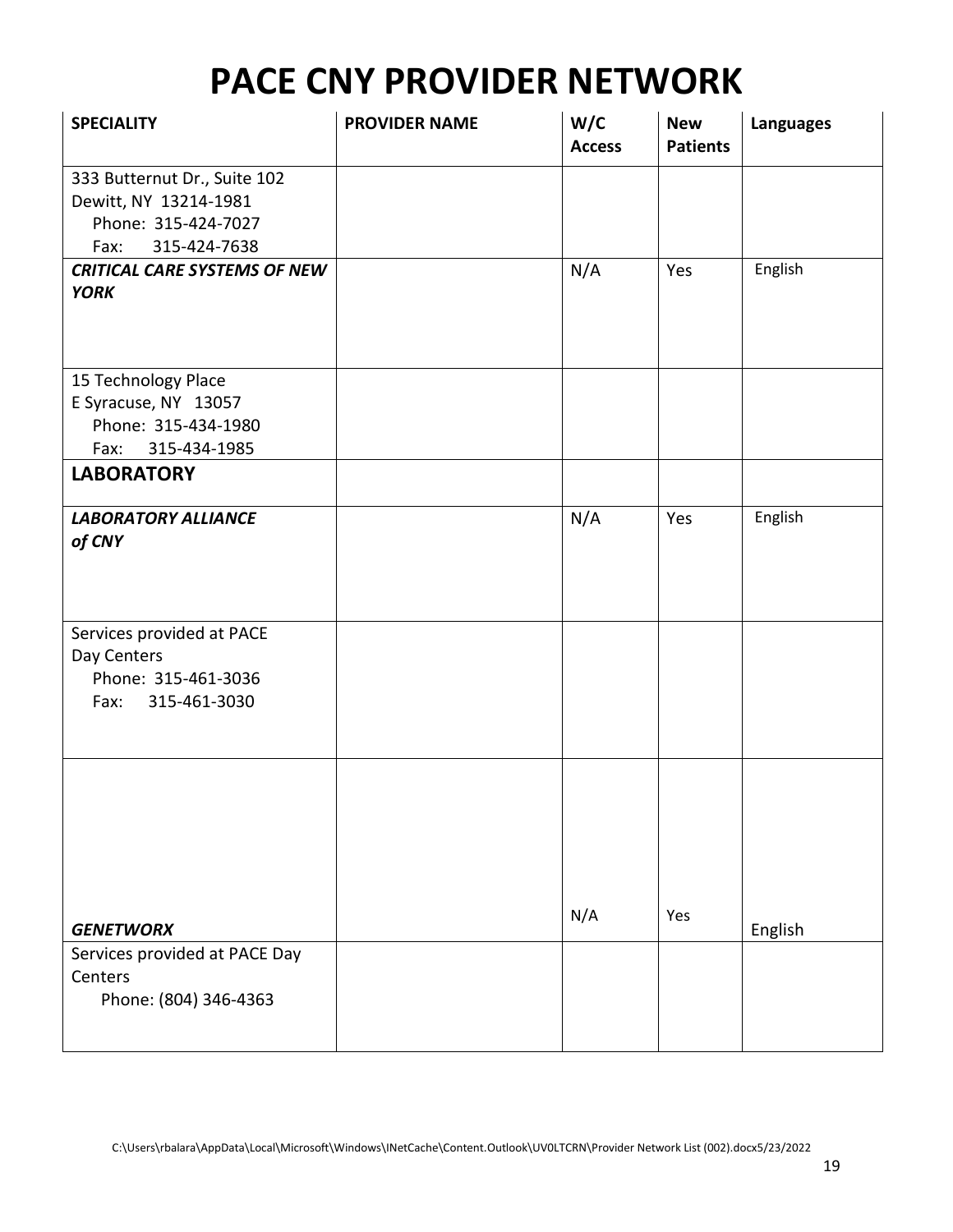# PACE CNY PROVIDER NETWORK

| SPECIALITY | PROVIDER NAME | W/C Access | New Patients | Languages |
|---|---|---|---|---|
| 333 Butternut Dr., Suite 102<br>Dewitt, NY 13214-1981<br>Phone: 315-424-7027<br>Fax: 315-424-7638 | | | | |
| ***CRITICAL CARE SYSTEMS OF NEW YORK*** | | N/A | Yes | English |
| 15 Technology Place<br>E Syracuse, NY 13057<br>Phone: 315-434-1980<br>Fax: 315-434-1985 | | | | |
| **LABORATORY** | | | | |
| ***LABORATORY ALLIANCE of CNY*** | | N/A | Yes | English |
| Services provided at PACE Day Centers<br>Phone: 315-461-3036<br>Fax: 315-461-3030 | | | | |
| ***GENETWORX*** | | N/A | Yes | English |
| Services provided at PACE Day Centers<br>Phone: (804) 346-4363 | | | | |

C:\Users\rbalara\AppData\Local\Microsoft\Windows\INetCache\Content.Outlook\UV0LTCRN\Provider Network List (002).docx5/23/2022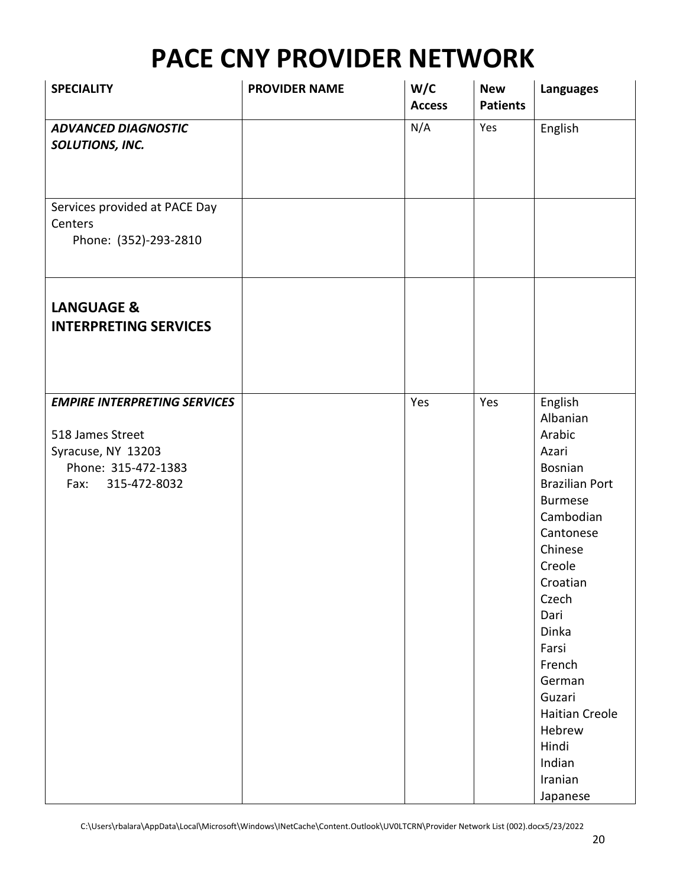# PACE CNY PROVIDER NETWORK

| SPECIALITY | PROVIDER NAME | W/C Access | New Patients | Languages |
|---|---|---|---|---|
| ***ADVANCED DIAGNOSTIC SOLUTIONS, INC.*** | | N/A | Yes | English |
| Services provided at PACE Day Centers<br>Phone: (352)-293-2810 | | | | |
| **LANGUAGE & INTERPRETING SERVICES** | | | | |
| ***EMPIRE INTERPRETING SERVICES***<br><br>518 James Street<br>Syracuse, NY 13203<br>Phone: 315-472-1383<br>Fax: 315-472-8032 | | Yes | Yes | English<br>Albanian<br>Arabic<br>Azari<br>Bosnian<br>Brazilian Port<br>Burmese<br>Cambodian<br>Cantonese<br>Chinese<br>Creole<br>Croatian<br>Czech<br>Dari<br>Dinka<br>Farsi<br>French<br>German<br>Guzari<br>Haitian Creole<br>Hebrew<br>Hindi<br>Indian<br>Iranian<br>Japanese |

C:\Users\rbalara\AppData\Local\Microsoft\Windows\INetCache\Content.Outlook\UV0LTCRN\Provider Network List (002).docx5/23/2022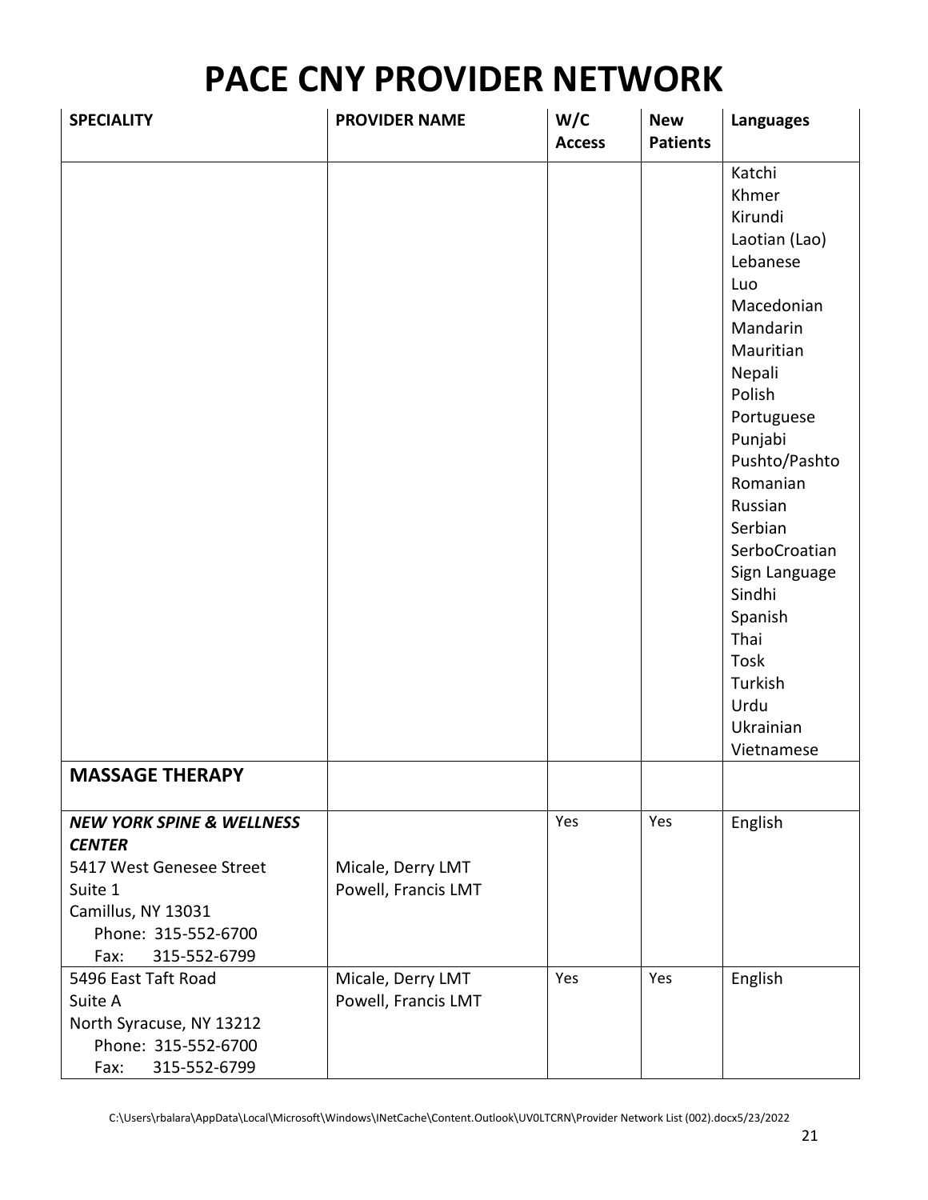# PACE CNY PROVIDER NETWORK

| SPECIALITY | PROVIDER NAME | W/C Access | New Patients | Languages |
|---|---|---|---|---|
| | | | | Katchi<br>Khmer<br>Kirundi<br>Laotian (Lao)<br>Lebanese<br>Luo<br>Macedonian<br>Mandarin<br>Mauritian<br>Nepali<br>Polish<br>Portuguese<br>Punjabi<br>Pushto/Pashto<br>Romanian<br>Russian<br>Serbian<br>SerboCroatian<br>Sign Language<br>Sindhi<br>Spanish<br>Thai<br>Tosk<br>Turkish<br>Urdu<br>Ukrainian<br>Vietnamese |
| **MASSAGE THERAPY** | | | | |
| ***NEW YORK SPINE & WELLNESS CENTER***<br>5417 West Genesee Street<br>Suite 1<br>Camillus, NY 13031<br>Phone: 315-552-6700<br>Fax: 315-552-6799 | Micale, Derry LMT<br>Powell, Francis LMT | Yes | Yes | English |
| 5496 East Taft Road<br>Suite A<br>North Syracuse, NY 13212<br>Phone: 315-552-6700<br>Fax: 315-552-6799 | Micale, Derry LMT<br>Powell, Francis LMT | Yes | Yes | English |

C:\Users\rbalara\AppData\Local\Microsoft\Windows\INetCache\Content.Outlook\UV0LTCRN\Provider Network List (002).docx5/23/2022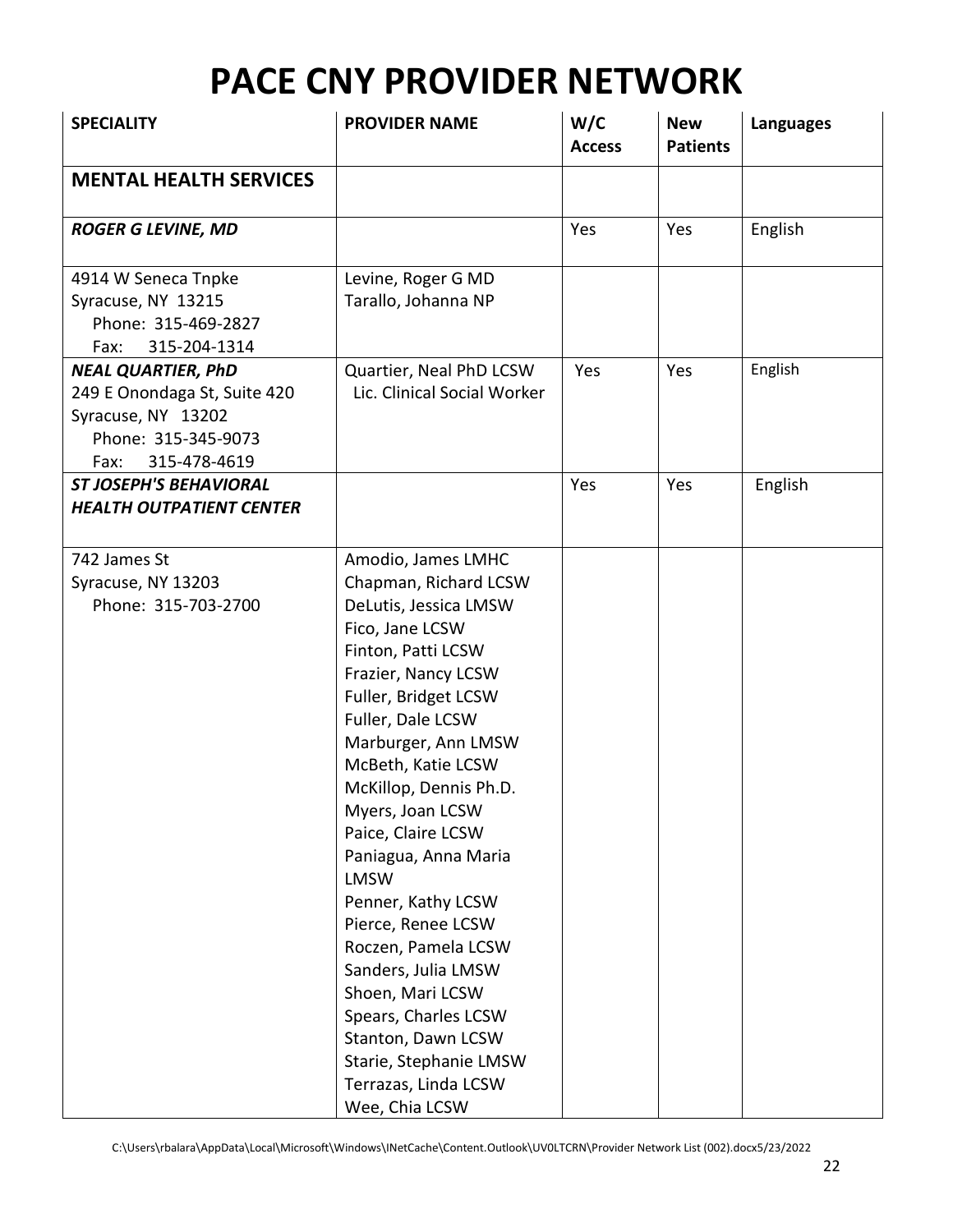# PACE CNY PROVIDER NETWORK

| SPECIALITY | PROVIDER NAME | W/C Access | New Patients | Languages |
|---|---|---|---|---|
| **MENTAL HEALTH SERVICES** | | | | |
| ***ROGER G LEVINE, MD*** | | Yes | Yes | English |
| 4914 W Seneca Tnpke<br>Syracuse, NY 13215<br>Phone: 315-469-2827<br>Fax: 315-204-1314 | Levine, Roger G MD<br>Tarallo, Johanna NP | | | |
| ***NEAL QUARTIER, PhD***<br>249 E Onondaga St, Suite 420<br>Syracuse, NY 13202<br>Phone: 315-345-9073<br>Fax: 315-478-4619 | Quartier, Neal PhD LCSW<br>Lic. Clinical Social Worker | Yes | Yes | English |
| ***ST JOSEPH'S BEHAVIORAL HEALTH OUTPATIENT CENTER*** | | Yes | Yes | English |
| 742 James St<br>Syracuse, NY 13203<br>Phone: 315-703-2700 | Amodio, James LMHC<br>Chapman, Richard LCSW<br>DeLutis, Jessica LMSW<br>Fico, Jane LCSW<br>Finton, Patti LCSW<br>Frazier, Nancy LCSW<br>Fuller, Bridget LCSW<br>Fuller, Dale LCSW<br>Marburger, Ann LMSW<br>McBeth, Katie LCSW<br>McKillop, Dennis Ph.D.<br>Myers, Joan LCSW<br>Paice, Claire LCSW<br>Paniagua, Anna Maria LMSW<br>Penner, Kathy LCSW<br>Pierce, Renee LCSW<br>Roczen, Pamela LCSW<br>Sanders, Julia LMSW<br>Shoen, Mari LCSW<br>Spears, Charles LCSW<br>Stanton, Dawn LCSW<br>Starie, Stephanie LMSW<br>Terrazas, Linda LCSW<br>Wee, Chia LCSW | | | |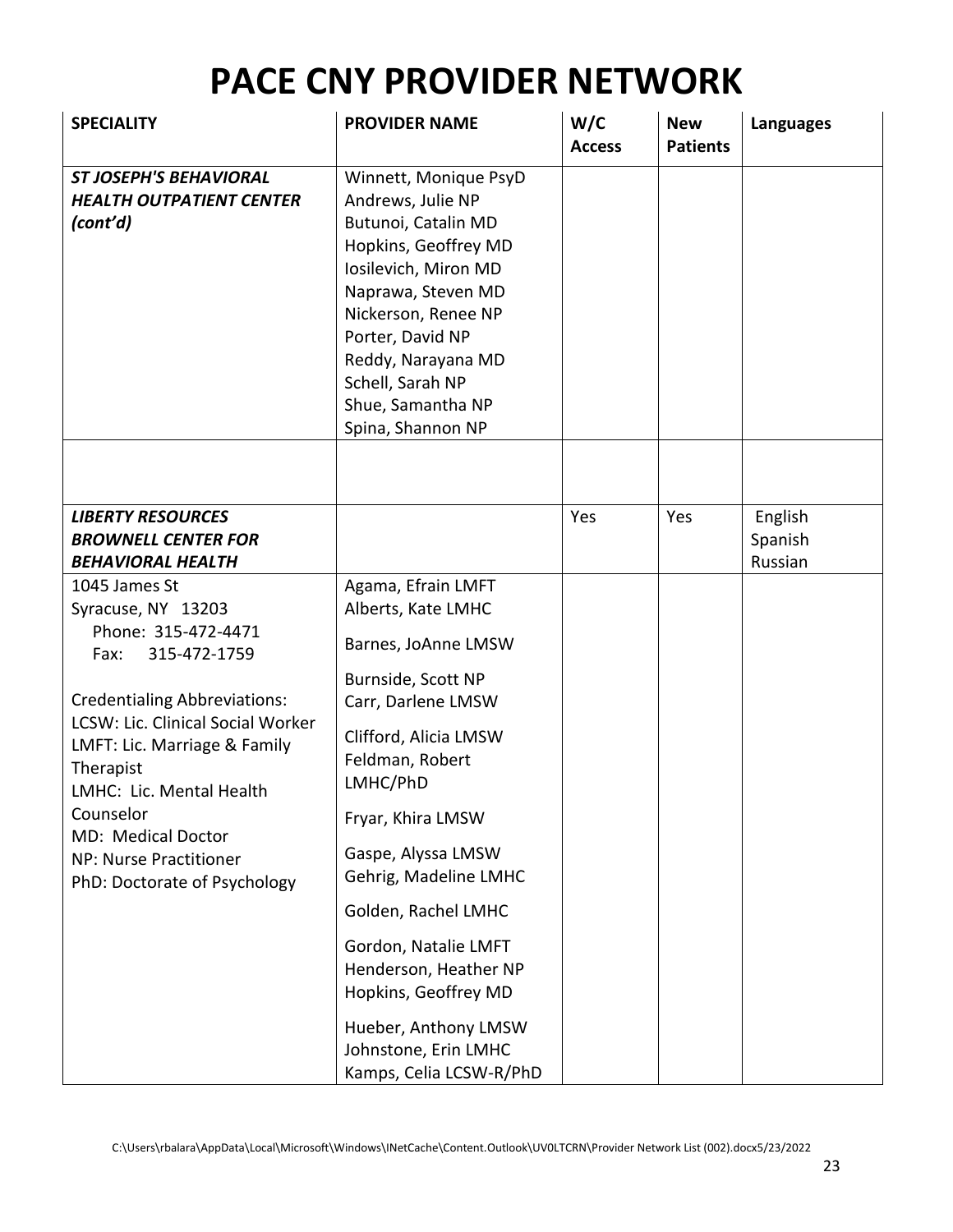# PACE CNY PROVIDER NETWORK

| SPECIALITY | PROVIDER NAME | W/C Access | New Patients | Languages |
|---|---|---|---|---|
| ***ST JOSEPH'S BEHAVIORAL HEALTH OUTPATIENT CENTER (cont'd)*** | Winnett, Monique PsyD<br>Andrews, Julie NP<br>Butunoi, Catalin MD<br>Hopkins, Geoffrey MD<br>Iosilevich, Miron MD<br>Naprawa, Steven MD<br>Nickerson, Renee NP<br>Porter, David NP<br>Reddy, Narayana MD<br>Schell, Sarah NP<br>Shue, Samantha NP<br>Spina, Shannon NP | | | |
| | | | | |
| ***LIBERTY RESOURCES BROWNELL CENTER FOR BEHAVIORAL HEALTH*** | | Yes | Yes | English<br>Spanish<br>Russian |
| 1045 James St<br>Syracuse, NY 13203<br>Phone: 315-472-4471<br>Fax: 315-472-1759<br><br>Credentialing Abbreviations:<br>LCSW: Lic. Clinical Social Worker<br>LMFT: Lic. Marriage & Family Therapist<br>LMHC: Lic. Mental Health Counselor<br>MD: Medical Doctor<br>NP: Nurse Practitioner<br>PhD: Doctorate of Psychology | Agama, Efrain LMFT<br>Alberts, Kate LMHC<br>Barnes, JoAnne LMSW<br>Burnside, Scott NP<br>Carr, Darlene LMSW<br>Clifford, Alicia LMSW<br>Feldman, Robert LMHC/PhD<br>Fryar, Khira LMSW<br>Gaspe, Alyssa LMSW<br>Gehrig, Madeline LMHC<br>Golden, Rachel LMHC<br>Gordon, Natalie LMFT<br>Henderson, Heather NP<br>Hopkins, Geoffrey MD<br>Hueber, Anthony LMSW<br>Johnstone, Erin LMHC<br>Kamps, Celia LCSW-R/PhD | | | |

C:\Users\rbalara\AppData\Local\Microsoft\Windows\INetCache\Content.Outlook\UV0LTCRN\Provider Network List (002).docx5/23/2022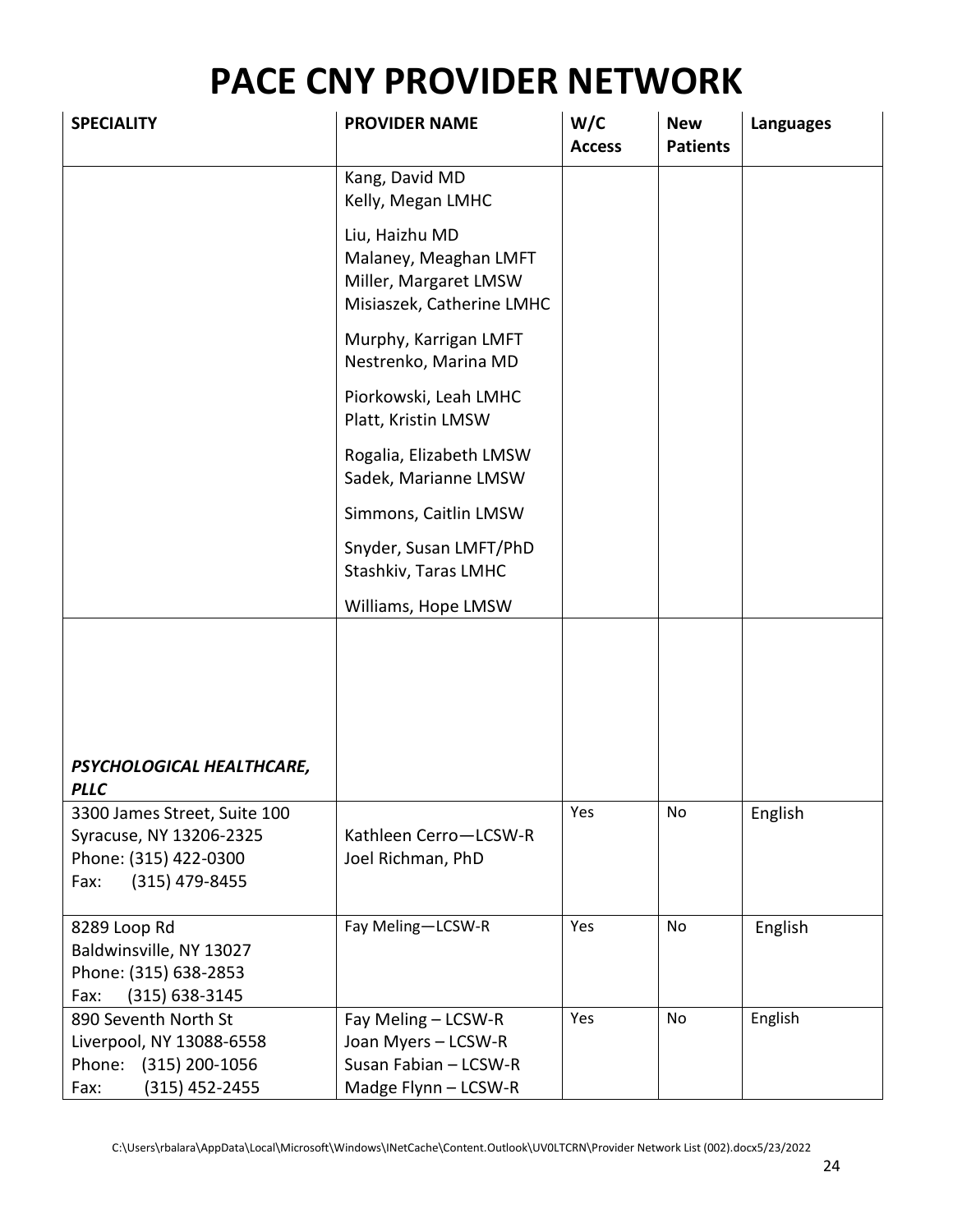# PACE CNY PROVIDER NETWORK

| SPECIALITY | PROVIDER NAME | W/C Access | New Patients | Languages |
|---|---|---|---|---|
| | Kang, David MD<br>Kelly, Megan LMHC<br>Liu, Haizhu MD<br>Malaney, Meaghan LMFT<br>Miller, Margaret LMSW<br>Misiaszek, Catherine LMHC<br>Murphy, Karrigan LMFT<br>Nestrenko, Marina MD<br>Piorkowski, Leah LMHC<br>Platt, Kristin LMSW<br>Rogalia, Elizabeth LMSW<br>Sadek, Marianne LMSW<br>Simmons, Caitlin LMSW<br>Snyder, Susan LMFT/PhD<br>Stashkiv, Taras LMHC<br>Williams, Hope LMSW | | | |
| ***PSYCHOLOGICAL HEALTHCARE, PLLC*** | | | | |
| 3300 James Street, Suite 100<br>Syracuse, NY 13206-2325<br>Phone: (315) 422-0300<br>Fax: (315) 479-8455 | Kathleen Cerro—LCSW-R<br>Joel Richman, PhD | Yes | No | English |
| 8289 Loop Rd<br>Baldwinsville, NY 13027<br>Phone: (315) 638-2853<br>Fax: (315) 638-3145 | Fay Meling—LCSW-R | Yes | No | English |
| 890 Seventh North St<br>Liverpool, NY 13088-6558<br>Phone: (315) 200-1056<br>Fax: (315) 452-2455 | Fay Meling – LCSW-R<br>Joan Myers – LCSW-R<br>Susan Fabian – LCSW-R<br>Madge Flynn – LCSW-R | Yes | No | English |

C:\Users\rbalara\AppData\Local\Microsoft\Windows\INetCache\Content.Outlook\UV0LTCRN\Provider Network List (002).docx5/23/2022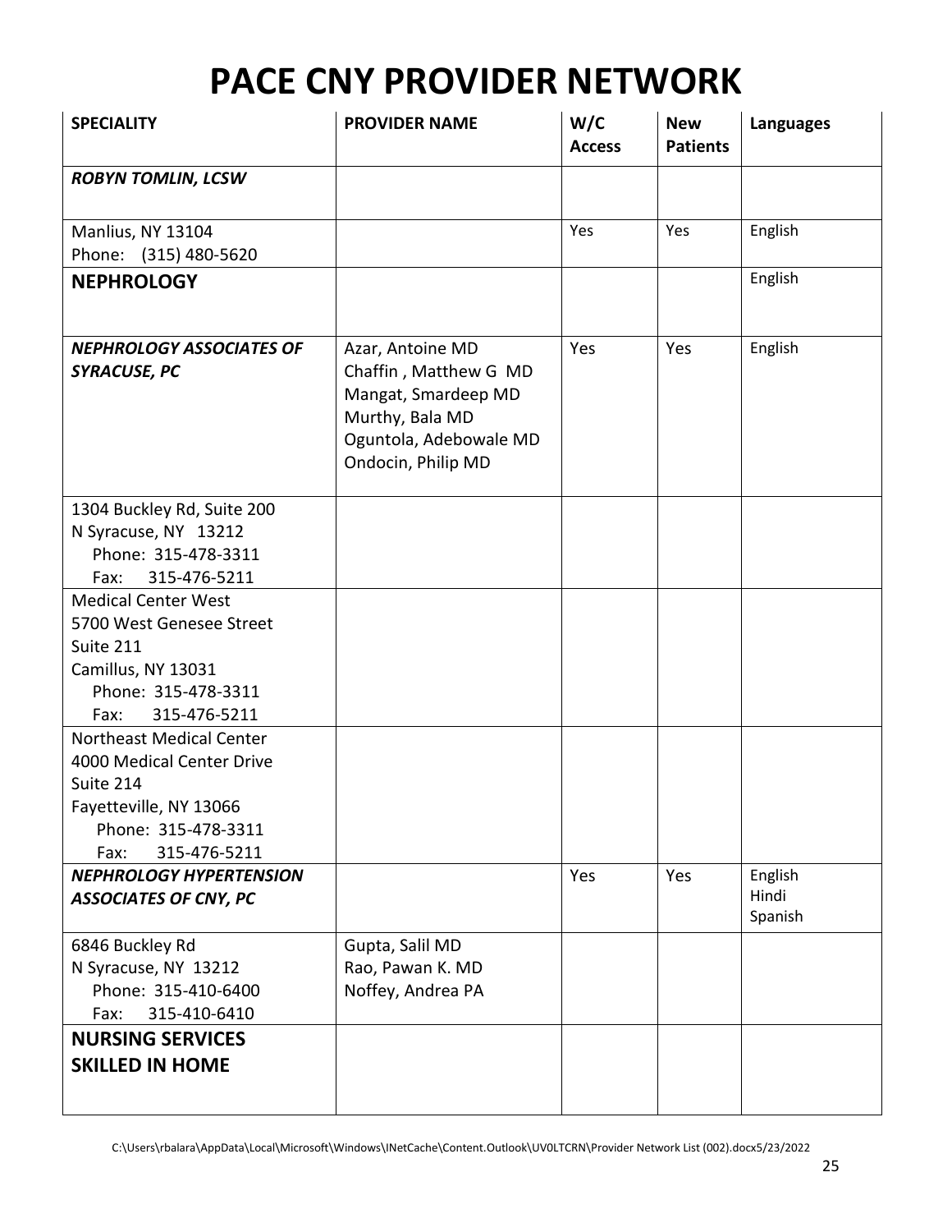# PACE CNY PROVIDER NETWORK

| SPECIALITY | PROVIDER NAME | W/C Access | New Patients | Languages |
|---|---|---|---|---|
| ***ROBYN TOMLIN, LCSW*** | | | | |
| Manlius, NY 13104<br>Phone: (315) 480-5620 | | Yes | Yes | English |
| **NEPHROLOGY** | | | | English |
| ***NEPHROLOGY ASSOCIATES OF SYRACUSE, PC*** | Azar, Antoine MD<br>Chaffin , Matthew G MD<br>Mangat, Smardeep MD<br>Murthy, Bala MD<br>Oguntola, Adebowale MD<br>Ondocin, Philip MD | Yes | Yes | English |
| 1304 Buckley Rd, Suite 200<br>N Syracuse, NY 13212<br>Phone: 315-478-3311<br>Fax: 315-476-5211 | | | | |
| Medical Center West<br>5700 West Genesee Street<br>Suite 211<br>Camillus, NY 13031<br>Phone: 315-478-3311<br>Fax: 315-476-5211 | | | | |
| Northeast Medical Center<br>4000 Medical Center Drive<br>Suite 214<br>Fayetteville, NY 13066<br>Phone: 315-478-3311<br>Fax: 315-476-5211 | | | | |
| ***NEPHROLOGY HYPERTENSION ASSOCIATES OF CNY, PC*** | | Yes | Yes | English<br>Hindi<br>Spanish |
| 6846 Buckley Rd<br>N Syracuse, NY 13212<br>Phone: 315-410-6400<br>Fax: 315-410-6410 | Gupta, Salil MD<br>Rao, Pawan K. MD<br>Noffey, Andrea PA | | | |
| **NURSING SERVICES SKILLED IN HOME** | | | | |

C:\Users\rbalara\AppData\Local\Microsoft\Windows\INetCache\Content.Outlook\UV0LTCRN\Provider Network List (002).docx5/23/2022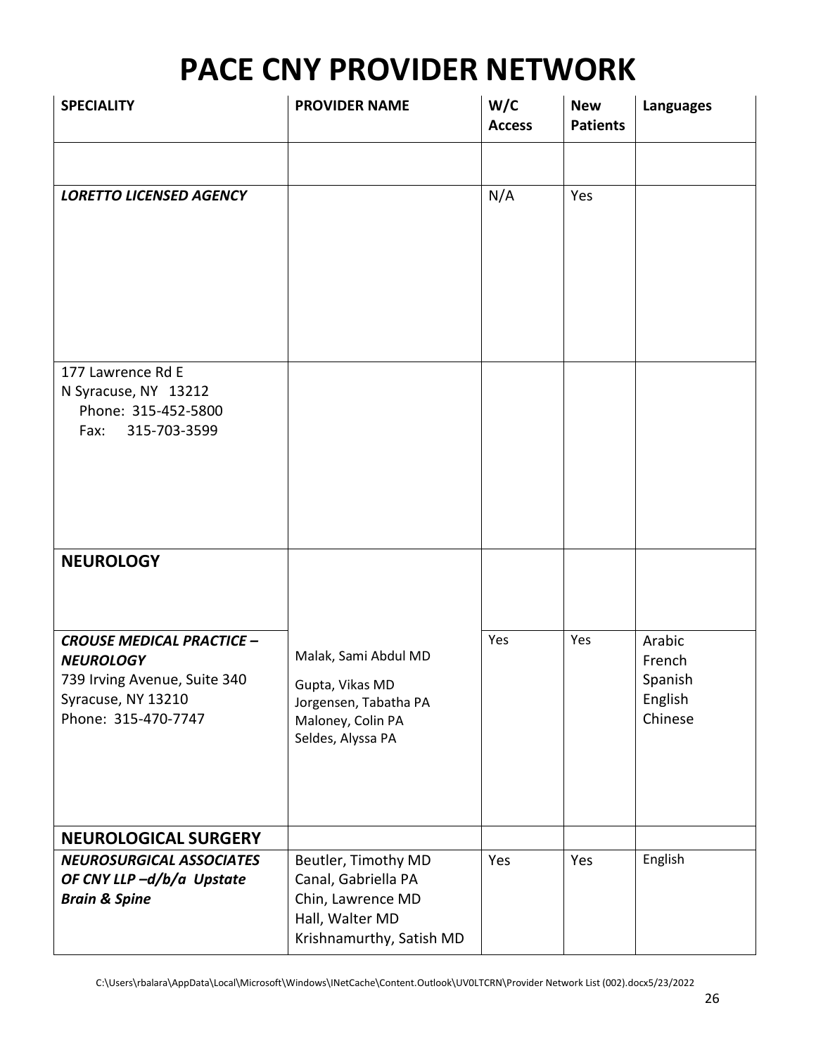# PACE CNY PROVIDER NETWORK

| SPECIALITY | PROVIDER NAME | W/C Access | New Patients | Languages |
|---|---|---|---|---|
| | | | | |
| ***LORETTO LICENSED AGENCY*** | | N/A | Yes | |
| 177 Lawrence Rd E<br>N Syracuse, NY 13212<br>Phone: 315-452-5800<br>Fax: 315-703-3599 | | | | |
| **NEUROLOGY** | | | | |
| ***CROUSE MEDICAL PRACTICE – NEUROLOGY***<br>739 Irving Avenue, Suite 340<br>Syracuse, NY 13210<br>Phone: 315-470-7747 | Malak, Sami Abdul MD<br>Gupta, Vikas MD<br>Jorgensen, Tabatha PA<br>Maloney, Colin PA<br>Seldes, Alyssa PA | Yes | Yes | Arabic<br>French<br>Spanish<br>English<br>Chinese |
| **NEUROLOGICAL SURGERY** | | | | |
| ***NEUROSURGICAL ASSOCIATES OF CNY LLP –d/b/a Upstate Brain & Spine*** | Beutler, Timothy MD<br>Canal, Gabriella PA<br>Chin, Lawrence MD<br>Hall, Walter MD<br>Krishnamurthy, Satish MD | Yes | Yes | English |

C:\Users\rbalara\AppData\Local\Microsoft\Windows\INetCache\Content.Outlook\UV0LTCRN\Provider Network List (002).docx5/23/2022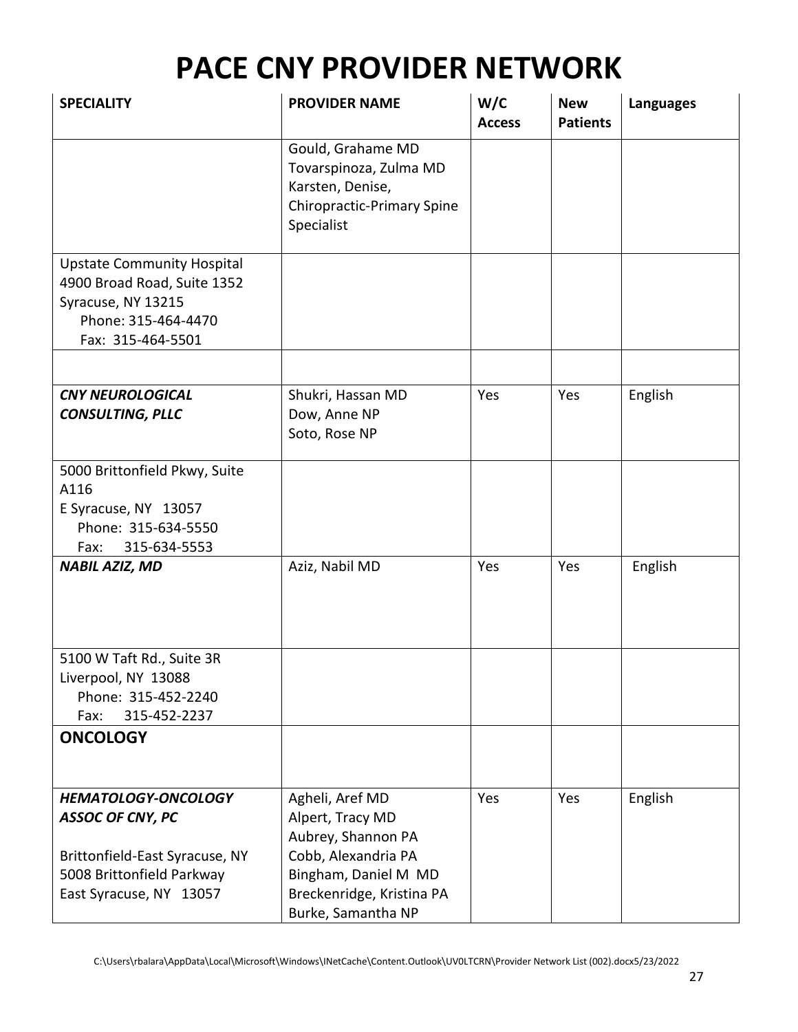# PACE CNY PROVIDER NETWORK

| SPECIALITY | PROVIDER NAME | W/C Access | New Patients | Languages |
|---|---|---|---|---|
| | Gould, Grahame MD<br>Tovarspinoza, Zulma MD<br>Karsten, Denise, Chiropractic-Primary Spine Specialist | | | |
| Upstate Community Hospital<br>4900 Broad Road, Suite 1352<br>Syracuse, NY 13215<br>Phone: 315-464-4470<br>Fax: 315-464-5501 | | | | |
| | | | | |
| ***CNY NEUROLOGICAL CONSULTING, PLLC*** | Shukri, Hassan MD<br>Dow, Anne NP<br>Soto, Rose NP | Yes | Yes | English |
| 5000 Brittonfield Pkwy, Suite A116<br>E Syracuse, NY 13057<br>Phone: 315-634-5550<br>Fax: 315-634-5553 | | | | |
| ***NABIL AZIZ, MD*** | Aziz, Nabil MD | Yes | Yes | English |
| 5100 W Taft Rd., Suite 3R<br>Liverpool, NY 13088<br>Phone: 315-452-2240<br>Fax: 315-452-2237 | | | | |
| **ONCOLOGY** | | | | |
| ***HEMATOLOGY-ONCOLOGY ASSOC OF CNY, PC***<br><br>Brittonfield-East Syracuse, NY<br>5008 Brittonfield Parkway<br>East Syracuse, NY 13057 | Agheli, Aref MD<br>Alpert, Tracy MD<br>Aubrey, Shannon PA<br>Cobb, Alexandria PA<br>Bingham, Daniel M MD<br>Breckenridge, Kristina PA<br>Burke, Samantha NP | Yes | Yes | English |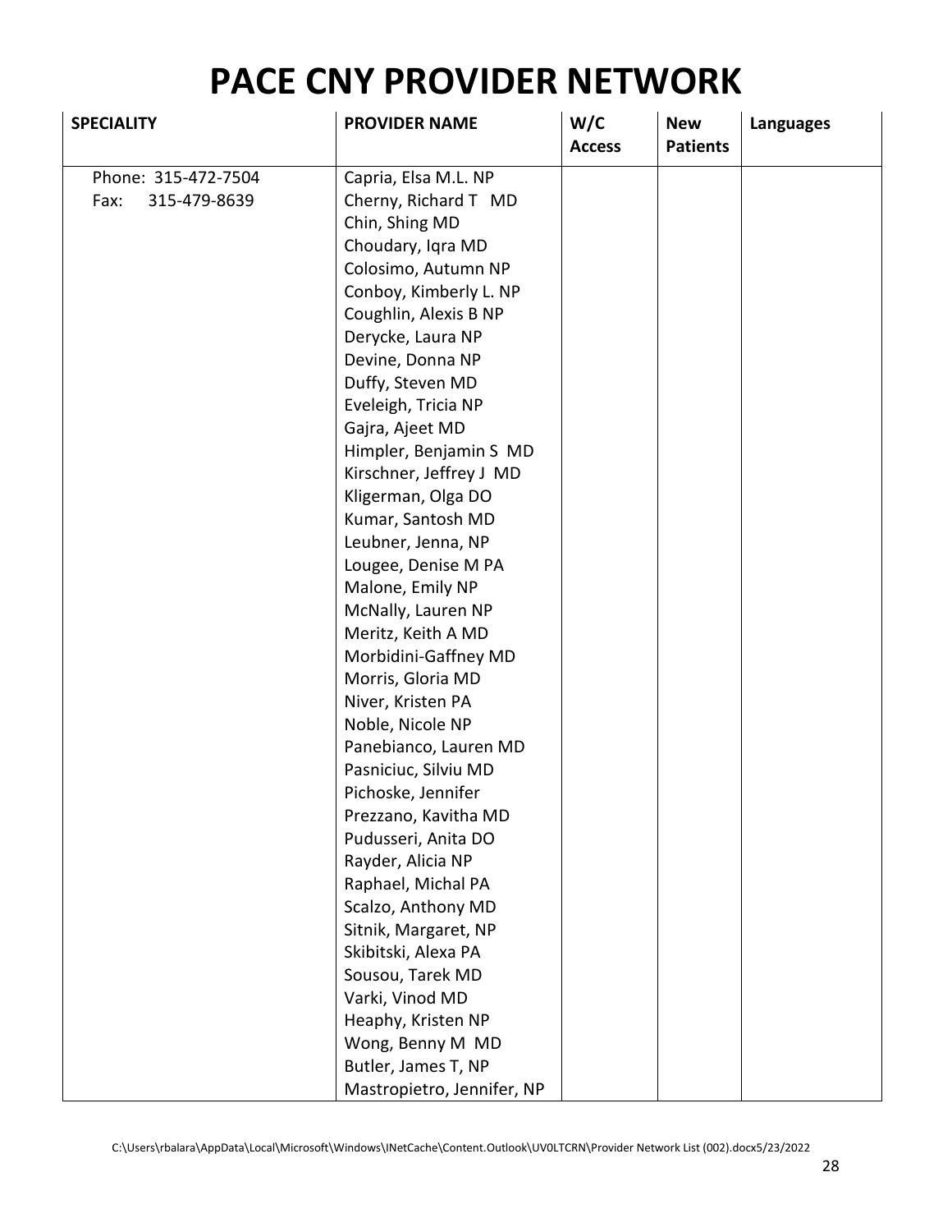# PACE CNY PROVIDER NETWORK

| SPECIALITY | PROVIDER NAME | W/C Access | New Patients | Languages |
|---|---|---|---|---|
| Phone: 315-472-7504<br>Fax: 315-479-8639 | Capria, Elsa M.L. NP<br>Cherny, Richard T MD<br>Chin, Shing MD<br>Choudary, Iqra MD<br>Colosimo, Autumn NP<br>Conboy, Kimberly L. NP<br>Coughlin, Alexis B NP<br>Derycke, Laura NP<br>Devine, Donna NP<br>Duffy, Steven MD<br>Eveleigh, Tricia NP<br>Gajra, Ajeet MD<br>Himpler, Benjamin S MD<br>Kirschner, Jeffrey J MD<br>Kligerman, Olga DO<br>Kumar, Santosh MD<br>Leubner, Jenna, NP<br>Lougee, Denise M PA<br>Malone, Emily NP<br>McNally, Lauren NP<br>Meritz, Keith A MD<br>Morbidini-Gaffney MD<br>Morris, Gloria MD<br>Niver, Kristen PA<br>Noble, Nicole NP<br>Panebianco, Lauren MD<br>Pasniciuc, Silviu MD<br>Pichoske, Jennifer<br>Prezzano, Kavitha MD<br>Pudusseri, Anita DO<br>Rayder, Alicia NP<br>Raphael, Michal PA<br>Scalzo, Anthony MD<br>Sitnik, Margaret, NP<br>Skibitski, Alexa PA<br>Sousou, Tarek MD<br>Varki, Vinod MD<br>Heaphy, Kristen NP<br>Wong, Benny M MD<br>Butler, James T, NP<br>Mastropietro, Jennifer, NP | | | |

C:\Users\rbalara\AppData\Local\Microsoft\Windows\INetCache\Content.Outlook\UV0LTCRN\Provider Network List (002).docx5/23/2022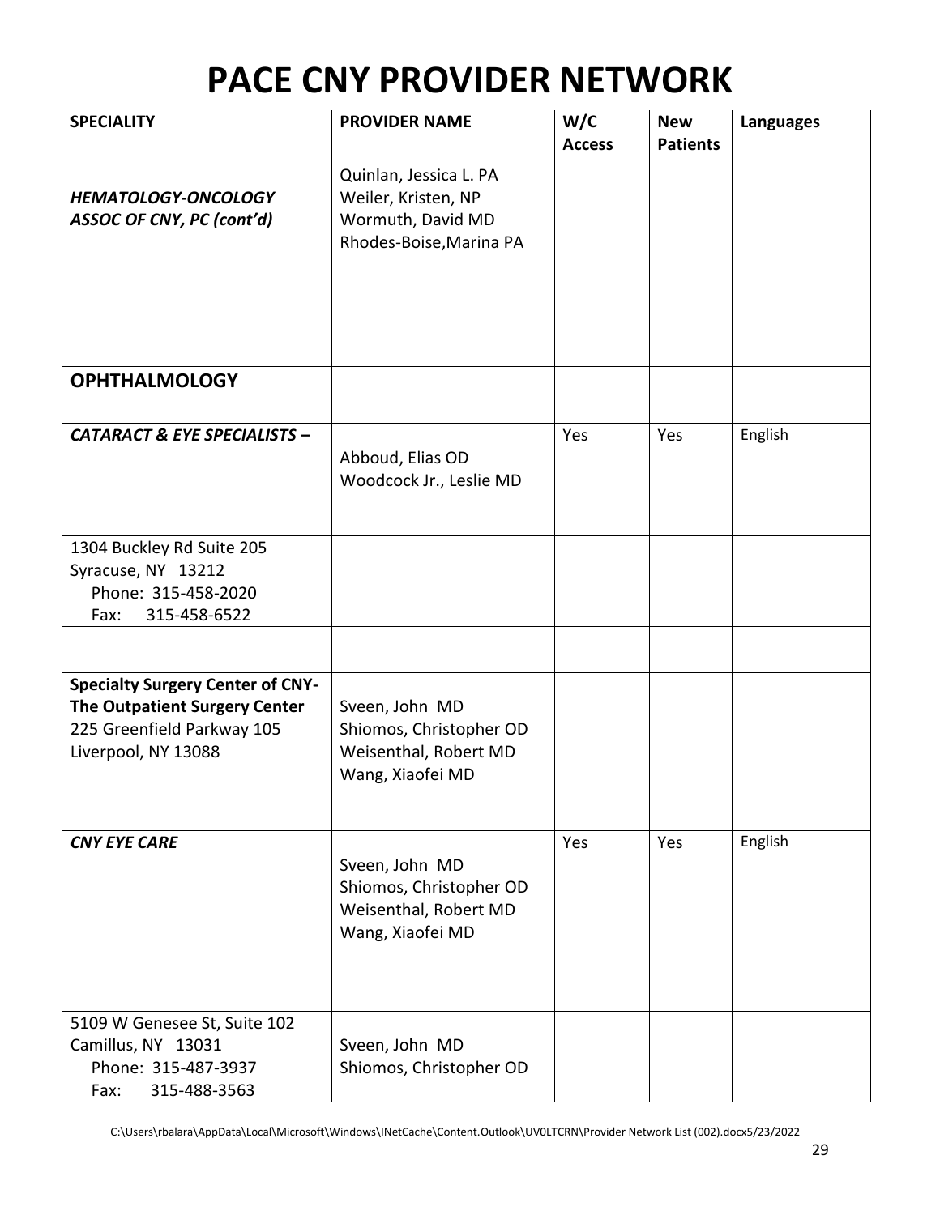# PACE CNY PROVIDER NETWORK

| SPECIALITY | PROVIDER NAME | W/C Access | New Patients | Languages |
|---|---|---|---|---|
| ***HEMATOLOGY-ONCOLOGY ASSOC OF CNY, PC (cont'd)*** | Quinlan, Jessica L. PA<br>Weiler, Kristen, NP<br>Wormuth, David MD<br>Rhodes-Boise,Marina PA | | | |
| | | | | |
| **OPHTHALMOLOGY** | | | | |
| ***CATARACT & EYE SPECIALISTS –*** | Abboud, Elias OD<br>Woodcock Jr., Leslie MD | Yes | Yes | English |
| 1304 Buckley Rd Suite 205<br>Syracuse, NY 13212<br>Phone: 315-458-2020<br>Fax: 315-458-6522 | | | | |
| | | | | |
| **Specialty Surgery Center of CNY-**<br>**The Outpatient Surgery Center**<br>225 Greenfield Parkway 105<br>Liverpool, NY 13088 | Sveen, John MD<br>Shiomos, Christopher OD<br>Weisenthal, Robert MD<br>Wang, Xiaofei MD | | | |
| ***CNY EYE CARE*** | Sveen, John MD<br>Shiomos, Christopher OD<br>Weisenthal, Robert MD<br>Wang, Xiaofei MD | Yes | Yes | English |
| 5109 W Genesee St, Suite 102<br>Camillus, NY 13031<br>Phone: 315-487-3937<br>Fax: 315-488-3563 | Sveen, John MD<br>Shiomos, Christopher OD | | | |

C:\Users\rbalara\AppData\Local\Microsoft\Windows\INetCache\Content.Outlook\UV0LTCRN\Provider Network List (002).docx5/23/2022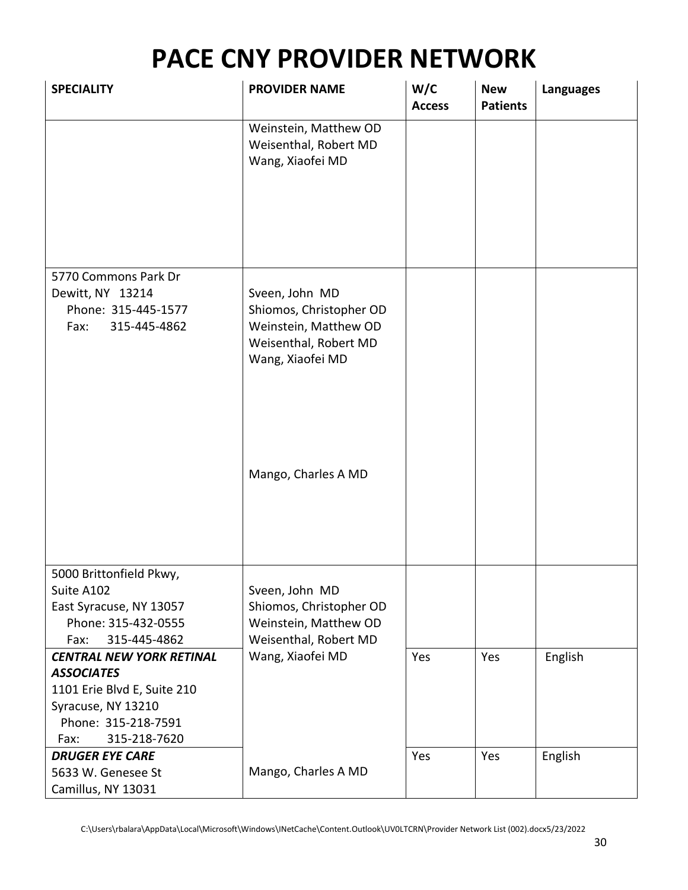# PACE CNY PROVIDER NETWORK

| SPECIALITY | PROVIDER NAME | W/C Access | New Patients | Languages |
|---|---|---|---|---|
| | Weinstein, Matthew OD<br>Weisenthal, Robert MD<br>Wang, Xiaofei MD | | | |
| 5770 Commons Park Dr<br>Dewitt, NY 13214<br>Phone: 315-445-1577<br>Fax: 315-445-4862 | Sveen, John MD<br>Shiomos, Christopher OD<br>Weinstein, Matthew OD<br>Weisenthal, Robert MD<br>Wang, Xiaofei MD<br><br>Mango, Charles A MD | | | |
| 5000 Brittonfield Pkwy,<br>Suite A102<br>East Syracuse, NY 13057<br>Phone: 315-432-0555<br>Fax: 315-445-4862 | Sveen, John MD<br>Shiomos, Christopher OD<br>Weinstein, Matthew OD<br>Weisenthal, Robert MD<br>Wang, Xiaofei MD | | | |
| ***CENTRAL NEW YORK RETINAL ASSOCIATES***<br>1101 Erie Blvd E, Suite 210<br>Syracuse, NY 13210<br>Phone: 315-218-7591<br>Fax: 315-218-7620 | | Yes | Yes | English |
| ***DRUGER EYE CARE***<br>5633 W. Genesee St<br>Camillus, NY 13031 | Mango, Charles A MD | Yes | Yes | English |

C:\Users\rbalara\AppData\Local\Microsoft\Windows\INetCache\Content.Outlook\UV0LTCRN\Provider Network List (002).docx5/23/2022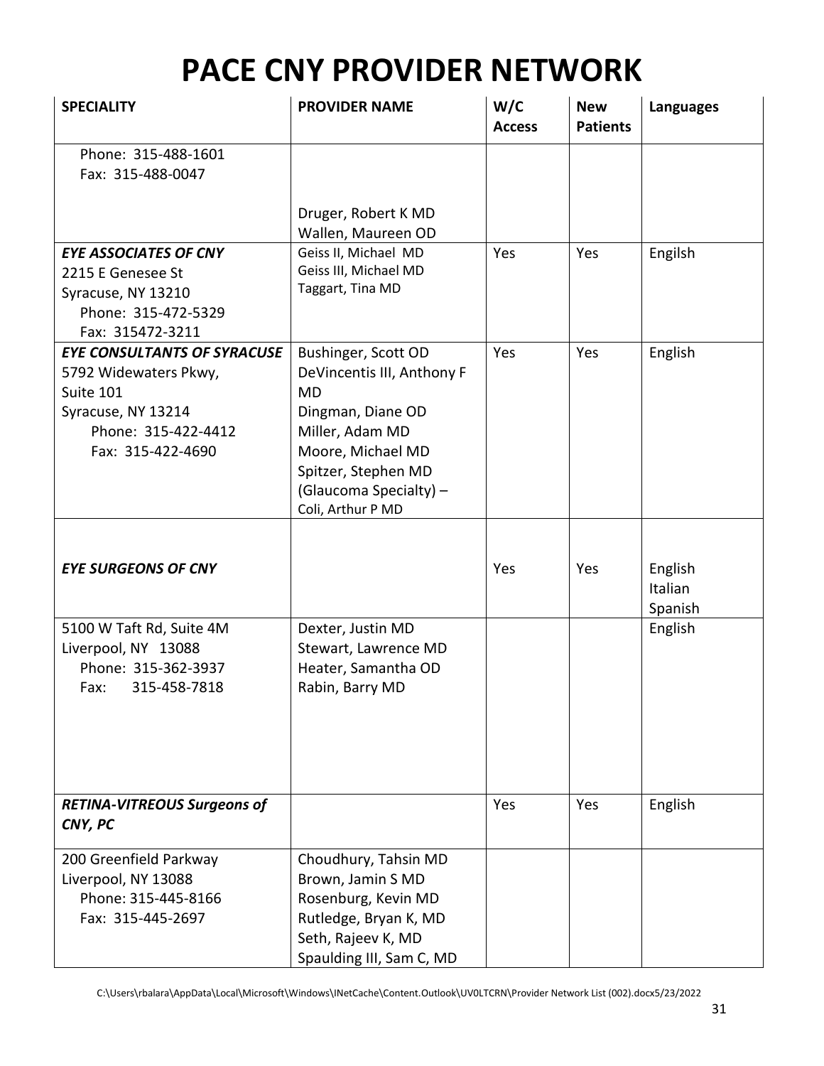# PACE CNY PROVIDER NETWORK

| SPECIALITY | PROVIDER NAME | W/C Access | New Patients | Languages |
|---|---|---|---|---|
| Phone: 315-488-1601<br>Fax: 315-488-0047 | Druger, Robert K MD<br>Wallen, Maureen OD | | | |
| ***EYE ASSOCIATES OF CNY***<br>2215 E Genesee St<br>Syracuse, NY 13210<br>Phone: 315-472-5329<br>Fax: 315472-3211 | Geiss II, Michael MD<br>Geiss III, Michael MD<br>Taggart, Tina MD | Yes | Yes | Engilsh |
| ***EYE CONSULTANTS OF SYRACUSE***<br>5792 Widewaters Pkwy,<br>Suite 101<br>Syracuse, NY 13214<br>Phone: 315-422-4412<br>Fax: 315-422-4690 | Bushinger, Scott OD<br>DeVincentis III, Anthony F MD<br>Dingman, Diane OD<br>Miller, Adam MD<br>Moore, Michael MD<br>Spitzer, Stephen MD<br>(Glaucoma Specialty) –<br>Coli, Arthur P MD | Yes | Yes | English |
| ***EYE SURGEONS OF CNY*** | | Yes | Yes | English<br>Italian<br>Spanish |
| 5100 W Taft Rd, Suite 4M<br>Liverpool, NY 13088<br>Phone: 315-362-3937<br>Fax: 315-458-7818 | Dexter, Justin MD<br>Stewart, Lawrence MD<br>Heater, Samantha OD<br>Rabin, Barry MD | | | English |
| ***RETINA-VITREOUS Surgeons of CNY, PC*** | | Yes | Yes | English |
| 200 Greenfield Parkway<br>Liverpool, NY 13088<br>Phone: 315-445-8166<br>Fax: 315-445-2697 | Choudhury, Tahsin MD<br>Brown, Jamin S MD<br>Rosenburg, Kevin MD<br>Rutledge, Bryan K, MD<br>Seth, Rajeev K, MD<br>Spaulding III, Sam C, MD | | | |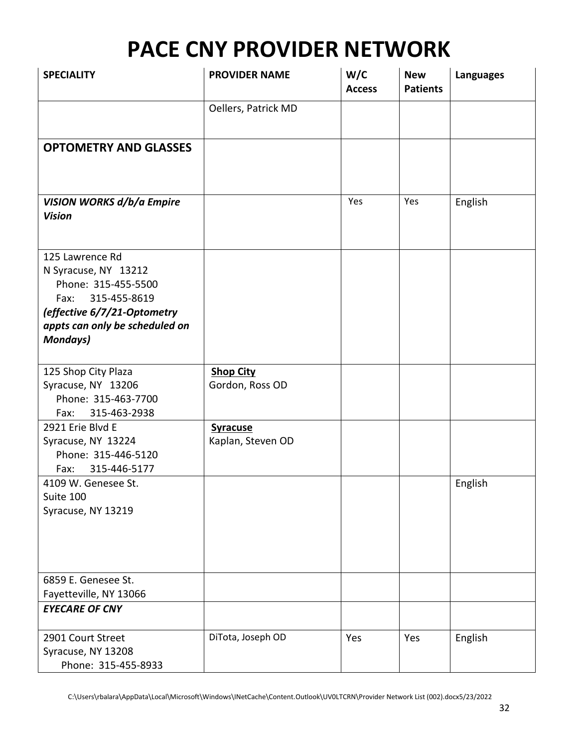# PACE CNY PROVIDER NETWORK

| SPECIALITY | PROVIDER NAME | W/C Access | New Patients | Languages |
|---|---|---|---|---|
| | Oellers, Patrick MD | | | |
| **OPTOMETRY AND GLASSES** | | | | |
| ***VISION WORKS d/b/a Empire Vision*** | | Yes | Yes | English |
| 125 Lawrence Rd<br>N Syracuse, NY 13212<br>Phone: 315-455-5500<br>Fax: 315-455-8619<br>***(effective 6/7/21-Optometry appts can only be scheduled on Mondays)*** | | | | |
| 125 Shop City Plaza<br>Syracuse, NY 13206<br>Phone: 315-463-7700<br>Fax: 315-463-2938 | **Shop City**<br>Gordon, Ross OD | | | |
| 2921 Erie Blvd E<br>Syracuse, NY 13224<br>Phone: 315-446-5120<br>Fax: 315-446-5177 | **Syracuse**<br>Kaplan, Steven OD | | | |
| 4109 W. Genesee St.<br>Suite 100<br>Syracuse, NY 13219 | | | | English |
| 6859 E. Genesee St.<br>Fayetteville, NY 13066 | | | | |
| ***EYECARE OF CNY*** | | | | |
| 2901 Court Street<br>Syracuse, NY 13208<br>Phone: 315-455-8933 | DiTota, Joseph OD | Yes | Yes | English |

C:\Users\rbalara\AppData\Local\Microsoft\Windows\INetCache\Content.Outlook\UV0LTCRN\Provider Network List (002).docx5/23/2022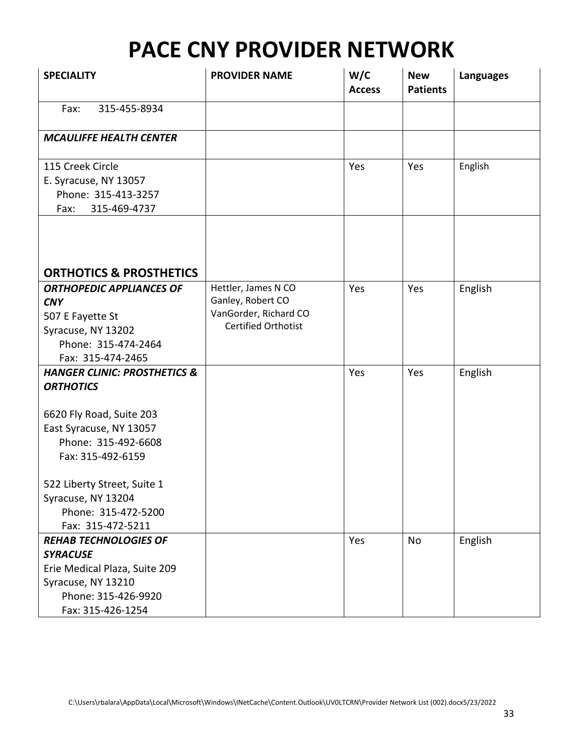# PACE CNY PROVIDER NETWORK

| SPECIALITY | PROVIDER NAME | W/C Access | New Patients | Languages |
|---|---|---|---|---|
| Fax: 315-455-8934 | | | | |
| ***MCAULIFFE HEALTH CENTER*** | | | | |
| 115 Creek Circle<br>E. Syracuse, NY 13057<br>Phone: 315-413-3257<br>Fax: 315-469-4737 | | Yes | Yes | English |
| **ORTHOTICS & PROSTHETICS** | | | | |
| ***ORTHOPEDIC APPLIANCES OF CNY***<br>507 E Fayette St<br>Syracuse, NY 13202<br>Phone: 315-474-2464<br>Fax: 315-474-2465 | Hettler, James N CO<br>Ganley, Robert CO<br>VanGorder, Richard CO<br>Certified Orthotist | Yes | Yes | English |
| ***HANGER CLINIC: PROSTHETICS & ORTHOTICS***<br><br>6620 Fly Road, Suite 203<br>East Syracuse, NY 13057<br>Phone: 315-492-6608<br>Fax: 315-492-6159<br><br>522 Liberty Street, Suite 1<br>Syracuse, NY 13204<br>Phone: 315-472-5200<br>Fax: 315-472-5211 | | Yes | Yes | English |
| ***REHAB TECHNOLOGIES OF SYRACUSE***<br>Erie Medical Plaza, Suite 209<br>Syracuse, NY 13210<br>Phone: 315-426-9920<br>Fax: 315-426-1254 | | Yes | No | English |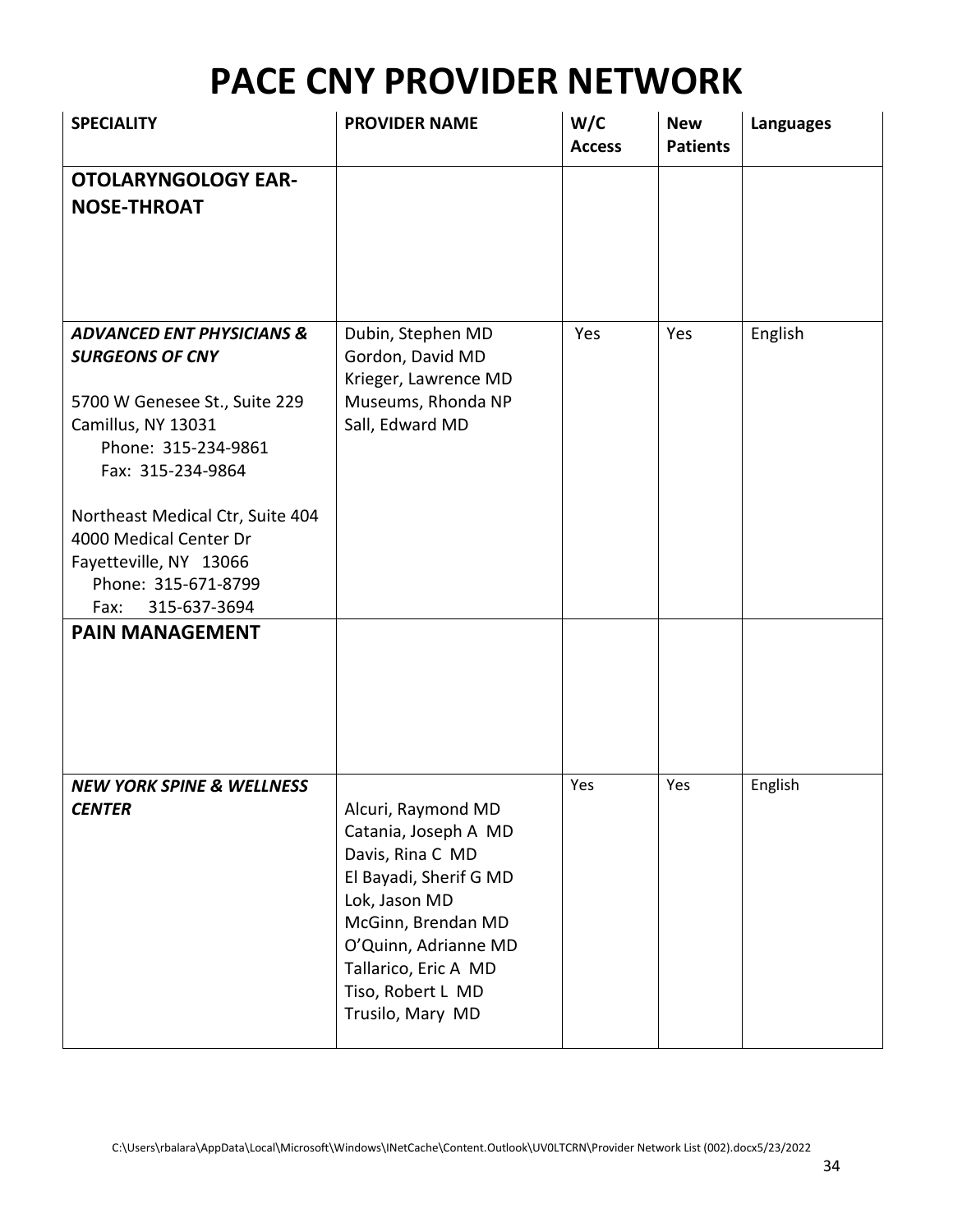# PACE CNY PROVIDER NETWORK

| SPECIALITY | PROVIDER NAME | W/C Access | New Patients | Languages |
|---|---|---|---|---|
| **OTOLARYNGOLOGY EAR-NOSE-THROAT** | | | | |
| ***ADVANCED ENT PHYSICIANS & SURGEONS OF CNY***<br><br>5700 W Genesee St., Suite 229<br>Camillus, NY 13031<br>Phone: 315-234-9861<br>Fax: 315-234-9864<br><br>Northeast Medical Ctr, Suite 404<br>4000 Medical Center Dr<br>Fayetteville, NY 13066<br>Phone: 315-671-8799<br>Fax: 315-637-3694 | Dubin, Stephen MD<br>Gordon, David MD<br>Krieger, Lawrence MD<br>Museums, Rhonda NP<br>Sall, Edward MD | Yes | Yes | English |
| **PAIN MANAGEMENT** | | | | |
| ***NEW YORK SPINE & WELLNESS CENTER*** | Alcuri, Raymond MD<br>Catania, Joseph A MD<br>Davis, Rina C MD<br>El Bayadi, Sherif G MD<br>Lok, Jason MD<br>McGinn, Brendan MD<br>O'Quinn, Adrianne MD<br>Tallarico, Eric A MD<br>Tiso, Robert L MD<br>Trusilo, Mary MD | Yes | Yes | English |

C:\Users\rbalara\AppData\Local\Microsoft\Windows\INetCache\Content.Outlook\UV0LTCRN\Provider Network List (002).docx5/23/2022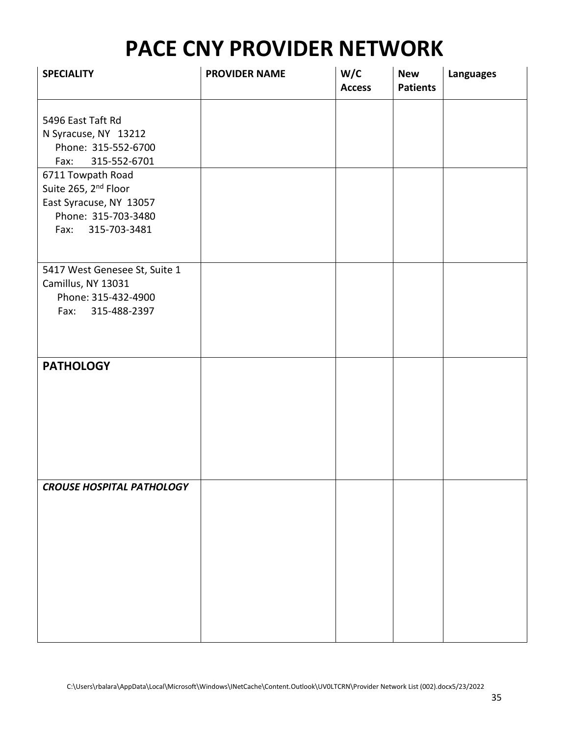# PACE CNY PROVIDER NETWORK

| SPECIALITY | PROVIDER NAME | W/C Access | New Patients | Languages |
|---|---|---|---|---|
| 5496 East Taft Rd<br>N Syracuse, NY 13212<br>Phone: 315-552-6700<br>Fax: 315-552-6701 | | | | |
| 6711 Towpath Road<br>Suite 265, 2nd Floor<br>East Syracuse, NY 13057<br>Phone: 315-703-3480<br>Fax: 315-703-3481 | | | | |
| 5417 West Genesee St, Suite 1<br>Camillus, NY 13031<br>Phone: 315-432-4900<br>Fax: 315-488-2397 | | | | |
| **PATHOLOGY** | | | | |
| ***CROUSE HOSPITAL PATHOLOGY*** | | | | |

C:\Users\rbalara\AppData\Local\Microsoft\Windows\INetCache\Content.Outlook\UV0LTCRN\Provider Network List (002).docx5/23/2022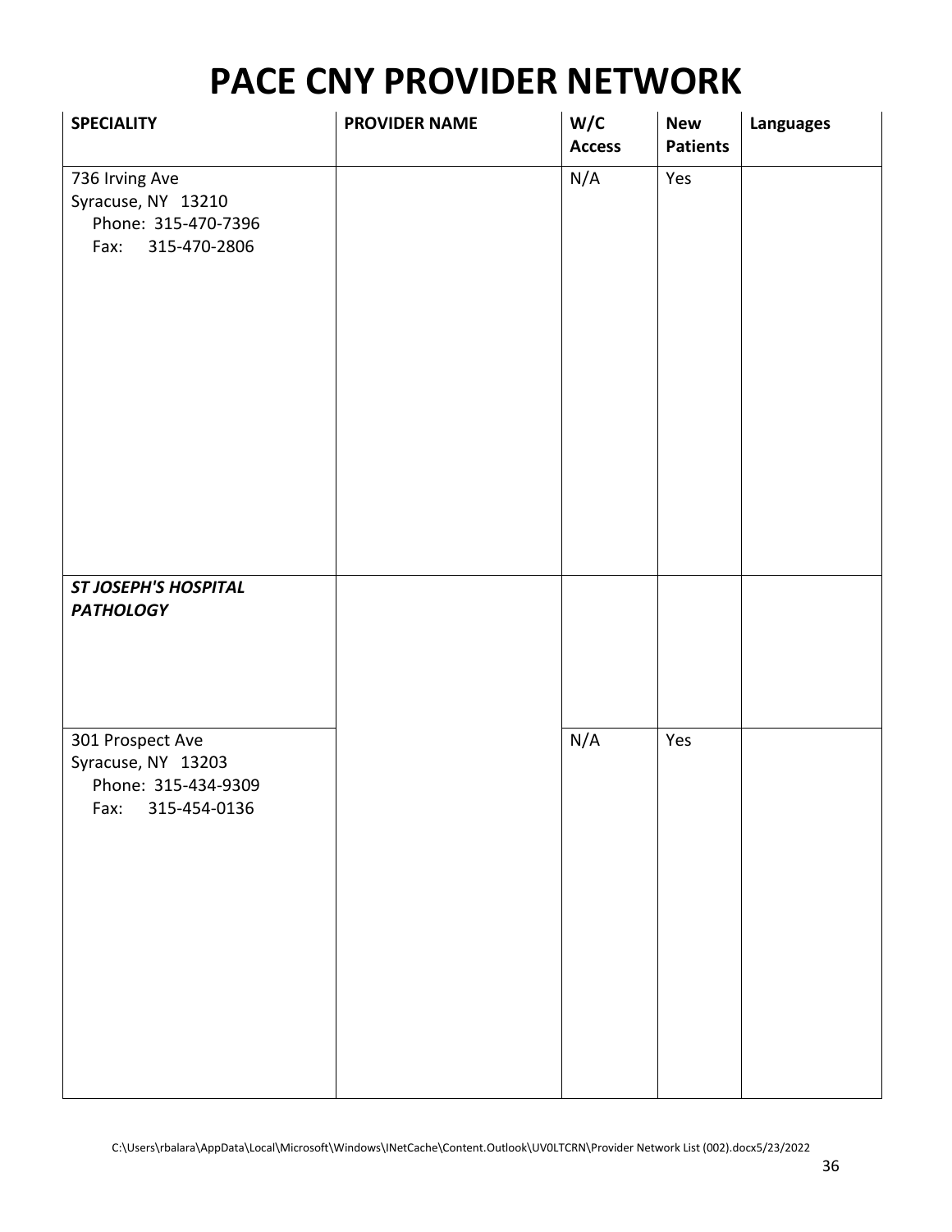# PACE CNY PROVIDER NETWORK

| SPECIALITY | PROVIDER NAME | W/C Access | New Patients | Languages |
|---|---|---|---|---|
| 736 Irving Ave<br>Syracuse, NY 13210<br>Phone: 315-470-7396<br>Fax: 315-470-2806 | | N/A | Yes | |
| ***ST JOSEPH'S HOSPITAL PATHOLOGY*** | | | | |
| 301 Prospect Ave<br>Syracuse, NY 13203<br>Phone: 315-434-9309<br>Fax: 315-454-0136 | | N/A | Yes | |

C:\Users\rbalara\AppData\Local\Microsoft\Windows\INetCache\Content.Outlook\UV0LTCRN\Provider Network List (002).docx5/23/2022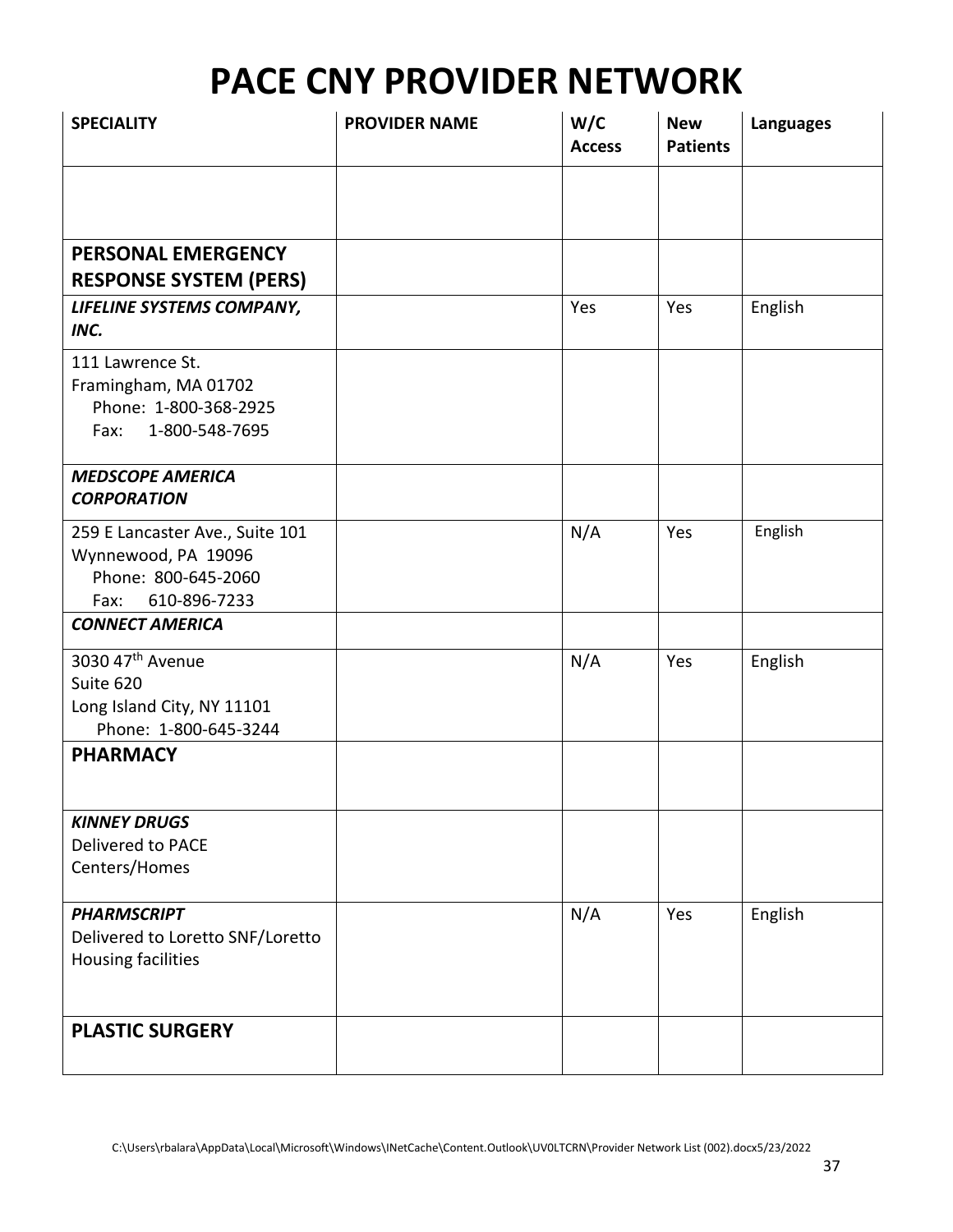# PACE CNY PROVIDER NETWORK

| SPECIALITY | PROVIDER NAME | W/C Access | New Patients | Languages |
|---|---|---|---|---|
| | | | | |
| **PERSONAL EMERGENCY RESPONSE SYSTEM (PERS)** | | | | |
| ***LIFELINE SYSTEMS COMPANY, INC.*** | | Yes | Yes | English |
| 111 Lawrence St.<br>Framingham, MA 01702<br>Phone: 1-800-368-2925<br>Fax: 1-800-548-7695 | | | | |
| ***MEDSCOPE AMERICA CORPORATION*** | | | | |
| 259 E Lancaster Ave., Suite 101<br>Wynnewood, PA 19096<br>Phone: 800-645-2060<br>Fax: 610-896-7233 | | N/A | Yes | English |
| ***CONNECT AMERICA*** | | | | |
| 3030 47th Avenue<br>Suite 620<br>Long Island City, NY 11101<br>Phone: 1-800-645-3244 | | N/A | Yes | English |
| **PHARMACY** | | | | |
| ***KINNEY DRUGS***<br>Delivered to PACE Centers/Homes | | | | |
| ***PHARMSCRIPT***<br>Delivered to Loretto SNF/Loretto Housing facilities | | N/A | Yes | English |
| **PLASTIC SURGERY** | | | | |

C:\Users\rbalara\AppData\Local\Microsoft\Windows\INetCache\Content.Outlook\UV0LTCRN\Provider Network List (002).docx5/23/2022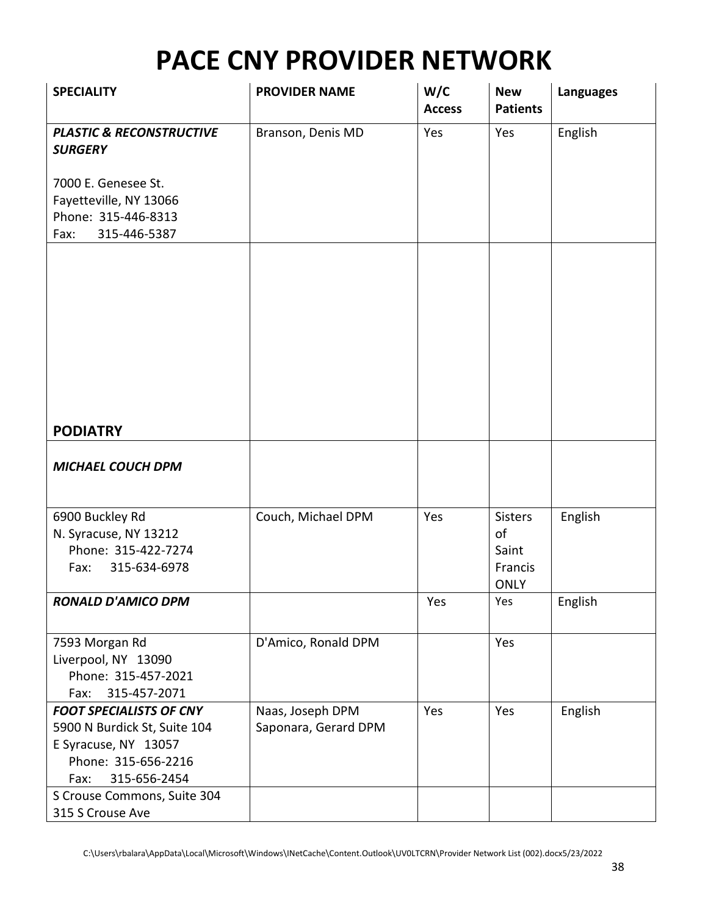# PACE CNY PROVIDER NETWORK

| SPECIALITY | PROVIDER NAME | W/C Access | New Patients | Languages |
|---|---|---|---|---|
| ***PLASTIC & RECONSTRUCTIVE SURGERY***<br><br>7000 E. Genesee St.<br>Fayetteville, NY 13066<br>Phone: 315-446-8313<br>Fax: 315-446-5387 | Branson, Denis MD | Yes | Yes | English |
| **PODIATRY** | | | | |
| ***MICHAEL COUCH DPM*** | | | | |
| 6900 Buckley Rd<br>N. Syracuse, NY 13212<br>Phone: 315-422-7274<br>Fax: 315-634-6978 | Couch, Michael DPM | Yes | Sisters of Saint Francis ONLY | English |
| ***RONALD D'AMICO DPM*** | | Yes | Yes | English |
| 7593 Morgan Rd<br>Liverpool, NY 13090<br>Phone: 315-457-2021<br>Fax: 315-457-2071 | D'Amico, Ronald DPM | | Yes | |
| ***FOOT SPECIALISTS OF CNY***<br>5900 N Burdick St, Suite 104<br>E Syracuse, NY 13057<br>Phone: 315-656-2216<br>Fax: 315-656-2454 | Naas, Joseph DPM<br>Saponara, Gerard DPM | Yes | Yes | English |
| S Crouse Commons, Suite 304<br>315 S Crouse Ave | | | | |

C:\Users\rbalara\AppData\Local\Microsoft\Windows\INetCache\Content.Outlook\UV0LTCRN\Provider Network List (002).docx5/23/2022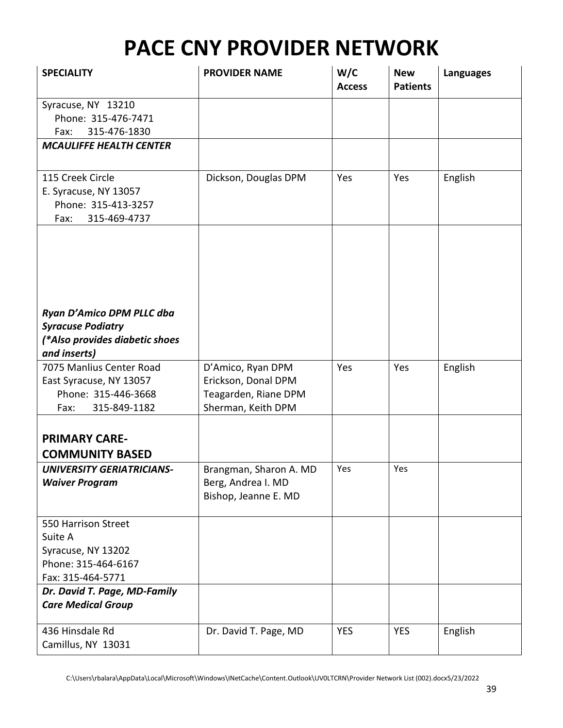# PACE CNY PROVIDER NETWORK

| SPECIALITY | PROVIDER NAME | W/C Access | New Patients | Languages |
|---|---|---|---|---|
| Syracuse, NY 13210<br>Phone: 315-476-7471<br>Fax: 315-476-1830 | | | | |
| ***MCAULIFFE HEALTH CENTER*** | | | | |
| 115 Creek Circle<br>E. Syracuse, NY 13057<br>Phone: 315-413-3257<br>Fax: 315-469-4737 | Dickson, Douglas DPM | Yes | Yes | English |
| ***Ryan D'Amico DPM PLLC dba Syracuse Podiatry (*Also provides diabetic shoes and inserts)*** | | | | |
| 7075 Manlius Center Road<br>East Syracuse, NY 13057<br>Phone: 315-446-3668<br>Fax: 315-849-1182 | D'Amico, Ryan DPM<br>Erickson, Donal DPM<br>Teagarden, Riane DPM<br>Sherman, Keith DPM | Yes | Yes | English |
| **PRIMARY CARE-COMMUNITY BASED** | | | | |
| ***UNIVERSITY GERIATRICIANS-Waiver Program*** | Brangman, Sharon A. MD<br>Berg, Andrea I. MD<br>Bishop, Jeanne E. MD | Yes | Yes | |
| 550 Harrison Street<br>Suite A<br>Syracuse, NY 13202<br>Phone: 315-464-6167<br>Fax: 315-464-5771 | | | | |
| ***Dr. David T. Page, MD-Family Care Medical Group*** | | | | |
| 436 Hinsdale Rd<br>Camillus, NY 13031 | Dr. David T. Page, MD | YES | YES | English |

C:\Users\rbalara\AppData\Local\Microsoft\Windows\INetCache\Content.Outlook\UV0LTCRN\Provider Network List (002).docx5/23/2022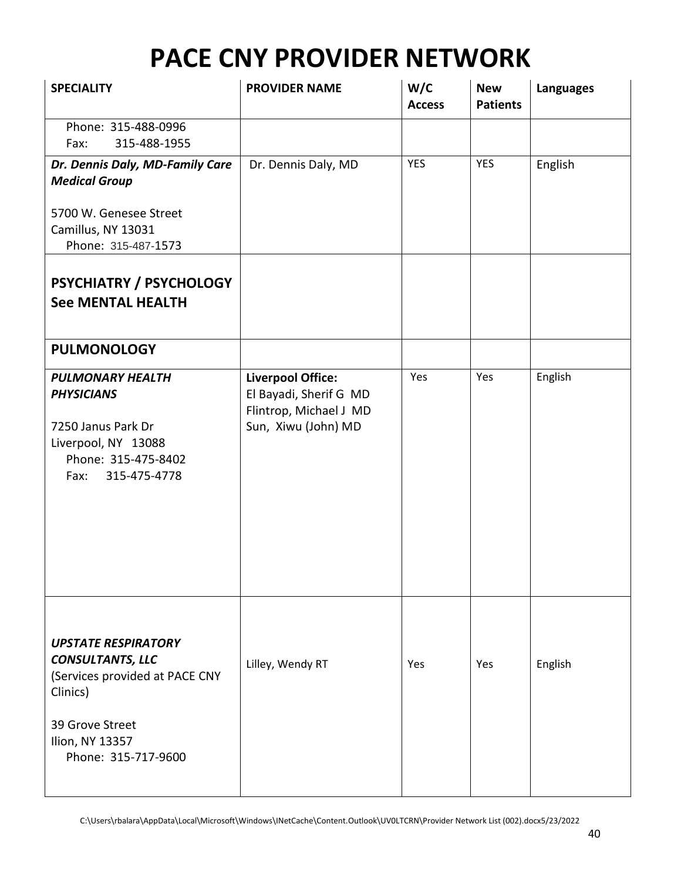# PACE CNY PROVIDER NETWORK

| SPECIALITY | PROVIDER NAME | W/C Access | New Patients | Languages |
|---|---|---|---|---|
| Phone: 315-488-0996<br>Fax: 315-488-1955 | | | | |
| ***Dr. Dennis Daly, MD-Family Care Medical Group***<br><br>5700 W. Genesee Street<br>Camillus, NY 13031<br>Phone: 315-487-1573 | Dr. Dennis Daly, MD | YES | YES | English |
| **PSYCHIATRY / PSYCHOLOGY See MENTAL HEALTH** | | | | |
| **PULMONOLOGY** | | | | |
| ***PULMONARY HEALTH PHYSICIANS***<br><br>7250 Janus Park Dr<br>Liverpool, NY 13088<br>Phone: 315-475-8402<br>Fax: 315-475-4778 | **Liverpool Office:**<br>El Bayadi, Sherif G MD<br>Flintrop, Michael J MD<br>Sun, Xiwu (John) MD | Yes | Yes | English |
| ***UPSTATE RESPIRATORY CONSULTANTS, LLC***<br>(Services provided at PACE CNY Clinics)<br><br>39 Grove Street<br>Ilion, NY 13357<br>Phone: 315-717-9600 | Lilley, Wendy RT | Yes | Yes | English |

C:\Users\rbalara\AppData\Local\Microsoft\Windows\INetCache\Content.Outlook\UV0LTCRN\Provider Network List (002).docx5/23/2022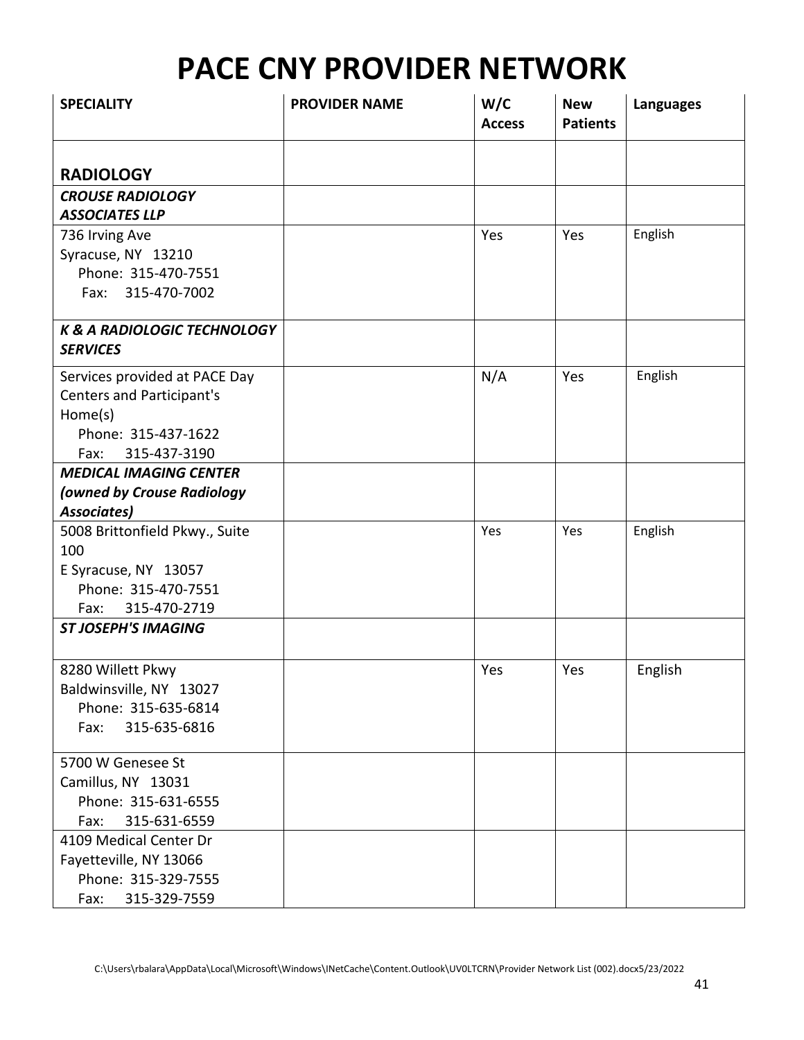# PACE CNY PROVIDER NETWORK

| SPECIALITY | PROVIDER NAME | W/C Access | New Patients | Languages |
|---|---|---|---|---|
| **RADIOLOGY** | | | | |
| ***CROUSE RADIOLOGY ASSOCIATES LLP*** | | | | |
| 736 Irving Ave<br>Syracuse, NY 13210<br>Phone: 315-470-7551<br>Fax: 315-470-7002 | | Yes | Yes | English |
| ***K & A RADIOLOGIC TECHNOLOGY SERVICES*** | | | | |
| Services provided at PACE Day Centers and Participant's Home(s)<br>Phone: 315-437-1622<br>Fax: 315-437-3190 | | N/A | Yes | English |
| ***MEDICAL IMAGING CENTER (owned by Crouse Radiology Associates)*** | | | | |
| 5008 Brittonfield Pkwy., Suite 100<br>E Syracuse, NY 13057<br>Phone: 315-470-7551<br>Fax: 315-470-2719 | | Yes | Yes | English |
| ***ST JOSEPH'S IMAGING*** | | | | |
| 8280 Willett Pkwy<br>Baldwinsville, NY 13027<br>Phone: 315-635-6814<br>Fax: 315-635-6816 | | Yes | Yes | English |
| 5700 W Genesee St<br>Camillus, NY 13031<br>Phone: 315-631-6555<br>Fax: 315-631-6559 | | | | |
| 4109 Medical Center Dr<br>Fayetteville, NY 13066<br>Phone: 315-329-7555<br>Fax: 315-329-7559 | | | | |

C:\Users\rbalara\AppData\Local\Microsoft\Windows\INetCache\Content.Outlook\UV0LTCRN\Provider Network List (002).docx5/23/2022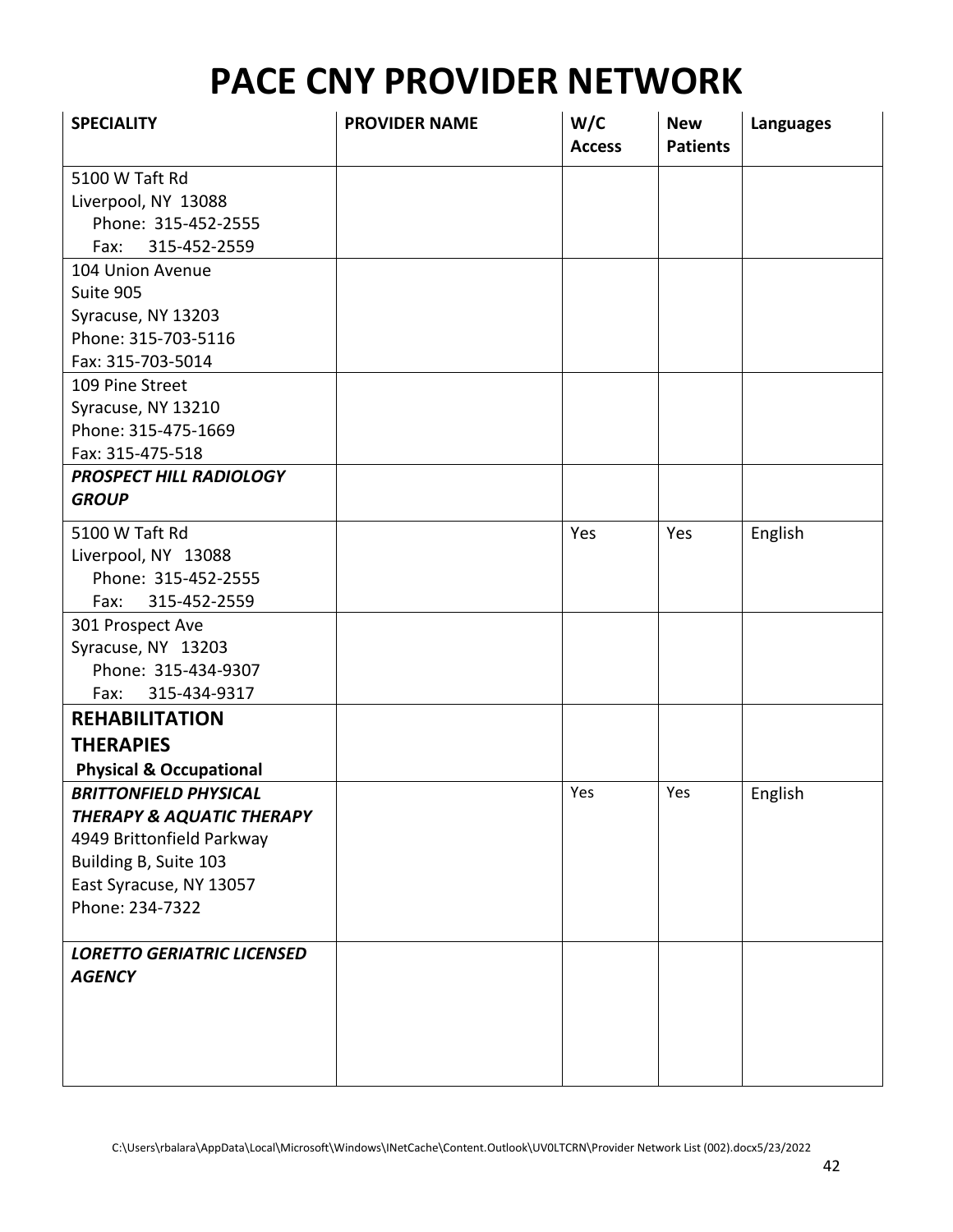// PACE CNY PROVIDER NETWORK

| SPECIALITY | PROVIDER NAME | W/C Access | New Patients | Languages |
|---|---|---|---|---|
| 5100 W Taft Rd<br>Liverpool, NY 13088<br>Phone: 315-452-2555<br>Fax: 315-452-2559 | | | | |
| 104 Union Avenue<br>Suite 905<br>Syracuse, NY 13203<br>Phone: 315-703-5116<br>Fax: 315-703-5014 | | | | |
| 109 Pine Street<br>Syracuse, NY 13210<br>Phone: 315-475-1669<br>Fax: 315-475-518 | | | | |
| ***PROSPECT HILL RADIOLOGY GROUP*** | | | | |
| 5100 W Taft Rd<br>Liverpool, NY 13088<br>Phone: 315-452-2555<br>Fax: 315-452-2559 | | Yes | Yes | English |
| 301 Prospect Ave<br>Syracuse, NY 13203<br>Phone: 315-434-9307<br>Fax: 315-434-9317 | | | | |
| **REHABILITATION THERAPIES**<br>**Physical & Occupational** | | | | |
| ***BRITTONFIELD PHYSICAL THERAPY & AQUATIC THERAPY***<br>4949 Brittonfield Parkway<br>Building B, Suite 103<br>East Syracuse, NY 13057<br>Phone: 234-7322 | | Yes | Yes | English |
| ***LORETTO GERIATRIC LICENSED AGENCY*** | | | | |

C:\Users\rbalara\AppData\Local\Microsoft\Windows\INetCache\Content.Outlook\UV0LTCRN\Provider Network List (002).docx5/23/2022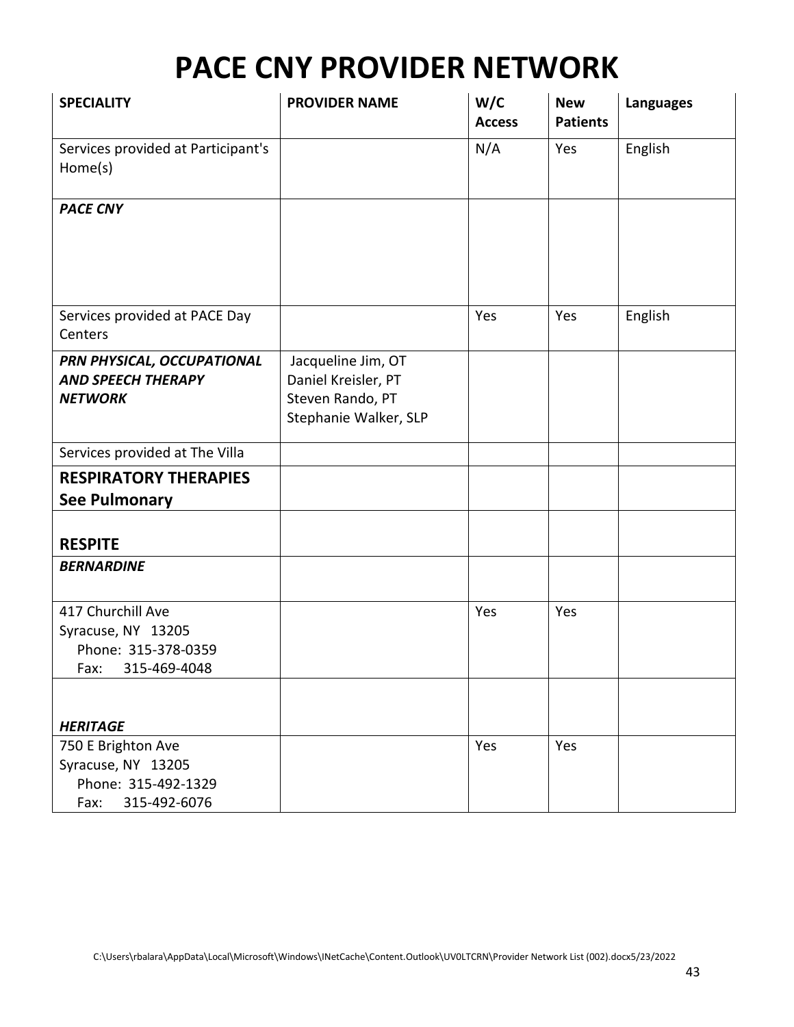# PACE CNY PROVIDER NETWORK

| SPECIALITY | PROVIDER NAME | W/C Access | New Patients | Languages |
|---|---|---|---|---|
| Services provided at Participant's Home(s) | | N/A | Yes | English |
| ***PACE CNY*** | | | | |
| Services provided at PACE Day Centers | | Yes | Yes | English |
| ***PRN PHYSICAL, OCCUPATIONAL AND SPEECH THERAPY NETWORK*** | Jacqueline Jim, OT<br>Daniel Kreisler, PT<br>Steven Rando, PT<br>Stephanie Walker, SLP | | | |
| Services provided at The Villa | | | | |
| **RESPIRATORY THERAPIES See Pulmonary** | | | | |
| **RESPITE** | | | | |
| ***BERNARDINE*** | | | | |
| 417 Churchill Ave<br>Syracuse, NY 13205<br>Phone: 315-378-0359<br>Fax: 315-469-4048 | | Yes | Yes | |
| ***HERITAGE*** | | | | |
| 750 E Brighton Ave<br>Syracuse, NY 13205<br>Phone: 315-492-1329<br>Fax: 315-492-6076 | | Yes | Yes | |

C:\Users\rbalara\AppData\Local\Microsoft\Windows\INetCache\Content.Outlook\UV0LTCRN\Provider Network List (002).docx5/23/2022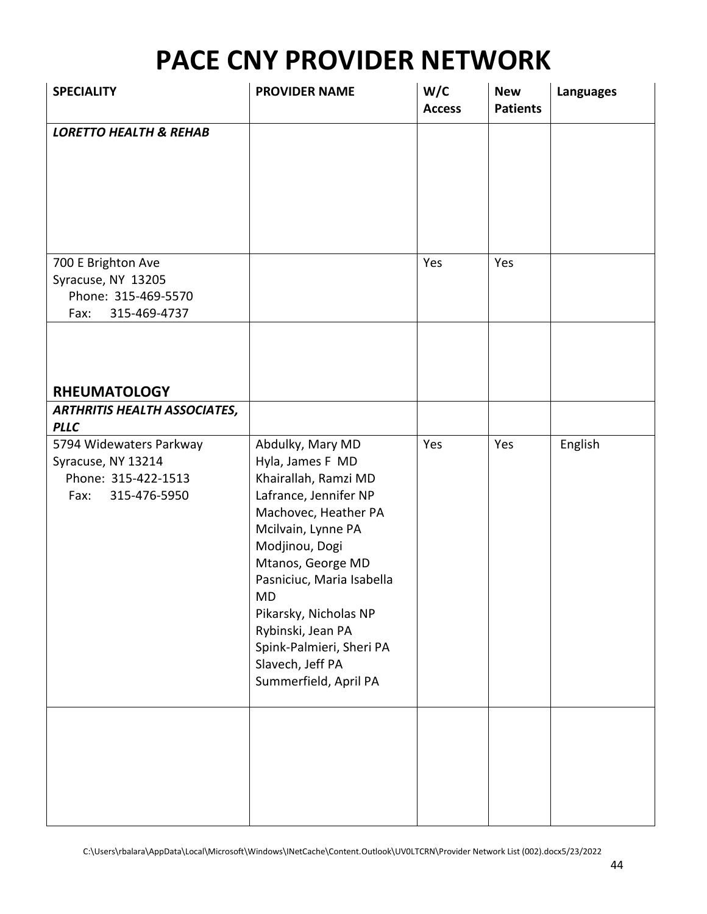# PACE CNY PROVIDER NETWORK

| SPECIALITY | PROVIDER NAME | W/C Access | New Patients | Languages |
|---|---|---|---|---|
| ***LORETTO HEALTH & REHAB*** | | | | |
| 700 E Brighton Ave<br>Syracuse, NY 13205<br>Phone: 315-469-5570<br>Fax: 315-469-4737 | | Yes | Yes | |
| **RHEUMATOLOGY** | | | | |
| ***ARTHRITIS HEALTH ASSOCIATES, PLLC*** | | | | |
| 5794 Widewaters Parkway<br>Syracuse, NY 13214<br>Phone: 315-422-1513<br>Fax: 315-476-5950 | Abdulky, Mary MD<br>Hyla, James F MD<br>Khairallah, Ramzi MD<br>Lafrance, Jennifer NP<br>Machovec, Heather PA<br>Mcilvain, Lynne PA<br>Modjinou, Dogi<br>Mtanos, George MD<br>Pasniciuc, Maria Isabella MD<br>Pikarsky, Nicholas NP<br>Rybinski, Jean PA<br>Spink-Palmieri, Sheri PA<br>Slavech, Jeff PA<br>Summerfield, April PA | Yes | Yes | English |
| | | | | |

C:\Users\rbalara\AppData\Local\Microsoft\Windows\INetCache\Content.Outlook\UV0LTCRN\Provider Network List (002).docx5/23/2022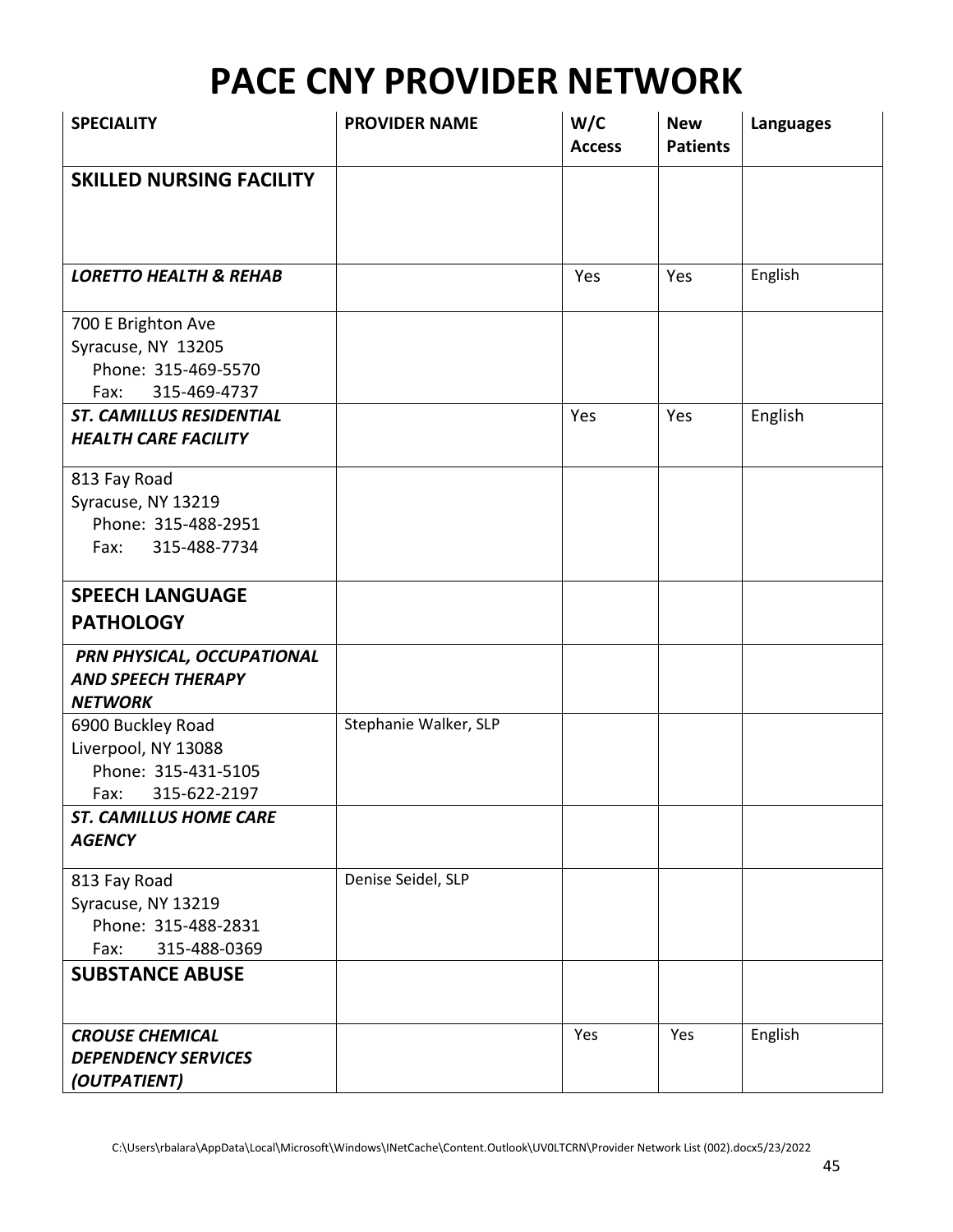# PACE CNY PROVIDER NETWORK

| SPECIALITY | PROVIDER NAME | W/C Access | New Patients | Languages |
|---|---|---|---|---|
| **SKILLED NURSING FACILITY** | | | | |
| ***LORETTO HEALTH & REHAB*** | | Yes | Yes | English |
| 700 E Brighton Ave<br>Syracuse, NY 13205<br>Phone: 315-469-5570<br>Fax: 315-469-4737 | | | | |
| ***ST. CAMILLUS RESIDENTIAL HEALTH CARE FACILITY*** | | Yes | Yes | English |
| 813 Fay Road<br>Syracuse, NY 13219<br>Phone: 315-488-2951<br>Fax: 315-488-7734 | | | | |
| **SPEECH LANGUAGE PATHOLOGY** | | | | |
| ***PRN PHYSICAL, OCCUPATIONAL AND SPEECH THERAPY NETWORK*** | | | | |
| 6900 Buckley Road<br>Liverpool, NY 13088<br>Phone: 315-431-5105<br>Fax: 315-622-2197 | Stephanie Walker, SLP | | | |
| ***ST. CAMILLUS HOME CARE AGENCY*** | | | | |
| 813 Fay Road<br>Syracuse, NY 13219<br>Phone: 315-488-2831<br>Fax: 315-488-0369 | Denise Seidel, SLP | | | |
| **SUBSTANCE ABUSE** | | | | |
| ***CROUSE CHEMICAL DEPENDENCY SERVICES (OUTPATIENT)*** | | Yes | Yes | English |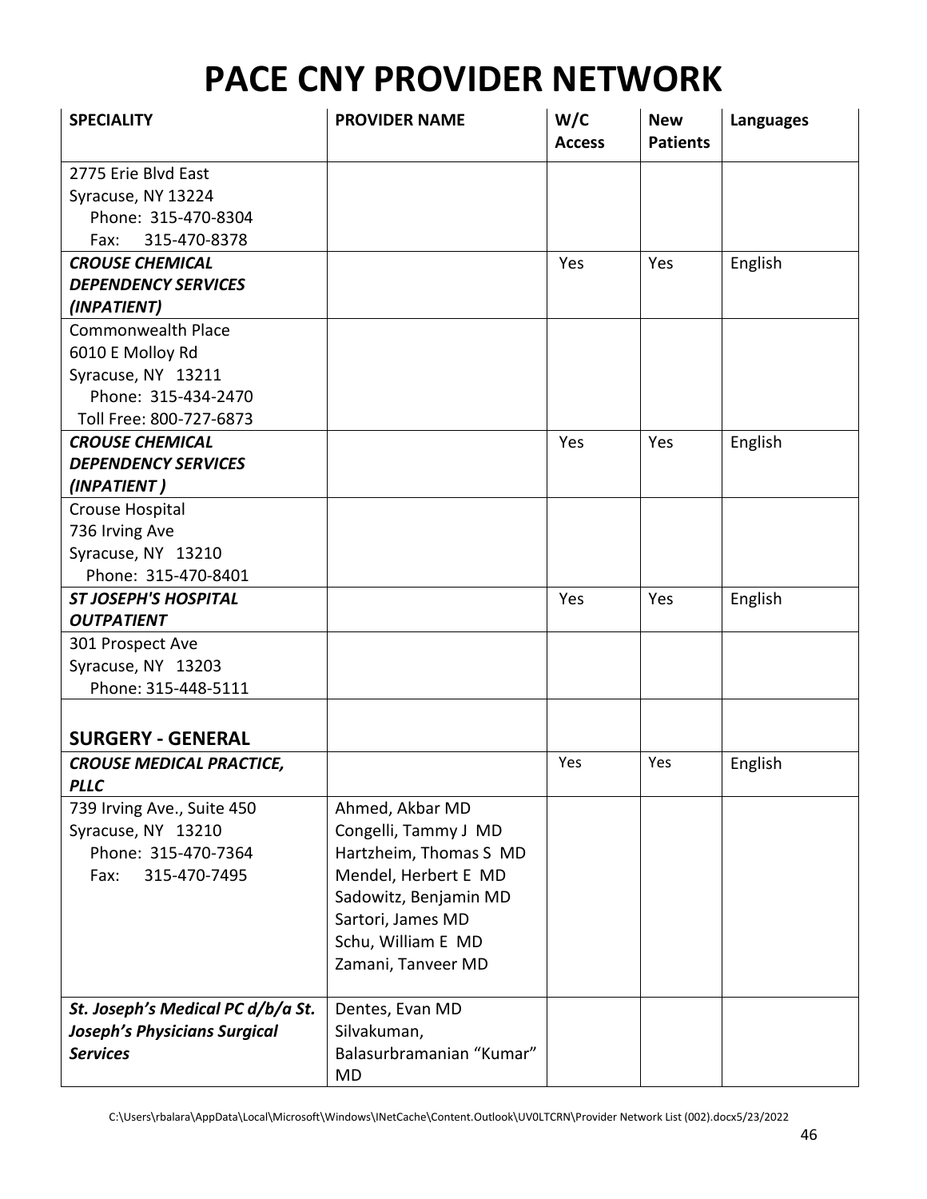# PACE CNY PROVIDER NETWORK

| SPECIALITY | PROVIDER NAME | W/C Access | New Patients | Languages |
|---|---|---|---|---|
| 2775 Erie Blvd East<br>Syracuse, NY 13224<br>Phone: 315-470-8304<br>Fax: 315-470-8378 | | | | |
| ***CROUSE CHEMICAL DEPENDENCY SERVICES (INPATIENT)*** | | Yes | Yes | English |
| Commonwealth Place<br>6010 E Molloy Rd<br>Syracuse, NY 13211<br>Phone: 315-434-2470<br>Toll Free: 800-727-6873 | | | | |
| ***CROUSE CHEMICAL DEPENDENCY SERVICES (INPATIENT )*** | | Yes | Yes | English |
| Crouse Hospital<br>736 Irving Ave<br>Syracuse, NY 13210<br>Phone: 315-470-8401 | | | | |
| ***ST JOSEPH'S HOSPITAL OUTPATIENT*** | | Yes | Yes | English |
| 301 Prospect Ave<br>Syracuse, NY 13203<br>Phone: 315-448-5111 | | | | |
| **SURGERY - GENERAL** | | | | |
| ***CROUSE MEDICAL PRACTICE, PLLC*** | | Yes | Yes | English |
| 739 Irving Ave., Suite 450<br>Syracuse, NY 13210<br>Phone: 315-470-7364<br>Fax: 315-470-7495 | Ahmed, Akbar MD<br>Congelli, Tammy J MD<br>Hartzheim, Thomas S MD<br>Mendel, Herbert E MD<br>Sadowitz, Benjamin MD<br>Sartori, James MD<br>Schu, William E MD<br>Zamani, Tanveer MD | | | |
| ***St. Joseph's Medical PC d/b/a St. Joseph's Physicians Surgical Services*** | Dentes, Evan MD<br>Silvakuman, Balasurbramanian "Kumar" MD | | | |

C:\Users\rbalara\AppData\Local\Microsoft\Windows\INetCache\Content.Outlook\UV0LTCRN\Provider Network List (002).docx5/23/2022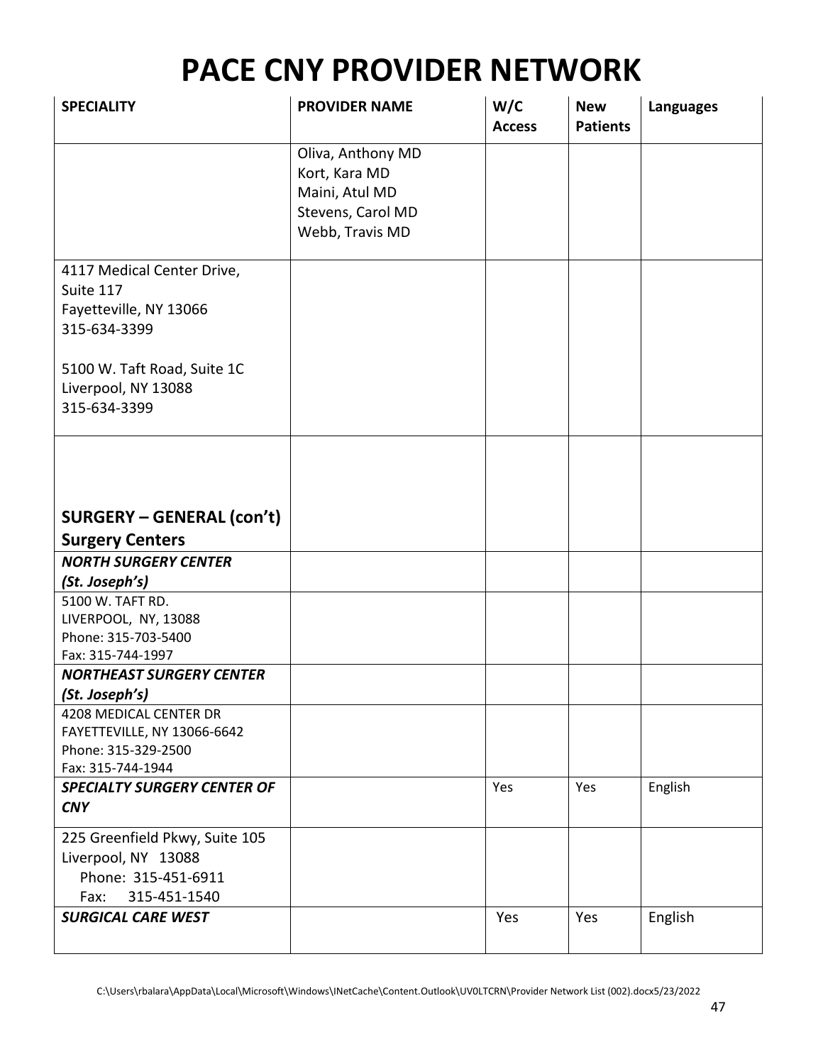# PACE CNY PROVIDER NETWORK

| SPECIALITY | PROVIDER NAME | W/C Access | New Patients | Languages |
|---|---|---|---|---|
| | Oliva, Anthony MD<br>Kort, Kara MD<br>Maini, Atul MD<br>Stevens, Carol MD<br>Webb, Travis MD | | | |
| 4117 Medical Center Drive, Suite 117<br>Fayetteville, NY 13066<br>315-634-3399<br><br>5100 W. Taft Road, Suite 1C<br>Liverpool, NY 13088<br>315-634-3399 | | | | |
| **SURGERY – GENERAL (con't)**<br>**Surgery Centers** | | | | |
| ***NORTH SURGERY CENTER (St. Joseph's)*** | | | | |
| 5100 W. TAFT RD.<br>LIVERPOOL, NY, 13088<br>Phone: 315-703-5400<br>Fax: 315-744-1997 | | | | |
| ***NORTHEAST SURGERY CENTER (St. Joseph's)*** | | | | |
| 4208 MEDICAL CENTER DR<br>FAYETTEVILLE, NY 13066-6642<br>Phone: 315-329-2500<br>Fax: 315-744-1944 | | | | |
| ***SPECIALTY SURGERY CENTER OF CNY*** | | Yes | Yes | English |
| 225 Greenfield Pkwy, Suite 105<br>Liverpool, NY 13088<br>Phone: 315-451-6911<br>Fax: 315-451-1540 | | | | |
| ***SURGICAL CARE WEST*** | | Yes | Yes | English |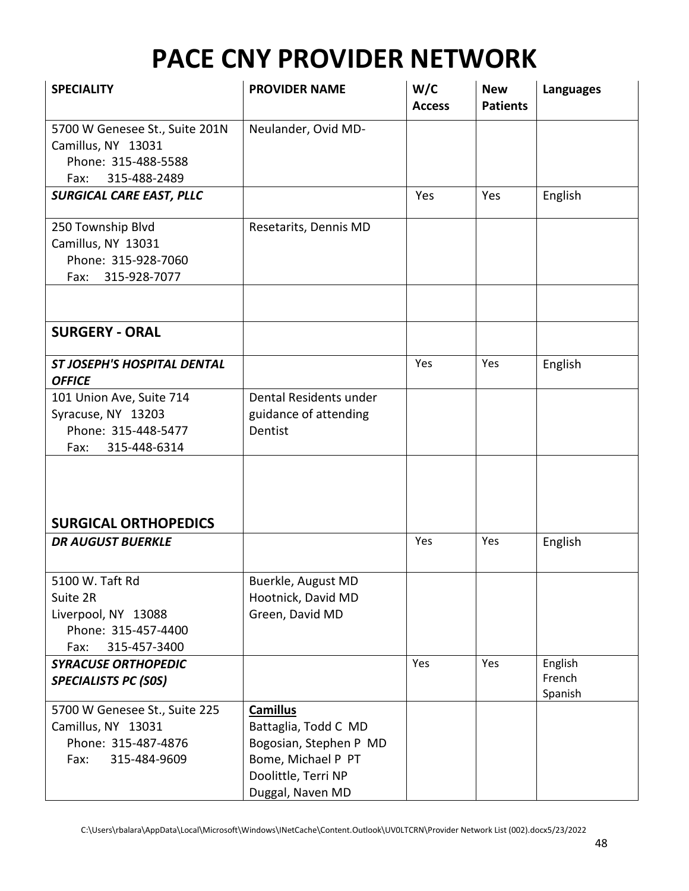# PACE CNY PROVIDER NETWORK

| SPECIALITY | PROVIDER NAME | W/C Access | New Patients | Languages |
|---|---|---|---|---|
| 5700 W Genesee St., Suite 201N<br>Camillus, NY 13031<br>Phone: 315-488-5588<br>Fax: 315-488-2489 | Neulander, Ovid MD- | | | |
| ***SURGICAL CARE EAST, PLLC*** | | Yes | Yes | English |
| 250 Township Blvd<br>Camillus, NY 13031<br>Phone: 315-928-7060<br>Fax: 315-928-7077 | Resetarits, Dennis MD | | | |
| | | | | |
| **SURGERY - ORAL** | | | | |
| ***ST JOSEPH'S HOSPITAL DENTAL OFFICE*** | | Yes | Yes | English |
| 101 Union Ave, Suite 714<br>Syracuse, NY 13203<br>Phone: 315-448-5477<br>Fax: 315-448-6314 | Dental Residents under guidance of attending Dentist | | | |
| **SURGICAL ORTHOPEDICS** | | | | |
| ***DR AUGUST BUERKLE*** | | Yes | Yes | English |
| 5100 W. Taft Rd<br>Suite 2R<br>Liverpool, NY 13088<br>Phone: 315-457-4400<br>Fax: 315-457-3400 | Buerkle, August MD<br>Hootnick, David MD<br>Green, David MD | | | |
| ***SYRACUSE ORTHOPEDIC SPECIALISTS PC (S0S)*** | | Yes | Yes | English<br>French<br>Spanish |
| 5700 W Genesee St., Suite 225<br>Camillus, NY 13031<br>Phone: 315-487-4876<br>Fax: 315-484-9609 | **Camillus**<br>Battaglia, Todd C MD<br>Bogosian, Stephen P MD<br>Bome, Michael P PT<br>Doolittle, Terri NP<br>Duggal, Naven MD | | | |

C:\Users\rbalara\AppData\Local\Microsoft\Windows\INetCache\Content.Outlook\UV0LTCRN\Provider Network List (002).docx5/23/2022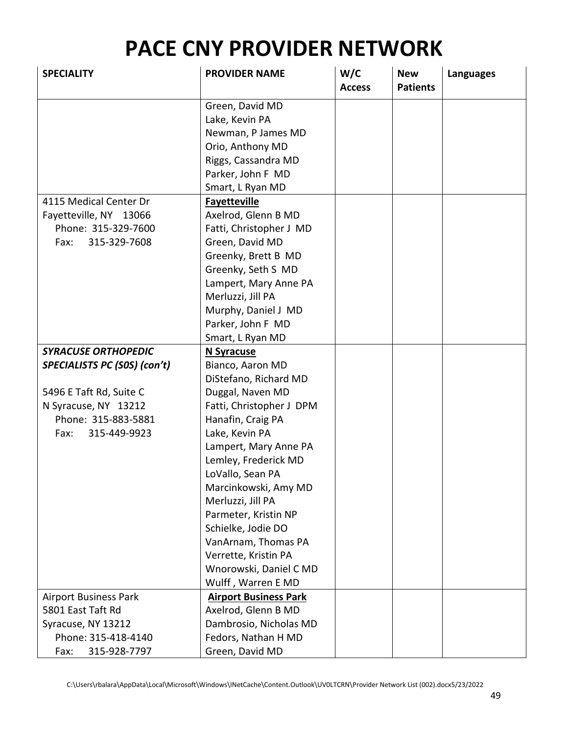# PACE CNY PROVIDER NETWORK

| SPECIALITY | PROVIDER NAME | W/C Access | New Patients | Languages |
|---|---|---|---|---|
| | Green, David MD<br>Lake, Kevin PA<br>Newman, P James MD<br>Orio, Anthony MD<br>Riggs, Cassandra MD<br>Parker, John F MD<br>Smart, L Ryan MD | | | |
| 4115 Medical Center Dr<br>Fayetteville, NY 13066<br>Phone: 315-329-7600<br>Fax: 315-329-7608 | **Fayetteville**<br>Axelrod, Glenn B MD<br>Fatti, Christopher J MD<br>Green, David MD<br>Greenky, Brett B MD<br>Greenky, Seth S MD<br>Lampert, Mary Anne PA<br>Merluzzi, Jill PA<br>Murphy, Daniel J MD<br>Parker, John F MD<br>Smart, L Ryan MD | | | |
| ***SYRACUSE ORTHOPEDIC SPECIALISTS PC (S0S) (con't)***<br><br>5496 E Taft Rd, Suite C<br>N Syracuse, NY 13212<br>Phone: 315-883-5881<br>Fax: 315-449-9923 | **N Syracuse**<br>Bianco, Aaron MD<br>DiStefano, Richard MD<br>Duggal, Naven MD<br>Fatti, Christopher J DPM<br>Hanafin, Craig PA<br>Lake, Kevin PA<br>Lampert, Mary Anne PA<br>Lemley, Frederick MD<br>LoVallo, Sean PA<br>Marcinkowski, Amy MD<br>Merluzzi, Jill PA<br>Parmeter, Kristin NP<br>Schielke, Jodie DO<br>VanArnam, Thomas PA<br>Verrette, Kristin PA<br>Wnorowski, Daniel C MD<br>Wulff , Warren E MD | | | |
| Airport Business Park<br>5801 East Taft Rd<br>Syracuse, NY 13212<br>Phone: 315-418-4140<br>Fax: 315-928-7797 | **Airport Business Park**<br>Axelrod, Glenn B MD<br>Dambrosio, Nicholas MD<br>Fedors, Nathan H MD<br>Green, David MD | | | |

C:\Users\rbalara\AppData\Local\Microsoft\Windows\INetCache\Content.Outlook\UV0LTCRN\Provider Network List (002).docx5/23/2022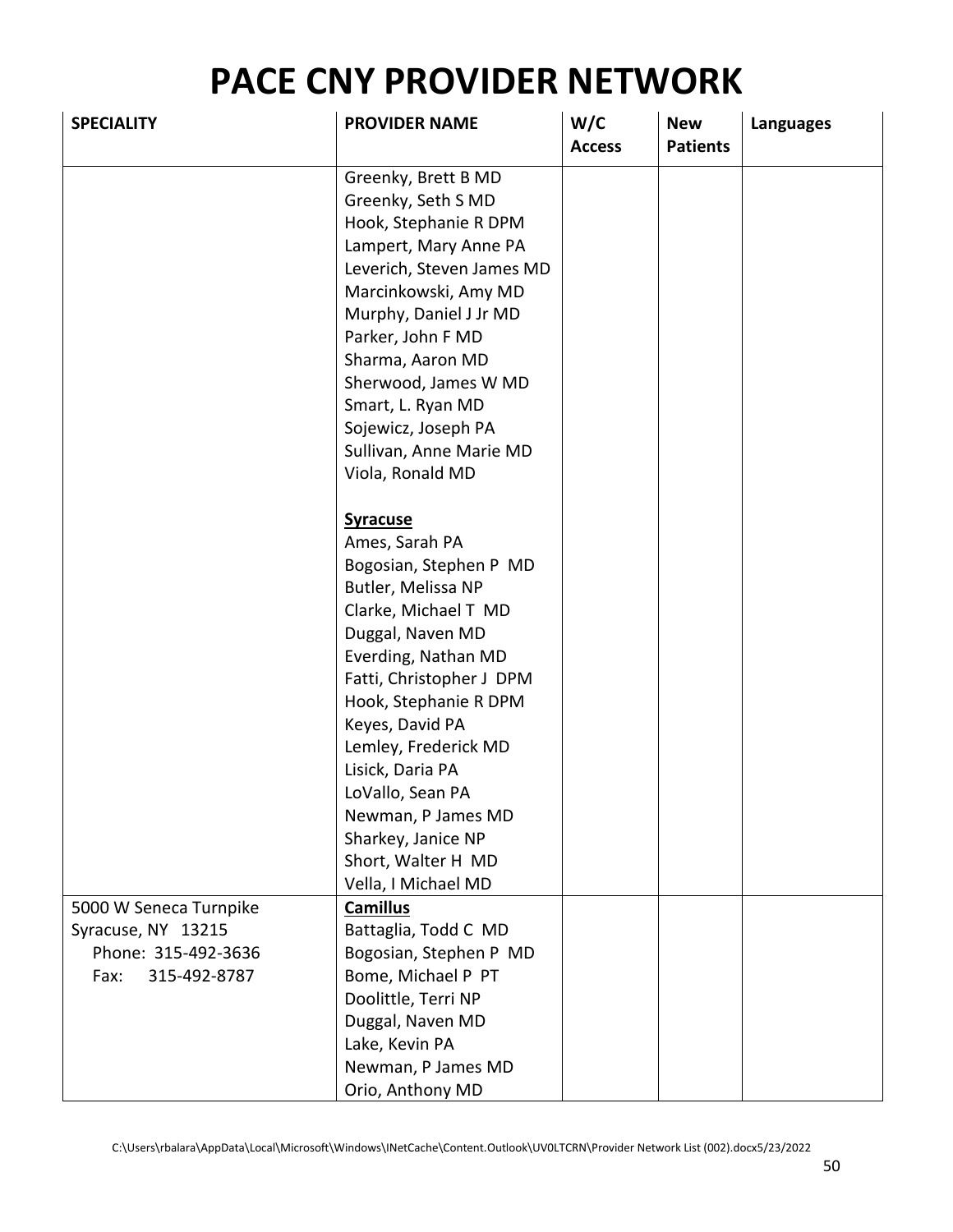# PACE CNY PROVIDER NETWORK

| SPECIALITY | PROVIDER NAME | W/C Access | New Patients | Languages |
|---|---|---|---|---|
| | Greenky, Brett B MD<br>Greenky, Seth S MD<br>Hook, Stephanie R DPM<br>Lampert, Mary Anne PA<br>Leverich, Steven James MD<br>Marcinkowski, Amy MD<br>Murphy, Daniel J Jr MD<br>Parker, John F MD<br>Sharma, Aaron MD<br>Sherwood, James W MD<br>Smart, L. Ryan MD<br>Sojewicz, Joseph PA<br>Sullivan, Anne Marie MD<br>Viola, Ronald MD<br><br>**Syracuse**<br>Ames, Sarah PA<br>Bogosian, Stephen P MD<br>Butler, Melissa NP<br>Clarke, Michael T MD<br>Duggal, Naven MD<br>Everding, Nathan MD<br>Fatti, Christopher J DPM<br>Hook, Stephanie R DPM<br>Keyes, David PA<br>Lemley, Frederick MD<br>Lisick, Daria PA<br>LoVallo, Sean PA<br>Newman, P James MD<br>Sharkey, Janice NP<br>Short, Walter H MD<br>Vella, I Michael MD | | | |
| 5000 W Seneca Turnpike<br>Syracuse, NY 13215<br>Phone: 315-492-3636<br>Fax: 315-492-8787 | **Camillus**<br>Battaglia, Todd C MD<br>Bogosian, Stephen P MD<br>Bome, Michael P PT<br>Doolittle, Terri NP<br>Duggal, Naven MD<br>Lake, Kevin PA<br>Newman, P James MD<br>Orio, Anthony MD | | | |

C:\Users\rbalara\AppData\Local\Microsoft\Windows\INetCache\Content.Outlook\UV0LTCRN\Provider Network List (002).docx5/23/2022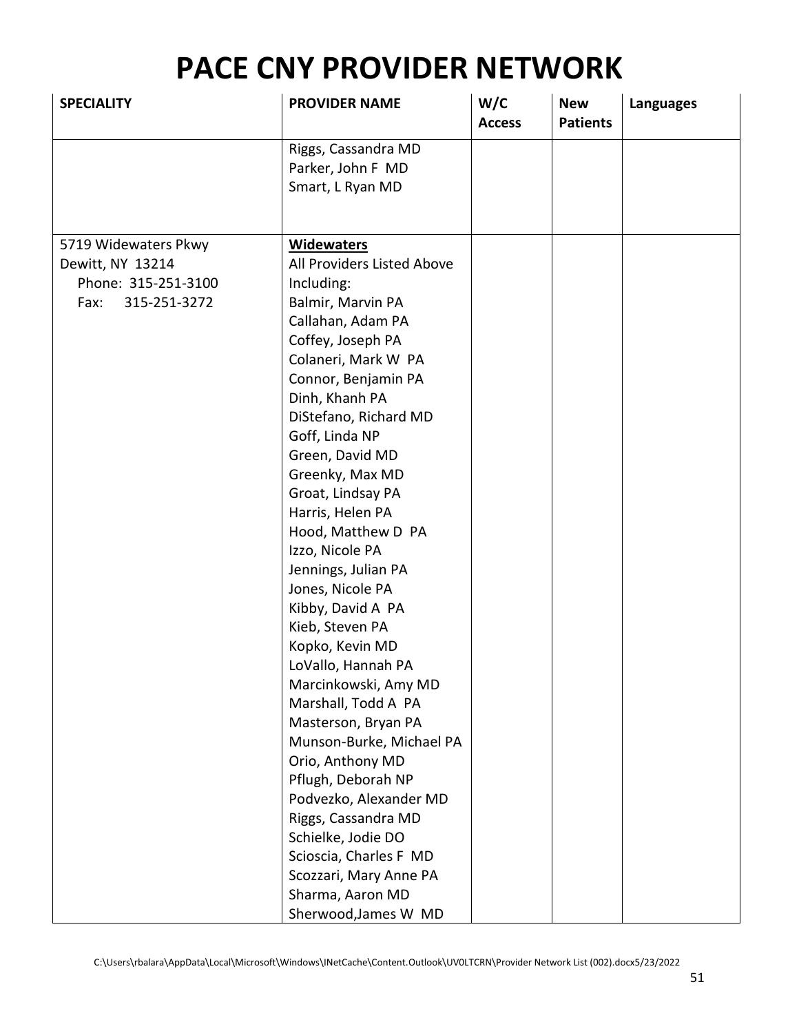# PACE CNY PROVIDER NETWORK

| SPECIALITY | PROVIDER NAME | W/C Access | New Patients | Languages |
|---|---|---|---|---|
| | Riggs, Cassandra MD<br>Parker, John F MD<br>Smart, L Ryan MD | | | |
| 5719 Widewaters Pkwy<br>Dewitt, NY 13214<br>Phone: 315-251-3100<br>Fax: 315-251-3272 | **Widewaters**<br>All Providers Listed Above Including:<br>Balmir, Marvin PA<br>Callahan, Adam PA<br>Coffey, Joseph PA<br>Colaneri, Mark W PA<br>Connor, Benjamin PA<br>Dinh, Khanh PA<br>DiStefano, Richard MD<br>Goff, Linda NP<br>Green, David MD<br>Greenky, Max MD<br>Groat, Lindsay PA<br>Harris, Helen PA<br>Hood, Matthew D PA<br>Izzo, Nicole PA<br>Jennings, Julian PA<br>Jones, Nicole PA<br>Kibby, David A PA<br>Kieb, Steven PA<br>Kopko, Kevin MD<br>LoVallo, Hannah PA<br>Marcinkowski, Amy MD<br>Marshall, Todd A PA<br>Masterson, Bryan PA<br>Munson-Burke, Michael PA<br>Orio, Anthony MD<br>Pflugh, Deborah NP<br>Podvezko, Alexander MD<br>Riggs, Cassandra MD<br>Schielke, Jodie DO<br>Scioscia, Charles F MD<br>Scozzari, Mary Anne PA<br>Sharma, Aaron MD<br>Sherwood,James W MD | | | |

C:\Users\rbalara\AppData\Local\Microsoft\Windows\INetCache\Content.Outlook\UV0LTCRN\Provider Network List (002).docx5/23/2022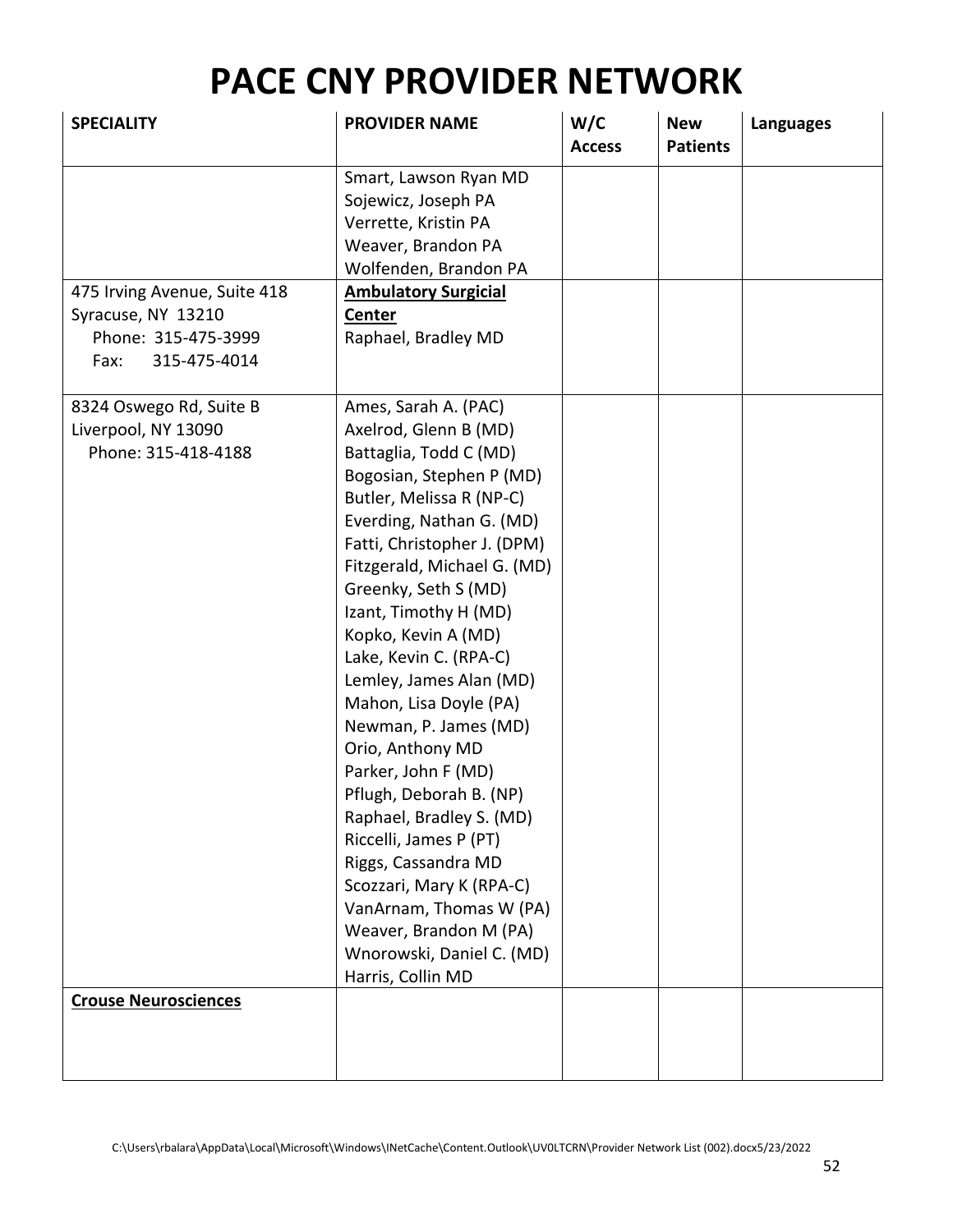# PACE CNY PROVIDER NETWORK

| SPECIALITY | PROVIDER NAME | W/C Access | New Patients | Languages |
|---|---|---|---|---|
| | Smart, Lawson Ryan MD<br>Sojewicz, Joseph PA<br>Verrette, Kristin PA<br>Weaver, Brandon PA<br>Wolfenden, Brandon PA | | | |
| 475 Irving Avenue, Suite 418<br>Syracuse, NY 13210<br>Phone: 315-475-3999<br>Fax: 315-475-4014 | **Ambulatory Surgicial Center**<br>Raphael, Bradley MD | | | |
| 8324 Oswego Rd, Suite B<br>Liverpool, NY 13090<br>Phone: 315-418-4188 | Ames, Sarah A. (PAC)<br>Axelrod, Glenn B (MD)<br>Battaglia, Todd C (MD)<br>Bogosian, Stephen P (MD)<br>Butler, Melissa R (NP-C)<br>Everding, Nathan G. (MD)<br>Fatti, Christopher J. (DPM)<br>Fitzgerald, Michael G. (MD)<br>Greenky, Seth S (MD)<br>Izant, Timothy H (MD)<br>Kopko, Kevin A (MD)<br>Lake, Kevin C. (RPA-C)<br>Lemley, James Alan (MD)<br>Mahon, Lisa Doyle (PA)<br>Newman, P. James (MD)<br>Orio, Anthony MD<br>Parker, John F (MD)<br>Pflugh, Deborah B. (NP)<br>Raphael, Bradley S. (MD)<br>Riccelli, James P (PT)<br>Riggs, Cassandra MD<br>Scozzari, Mary K (RPA-C)<br>VanArnam, Thomas W (PA)<br>Weaver, Brandon M (PA)<br>Wnorowski, Daniel C. (MD)<br>Harris, Collin MD | | | |
| **Crouse Neurosciences** | | | | |

C:\Users\rbalara\AppData\Local\Microsoft\Windows\INetCache\Content.Outlook\UV0LTCRN\Provider Network List (002).docx5/23/2022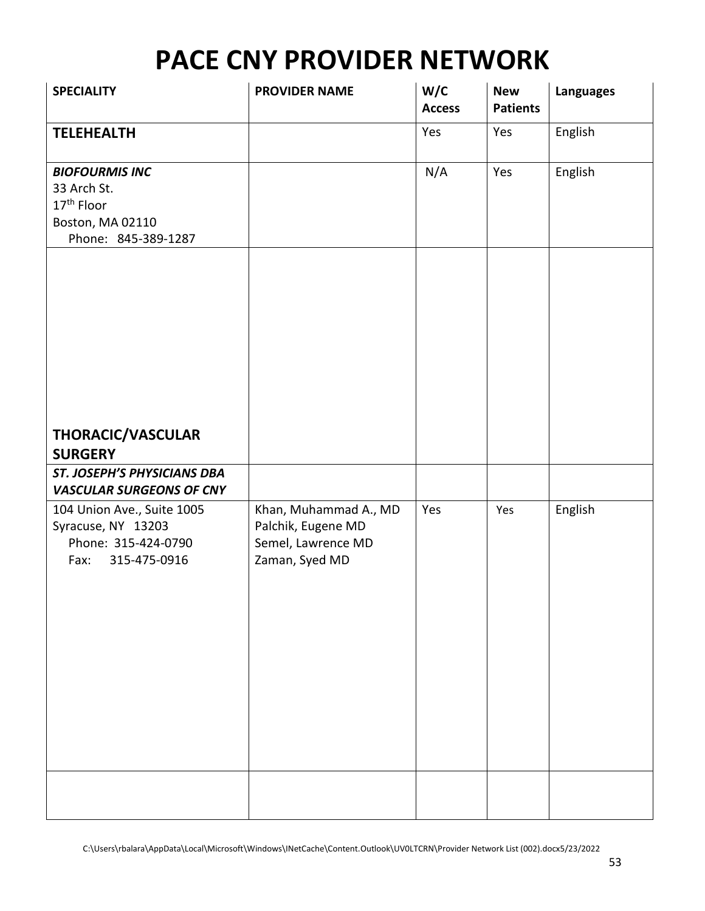# PACE CNY PROVIDER NETWORK

| SPECIALITY | PROVIDER NAME | W/C Access | New Patients | Languages |
|---|---|---|---|---|
| **TELEHEALTH** | | Yes | Yes | English |
| ***BIOFOURMIS INC***<br>33 Arch St.<br>17th Floor<br>Boston, MA 02110<br>Phone: 845-389-1287 | | N/A | Yes | English |
| **THORACIC/VASCULAR SURGERY** | | | | |
| ***ST. JOSEPH'S PHYSICIANS DBA VASCULAR SURGEONS OF CNY*** | | | | |
| 104 Union Ave., Suite 1005<br>Syracuse, NY 13203<br>Phone: 315-424-0790<br>Fax: 315-475-0916 | Khan, Muhammad A., MD<br>Palchik, Eugene MD<br>Semel, Lawrence MD<br>Zaman, Syed MD | Yes | Yes | English |
| | | | | |

C:\Users\rbalara\AppData\Local\Microsoft\Windows\INetCache\Content.Outlook\UV0LTCRN\Provider Network List (002).docx5/23/2022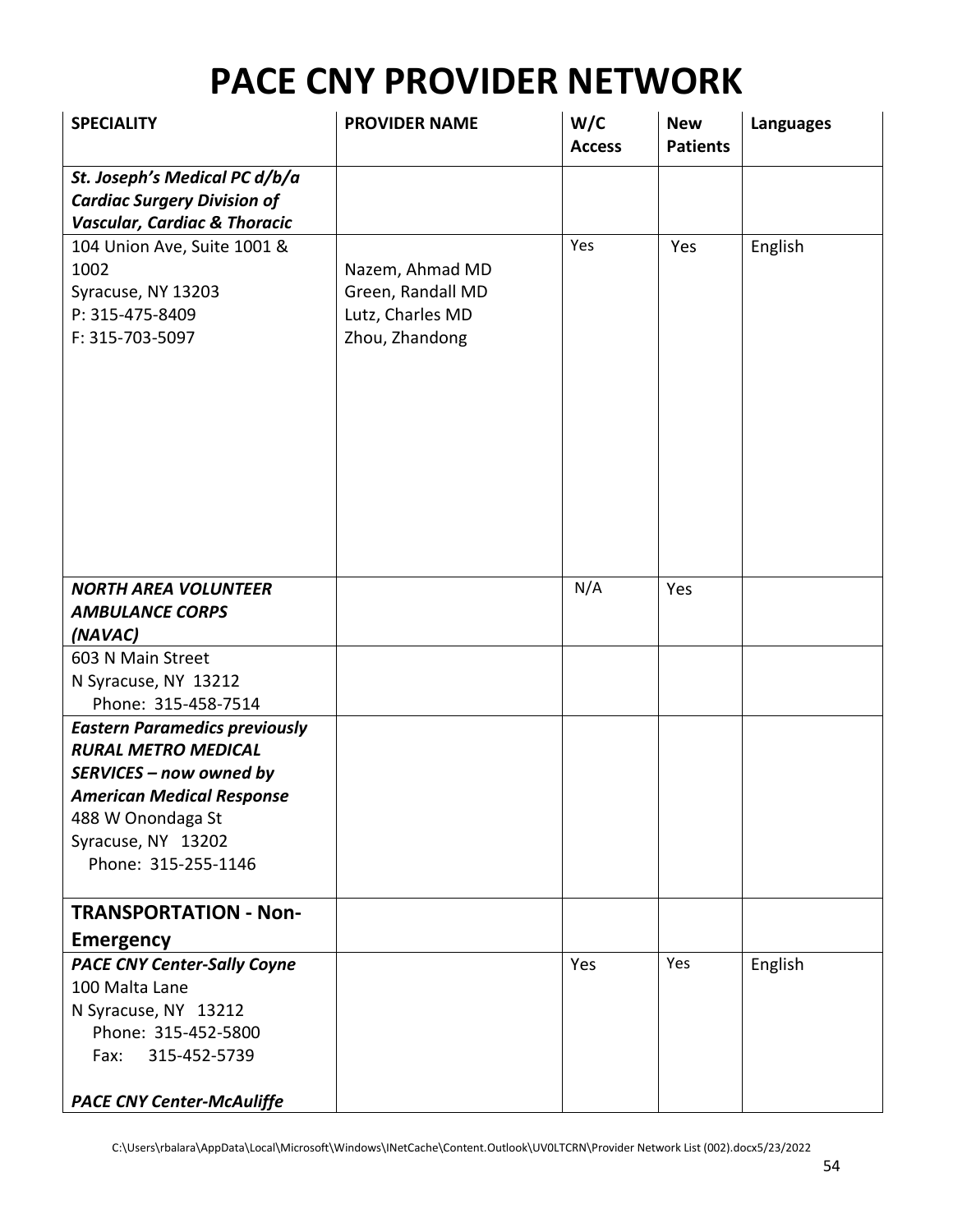# PACE CNY PROVIDER NETWORK

| SPECIALITY | PROVIDER NAME | W/C Access | New Patients | Languages |
|---|---|---|---|---|
| ***St. Joseph's Medical PC d/b/a Cardiac Surgery Division of Vascular, Cardiac & Thoracic*** | | | | |
| 104 Union Ave, Suite 1001 & 1002<br>Syracuse, NY 13203<br>P: 315-475-8409<br>F: 315-703-5097 | Nazem, Ahmad MD<br>Green, Randall MD<br>Lutz, Charles MD<br>Zhou, Zhandong | Yes | Yes | English |
| ***NORTH AREA VOLUNTEER AMBULANCE CORPS (NAVAC)*** | | N/A | Yes | |
| 603 N Main Street<br>N Syracuse, NY 13212<br>Phone: 315-458-7514 | | | | |
| ***Eastern Paramedics previously RURAL METRO MEDICAL SERVICES – now owned by American Medical Response***<br>488 W Onondaga St<br>Syracuse, NY 13202<br>Phone: 315-255-1146 | | | | |
| **TRANSPORTATION - Non-Emergency** | | | | |
| ***PACE CNY Center-Sally Coyne***<br>100 Malta Lane<br>N Syracuse, NY 13212<br>Phone: 315-452-5800<br>Fax: 315-452-5739<br><br>***PACE CNY Center-McAuliffe*** | | Yes | Yes | English |

C:\Users\rbalara\AppData\Local\Microsoft\Windows\INetCache\Content.Outlook\UV0LTCRN\Provider Network List (002).docx5/23/2022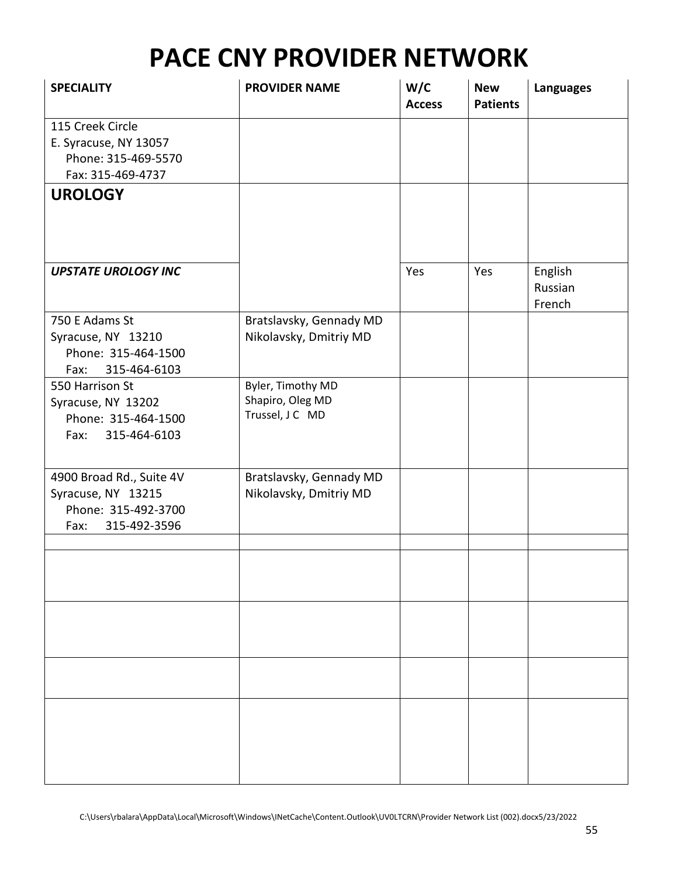# PACE CNY PROVIDER NETWORK

| SPECIALITY | PROVIDER NAME | W/C Access | New Patients | Languages |
|---|---|---|---|---|
| 115 Creek Circle<br>E. Syracuse, NY 13057<br>Phone: 315-469-5570<br>Fax: 315-469-4737 | | | | |
| **UROLOGY** | | | | |
| ***UPSTATE UROLOGY INC*** | | Yes | Yes | English<br>Russian<br>French |
| 750 E Adams St<br>Syracuse, NY 13210<br>Phone: 315-464-1500<br>Fax: 315-464-6103 | Bratslavsky, Gennady MD<br>Nikolavsky, Dmitriy MD | | | |
| 550 Harrison St<br>Syracuse, NY 13202<br>Phone: 315-464-1500<br>Fax: 315-464-6103 | Byler, Timothy MD<br>Shapiro, Oleg MD<br>Trussel, J C MD | | | |
| 4900 Broad Rd., Suite 4V<br>Syracuse, NY 13215<br>Phone: 315-492-3700<br>Fax: 315-492-3596 | Bratslavsky, Gennady MD<br>Nikolavsky, Dmitriy MD | | | |
| | | | | |
| | | | | |
| | | | | |
| | | | | |
| | | | | |

C:\Users\rbalara\AppData\Local\Microsoft\Windows\INetCache\Content.Outlook\UV0LTCRN\Provider Network List (002).docx5/23/2022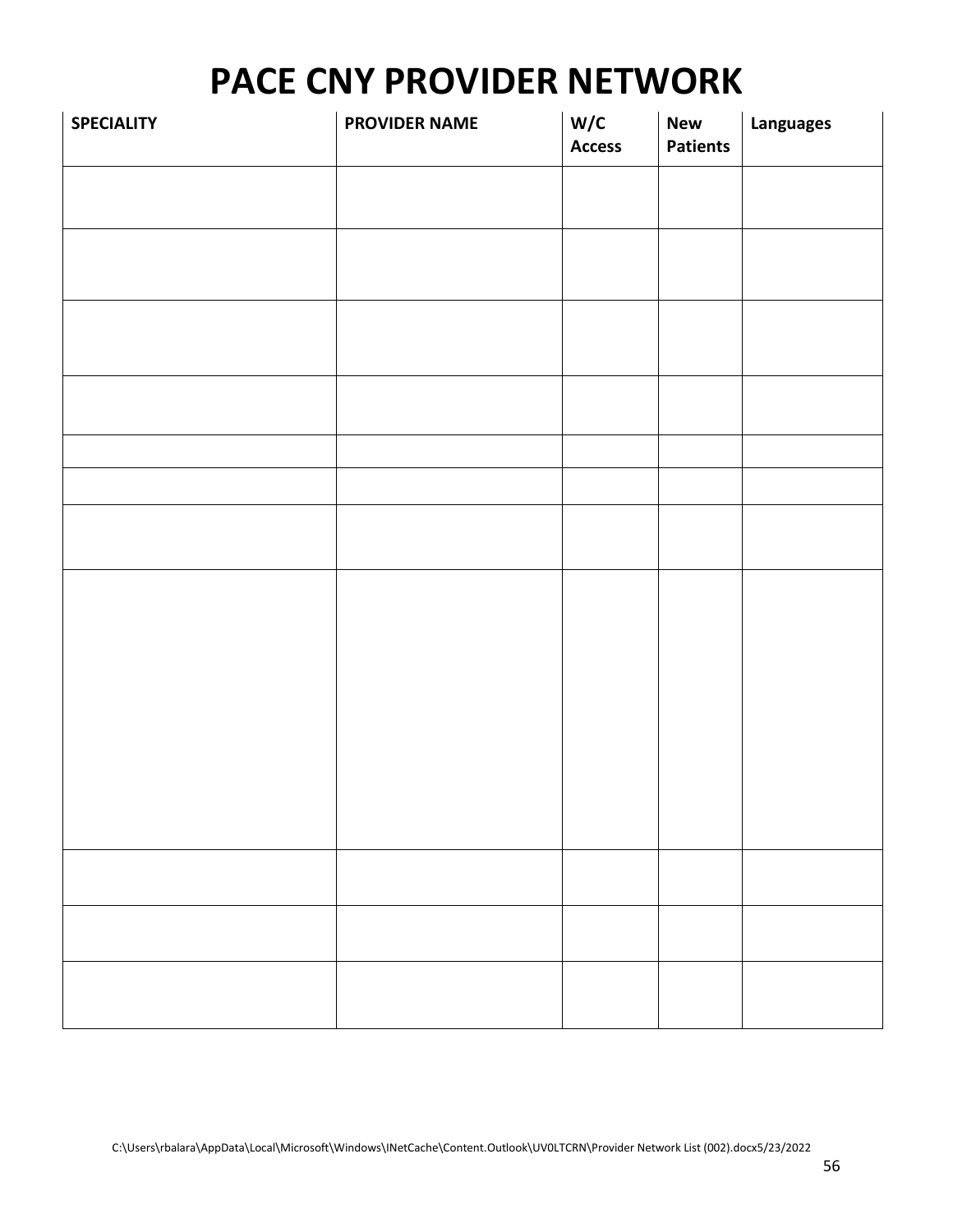# PACE CNY PROVIDER NETWORK

| SPECIALITY | PROVIDER NAME | W/C Access | New Patients | Languages |
|---|---|---|---|---|
| | | | | |
| | | | | |
| | | | | |
| | | | | |
| | | | | |
| | | | | |
| | | | | |
| | | | | |
| | | | | |
| | | | | |
| | | | | |

C:\Users\rbalara\AppData\Local\Microsoft\Windows\INetCache\Content.Outlook\UV0LTCRN\Provider Network List (002).docx5/23/2022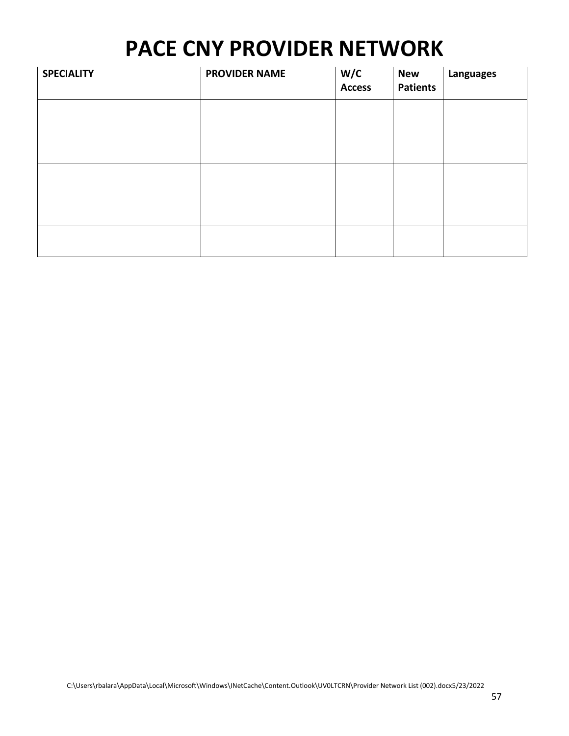# PACE CNY PROVIDER NETWORK

| SPECIALITY | PROVIDER NAME | W/C Access | New Patients | Languages |
|---|---|---|---|---|
| | | | | |
| | | | | |
| | | | | |

C:\Users\rbalara\AppData\Local\Microsoft\Windows\INetCache\Content.Outlook\UV0LTCRN\Provider Network List (002).docx5/23/2022